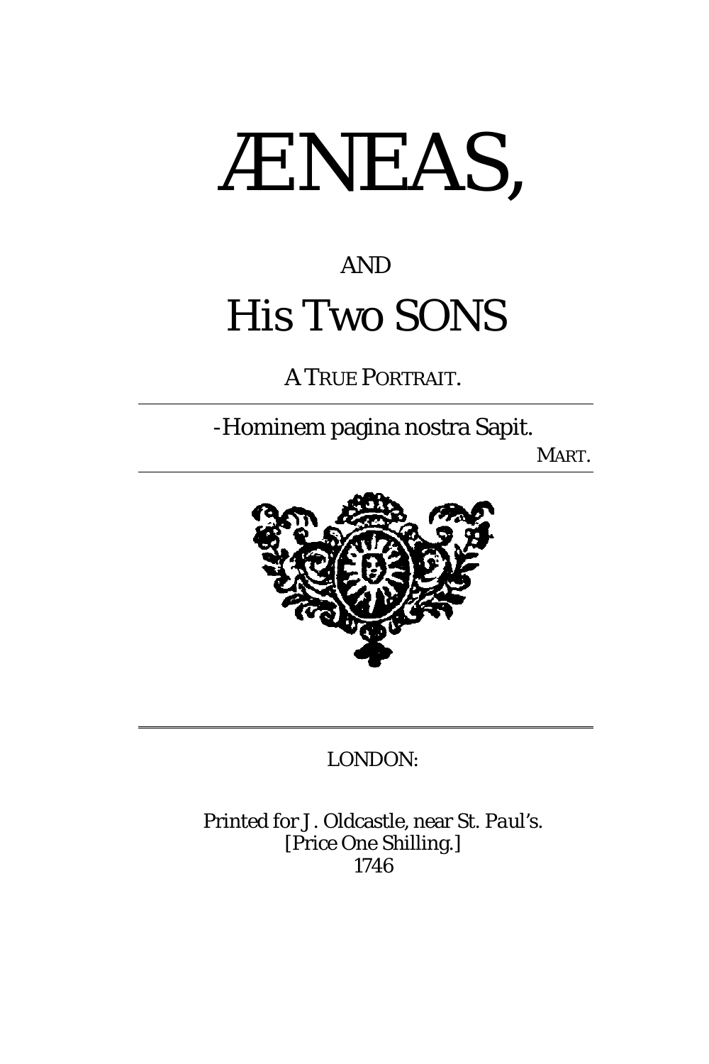# ÆNEAS,

AND

# His Two SONS

A TRUE PORTRAIT.

---

-Hominem pagina nostra Sapit.

MART.

---

---

LONDON:

Printed for J. Oldcastle, near St. Paul's.
[Price One Shilling.]
1746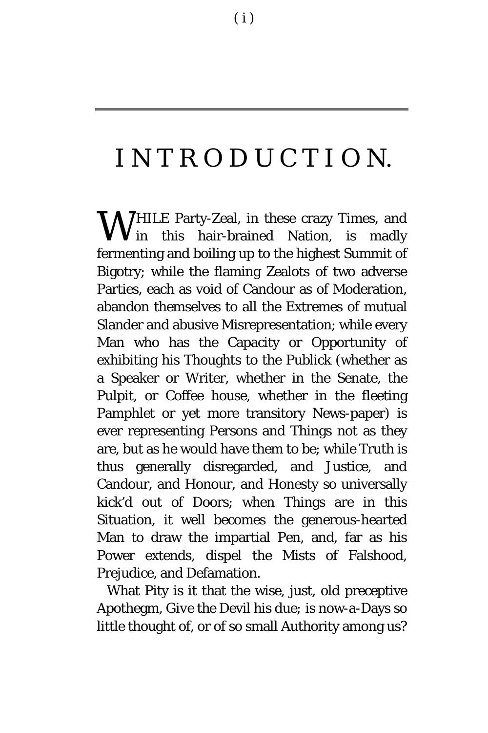# INTRODUCTION.

WHILE Party-Zeal, in these crazy Times, and in this hair-brained Nation, is madly fermenting and boiling up to the highest Summit of Bigotry; while the flaming Zealots of two adverse Parties, each as void of Candour as of Moderation, abandon themselves to all the Extremes of mutual Slander and abusive Misrepresentation; while every Man who has the Capacity or Opportunity of exhibiting his Thoughts to the Publick (whether as a Speaker or Writer, whether in the Senate, the Pulpit, or Coffee house, whether in the fleeting Pamphlet or yet more transitory News-paper) is ever representing Persons and Things not as they are, but as he would have them to be; while Truth is thus generally disregarded, and Justice, and Candour, and Honour, and Honesty so universally kick'd out of Doors; when Things are in this Situation, it well becomes the generous-hearted Man to draw the impartial Pen, and, far as his Power extends, dispel the Mists of Falshood, Prejudice, and Defamation.

What Pity is it that the wise, just, old preceptive Apothegm, Give the Devil his due; is now-a-Days so little thought of, or of so small Authority among us?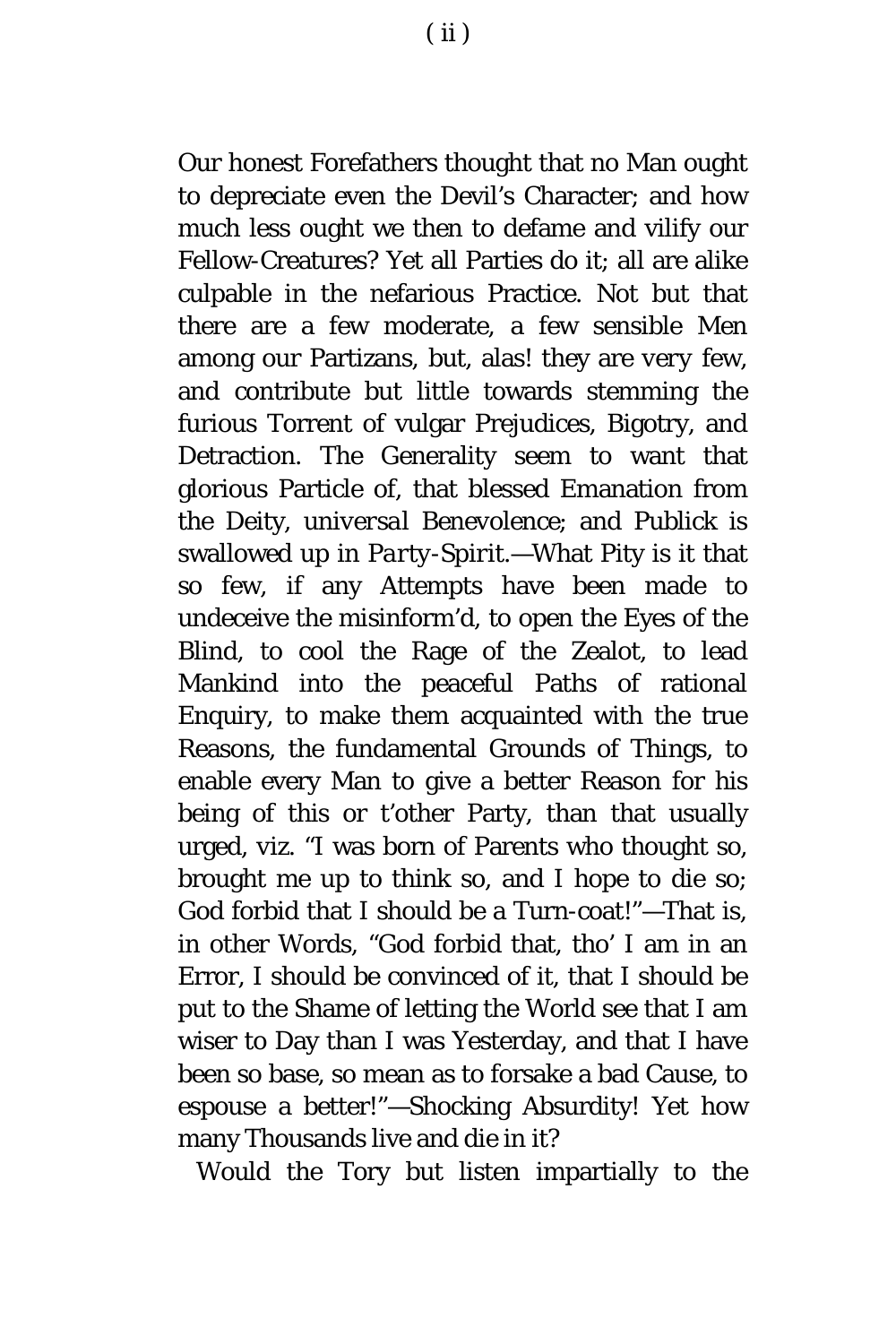Our honest Forefathers thought that no Man ought to depreciate even the Devil's Character; and how much less ought we then to defame and vilify our Fellow-Creatures? Yet all Parties do it; all are alike culpable in the nefarious Practice. Not but that there are a few moderate, a few sensible Men among our Partizans, but, alas! they are very few, and contribute but little towards stemming the furious Torrent of vulgar Prejudices, Bigotry, and Detraction. The Generality seem to want that glorious Particle of, that blessed Emanation from the Deity, *universal Benevolence*; and Publick is swallowed up in *Party-Spirit*.—What Pity is it that so few, if any Attempts have been made to undeceive the misinform'd, to open the Eyes of the Blind, to cool the Rage of the Zealot, to lead Mankind into the peaceful Paths of rational Enquiry, to make them acquainted with the true Reasons, the fundamental Grounds of Things, to enable every Man to give a better Reason for his being of this or t'other Party, than that usually urged, viz. "I was born of Parents who thought so, brought me up to think so, and I hope to die so; God forbid that I should be a Turn-coat!"—That is, in other Words, "God forbid that, tho' I am in an Error, I should be convinced of it, that I should be put to the Shame of letting the World see that I am wiser to Day than I was Yesterday, and that I have been so base, so mean as to forsake a bad Cause, to espouse a better!"—Shocking Absurdity! Yet how many Thousands live and die in it?

Would the Tory but listen impartially to the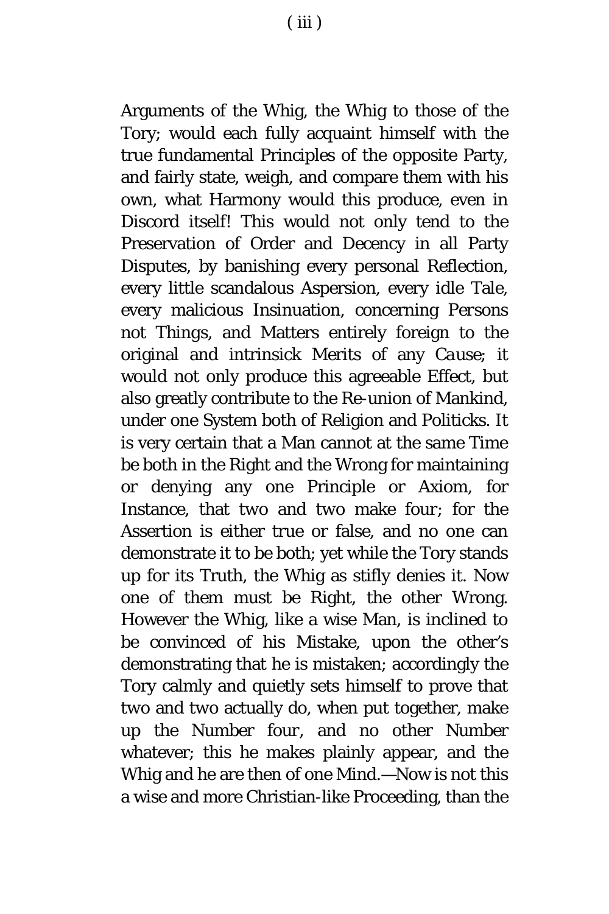Arguments of the Whig, the Whig to those of the Tory; would each fully acquaint himself with the true fundamental Principles of the opposite Party, and fairly state, weigh, and compare them with his own, what Harmony would this produce, even in Discord itself! This would not only tend to the Preservation of Order and Decency in all Party Disputes, by banishing every personal Reflection, every little scandalous Aspersion, every idle Tale, every malicious Insinuation, concerning *Persons* not *Things*, and Matters entirely foreign to the original and intrinsick Merits of any *Cause*; it would not only produce this agreeable Effect, but also greatly contribute to the Re-union of Mankind, under one System both of Religion and Politicks. It is very certain that a Man cannot at the same Time be both in the Right and the Wrong for maintaining or denying any one Principle or Axiom, for Instance, that two and two make four; for the Assertion is either true or false, and no one can demonstrate it to be both; yet while the Tory stands up for its Truth, the Whig as stifly denies it. Now one of them must be Right, the other Wrong. However the Whig, like a wise Man, is inclined to be convinced of his Mistake, upon the other's demonstrating that he is mistaken; accordingly the Tory calmly and quietly sets himself to prove that two and two actually do, when put together, make up the Number four, and no other Number whatever; this he makes plainly appear, and the Whig and he are then of one Mind.—Now is not this a wise and more Christian-like Proceeding, than the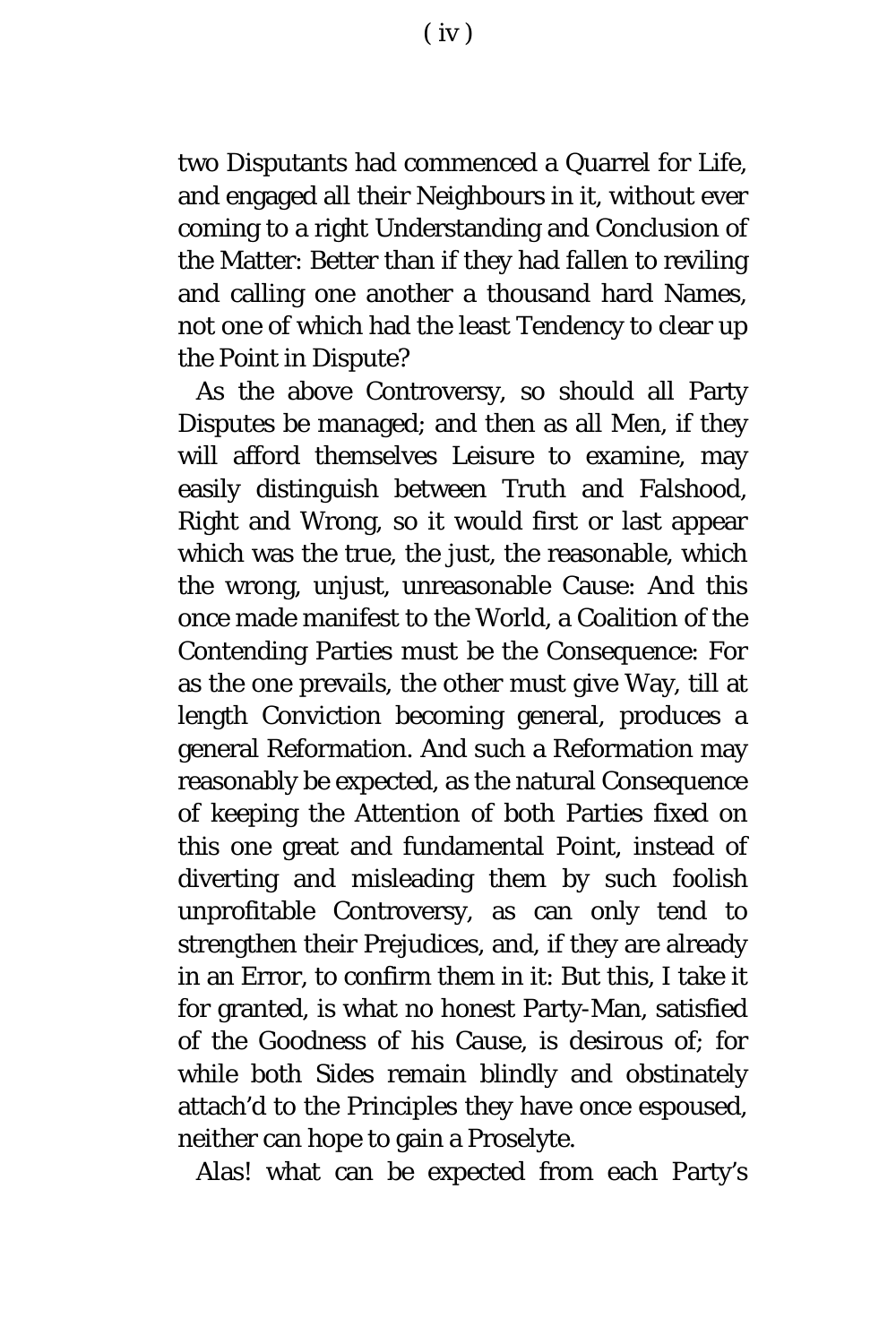two Disputants had commenced a Quarrel for Life, and engaged all their Neighbours in it, without ever coming to a right Understanding and Conclusion of the Matter: Better than if they had fallen to reviling and calling one another a thousand hard Names, not one of which had the least Tendency to clear up the Point in Dispute?

As the above Controversy, so should all Party Disputes be managed; and then as all Men, if they will afford themselves Leisure to examine, may easily distinguish between Truth and Falshood, Right and Wrong, so it would first or last appear which was the true, the just, the reasonable, which the wrong, unjust, unreasonable Cause: And this once made manifest to the World, a Coalition of the Contending Parties must be the Consequence: For as the one prevails, the other must give Way, till at length Conviction becoming general, produces a general Reformation. And such a Reformation may reasonably be expected, as the natural Consequence of keeping the Attention of both Parties fixed on this one great and fundamental Point, instead of diverting and misleading them by such foolish unprofitable Controversy, as can only tend to strengthen their Prejudices, and, if they are already in an Error, to confirm them in it: But this, I take it for granted, is what no honest Party-Man, satisfied of the Goodness of his Cause, is desirous of; for while both Sides remain blindly and obstinately attach'd to the Principles they have once espoused, neither can hope to gain a Proselyte.

Alas! what can be expected from each Party's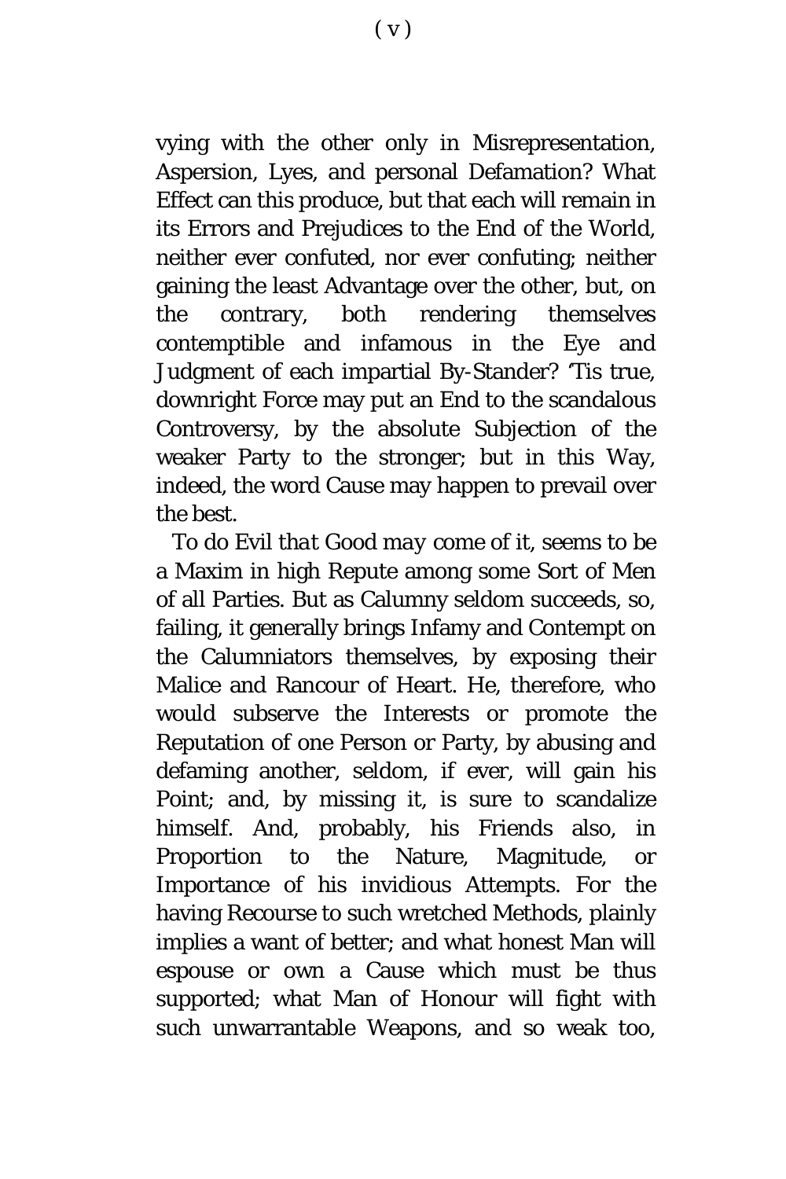vying with the other only in Misrepresentation, Aspersion, Lyes, and personal Defamation? What Effect can this produce, but that each will remain in its Errors and Prejudices to the End of the World, neither ever confuted, nor ever confuting; neither gaining the least Advantage over the other, but, on the contrary, both rendering themselves contemptible and infamous in the Eye and Judgment of each impartial By-Stander? 'Tis true, downright Force may put an End to the scandalous Controversy, by the absolute Subjection of the weaker Party to the stronger; but in this Way, indeed, the word Cause may happen to prevail over the best.

*To do Evil that Good may come of it*, seems to be a Maxim in high Repute among some Sort of Men of all Parties. But as Calumny seldom succeeds, so, failing, it generally brings Infamy and Contempt on the Calumniators themselves, by exposing their Malice and Rancour of Heart. He, therefore, who would subserve the Interests or promote the Reputation of one Person or Party, by abusing and defaming another, seldom, if ever, will gain his Point; and, by missing it, is sure to scandalize himself. And, probably, his Friends also, in Proportion to the Nature, Magnitude, or Importance of his invidious Attempts. For the having Recourse to such wretched Methods, plainly implies a want of better; and what honest Man will espouse or own a Cause which must be thus supported; what Man of Honour will fight with such unwarrantable Weapons, and so weak too,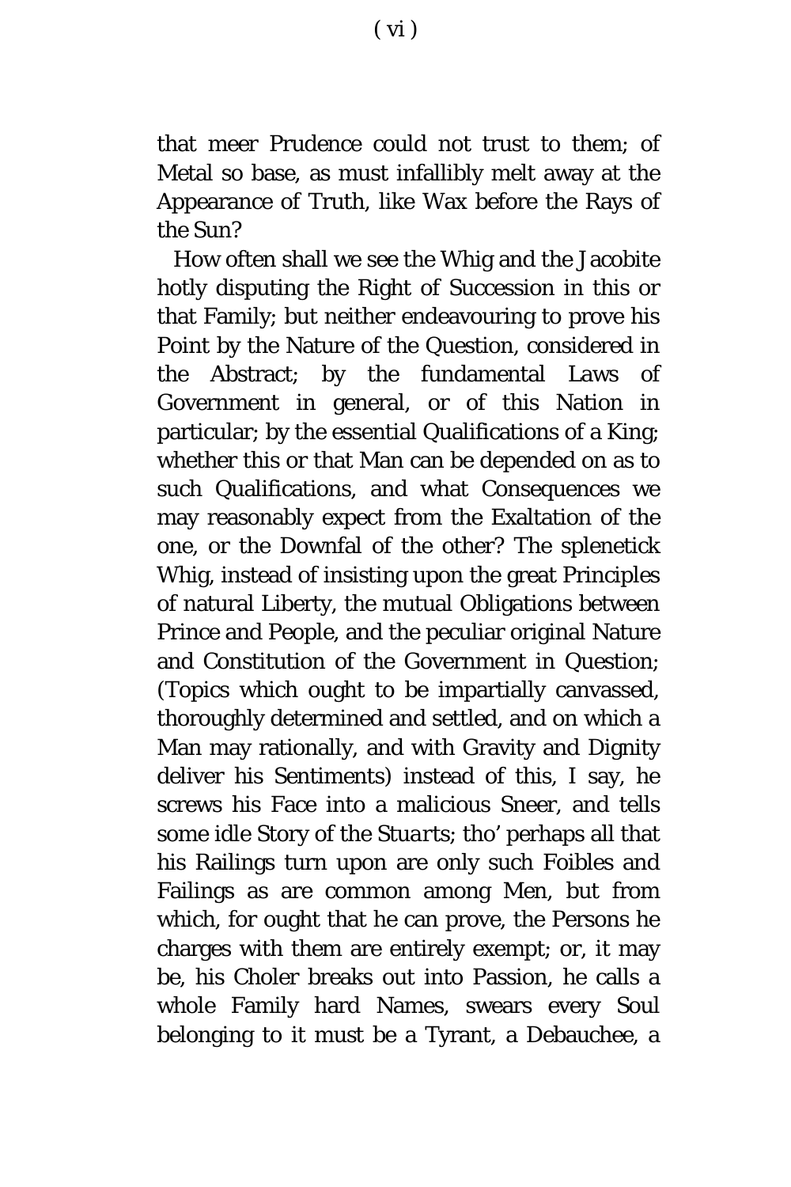that meer Prudence could not trust to them; of Metal so base, as must infallibly melt away at the Appearance of Truth, like Wax before the Rays of the Sun?

How often shall we see the Whig and the Jacobite hotly disputing the Right of Succession in this or that Family; but neither endeavouring to prove his Point by the Nature of the Question, considered in the Abstract; by the fundamental Laws of Government in general, or of this Nation in particular; by the essential Qualifications of a King; whether this or that Man can be depended on as to such Qualifications, and what Consequences we may reasonably expect from the Exaltation of the one, or the Downfal of the other? The splenetick Whig, instead of insisting upon the great Principles of natural Liberty, the mutual Obligations between Prince and People, and the peculiar original Nature and Constitution of the Government in Question; (Topics which ought to be impartially canvassed, thoroughly determined and settled, and on which a Man may rationally, and with Gravity and Dignity deliver his Sentiments) instead of this, I say, he screws his Face into a malicious Sneer, and tells some idle Story of the *Stuarts*; tho' perhaps all that his Railings turn upon are only such Foibles and Failings as are common among Men, but from which, for ought that he can prove, the Persons he charges with them are entirely exempt; or, it may be, his Choler breaks out into Passion, he calls a whole Family hard Names, swears every Soul belonging to it must be a Tyrant, a Debauchee, a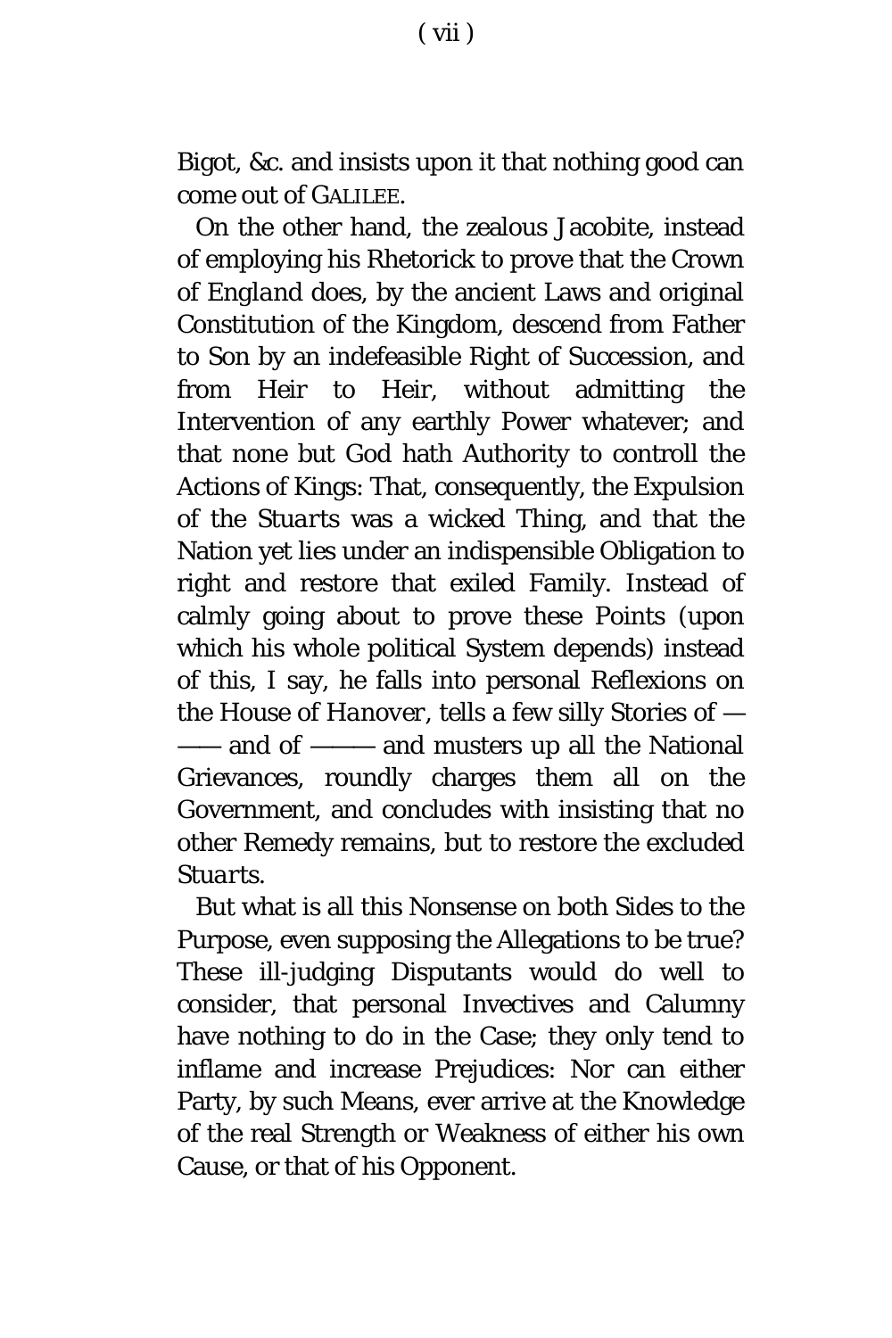Bigot, &c. and insists upon it that nothing good can come out of GALILEE.

On the other hand, the zealous Jacobite, instead of employing his Rhetorick to prove that the Crown of *England* does, by the ancient Laws and original Constitution of the Kingdom, descend from Father to Son by an indefeasible Right of Succession, and from Heir to Heir, without admitting the Intervention of any earthly Power whatever; and that none but God hath Authority to controll the Actions of Kings: That, consequently, the Expulsion of the *Stuarts* was a wicked Thing, and that the Nation yet lies under an indispensible Obligation to right and restore that exiled Family. Instead of calmly going about to prove these Points (upon which his whole political System depends) instead of this, I say, he falls into personal Reflexions on the House of *Hanover*, tells a few silly Stories of ——— and of ——— and musters up all the National Grievances, roundly charges them all on the Government, and concludes with insisting that no other Remedy remains, but to restore the excluded *Stuarts*.

But what is all this Nonsense on both Sides to the Purpose, even supposing the Allegations to be true? These ill-judging Disputants would do well to consider, that personal Invectives and Calumny have nothing to do in the Case; they only tend to inflame and increase Prejudices: Nor can either Party, by such Means, ever arrive at the Knowledge of the real Strength or Weakness of either his own Cause, or that of his Opponent.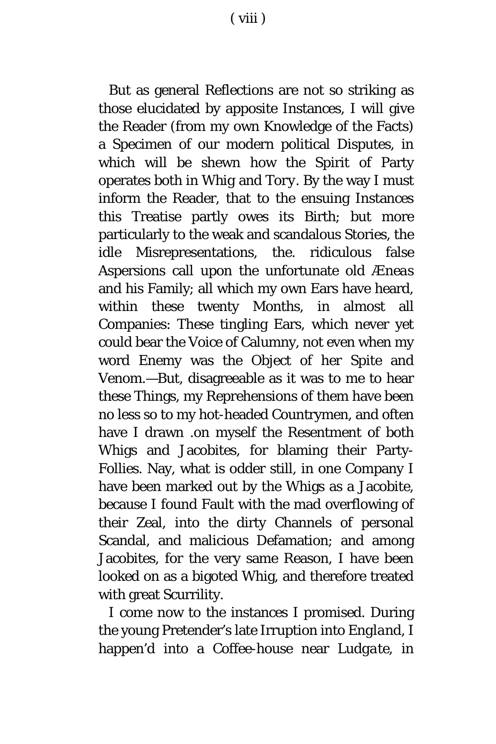But as general Reflections are not so striking as those elucidated by apposite Instances, I will give the Reader (from my own Knowledge of the Facts) a Specimen of our modern political Disputes, in which will be shewn how the Spirit of Party operates both in Whig and Tory. By the way I must inform the Reader, that to the ensuing Instances this Treatise partly owes its Birth; but more particularly to the weak and scandalous Stories, the idle Misrepresentations, the. ridiculous false Aspersions call upon the unfortunate old *Æneas* and his Family; all which my own Ears have heard, within these twenty Months, in almost all Companies: These tingling Ears, which never yet could bear the Voice of Calumny, not even when my word Enemy was the Object of her Spite and Venom.—But, disagreeable as it was to me to hear these Things, my Reprehensions of them have been no less so to my hot-headed Countrymen, and often have I drawn .on myself the Resentment of both Whigs and Jacobites, for blaming their Party-Follies. Nay, what is odder still, in one Company I have been marked out by the Whigs as a Jacobite, because I found Fault with the mad overflowing of their Zeal, into the dirty Channels of personal Scandal, and malicious Defamation; and among Jacobites, for the very same Reason, I have been looked on as a bigoted Whig, and therefore treated with great Scurrility.

I come now to the instances I promised. During the young Pretender's late Irruption into *England*, I happen'd into a Coffee-house near *Ludgate*, in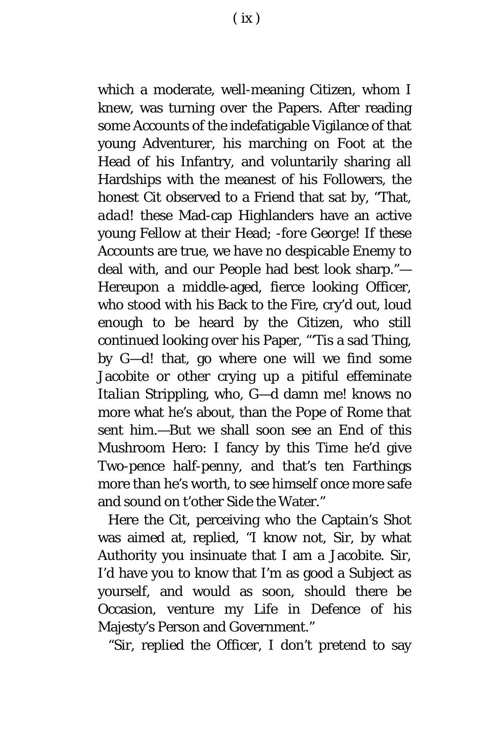which a moderate, well-meaning Citizen, whom I knew, was turning over the Papers. After reading some Accounts of the indefatigable Vigilance of that young Adventurer, his marching on Foot at the Head of his Infantry, and voluntarily sharing all Hardships with the meanest of his Followers, the honest Cit observed to a Friend that sat by, "That, *adad*! these Mad-cap Highlanders have an active young Fellow at their Head; *-fore George*! If these Accounts are true, we have no despicable Enemy to deal with, and our People had best look sharp."—Hereupon a middle-aged, fierce looking Officer, who stood with his Back to the Fire, cry'd out, loud enough to be heard by the Citizen, who still continued looking over his Paper, "'Tis a sad Thing, by G—d! that, go where one will we find some Jacobite or other crying up a pitiful effeminate *Italian* Strippling, who, G—d damn me! knows no more what he's about, than the Pope of Rome that sent him.—But we shall soon see an End of this Mushroom Hero: I fancy by this Time he'd give Two-pence half-penny, and that's ten Farthings more than he's worth, to see himself once more safe and sound on t'other Side the Water."

Here the Cit, perceiving who the Captain's Shot was aimed at, replied, "I know not, Sir, by what Authority you insinuate that I am a Jacobite. Sir, I'd have you to know that I'm as good a Subject as yourself, and would as soon, should there be Occasion, venture my Life in Defence of his Majesty's Person and Government."

"Sir, replied the Officer, I don't pretend to say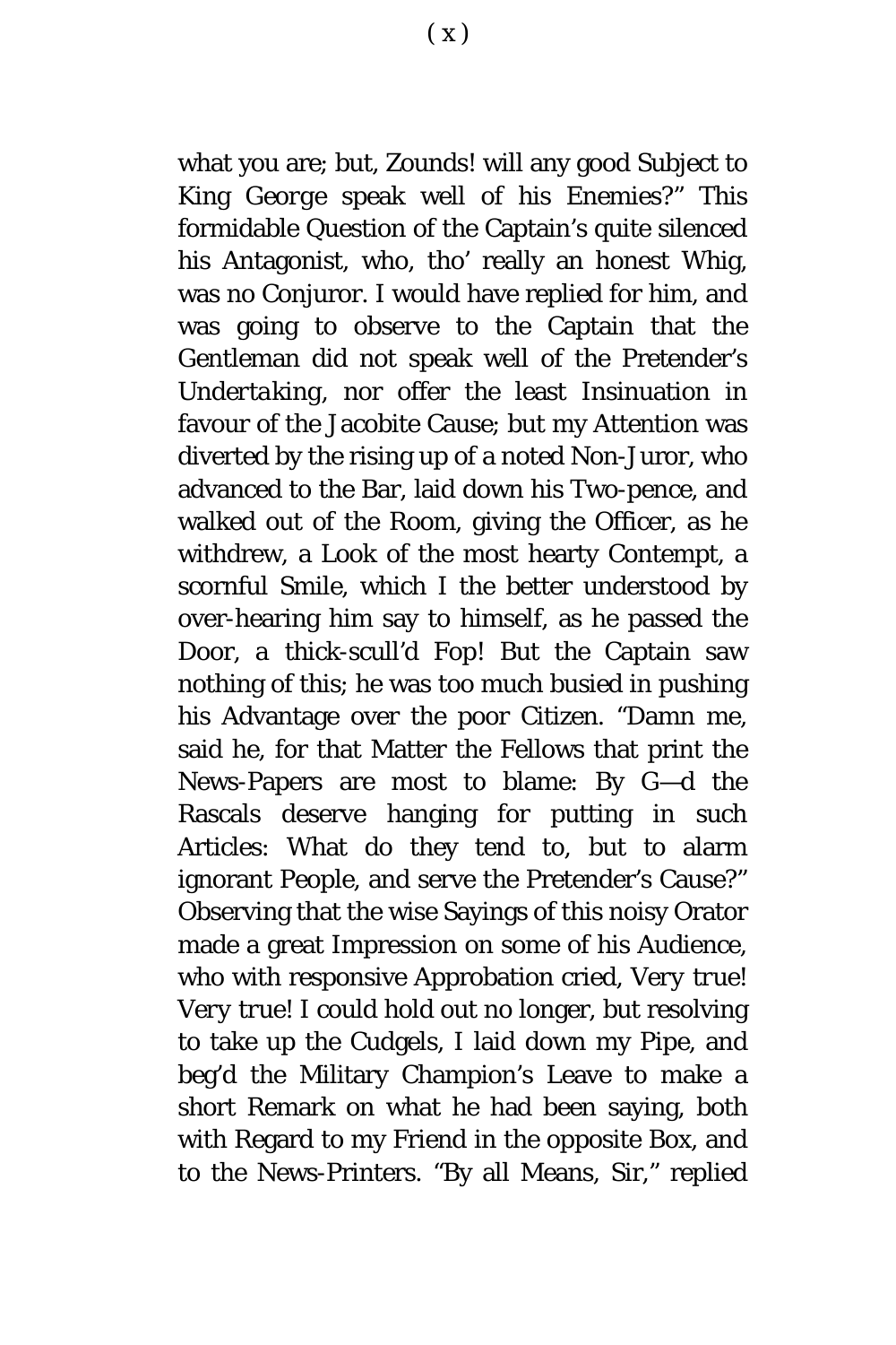what you are; but, Zounds! will any good Subject to King George speak well of his Enemies?" This formidable Question of the Captain's quite silenced his Antagonist, who, tho' really an honest Whig, was no Conjuror. I would have replied for him, and was going to observe to the Captain that the Gentleman did not speak well of the Pretender's *Undertaking*, nor offer the least Insinuation in favour of the Jacobite Cause; but my Attention was diverted by the rising up of a noted Non-Juror, who advanced to the Bar, laid down his Two-pence, and walked out of the Room, giving the Officer, as he withdrew, a Look of the most hearty Contempt, a scornful Smile, which I the better understood by over-hearing him say to himself, as he passed the Door, a thick-scull'd Fop! But the Captain saw nothing of this; he was too much busied in pushing his Advantage over the poor Citizen. "Damn me, said he, for that Matter the Fellows that print the News-Papers are most to blame: By G—d the Rascals deserve hanging for putting in such Articles: What do they tend to, but to alarm ignorant People, and serve the Pretender's Cause?" Observing that the wise Sayings of this noisy Orator made a great Impression on some of his Audience, who with responsive Approbation cried, *Very true! Very true!* I could hold out no longer, but resolving to take up the Cudgels, I laid down my Pipe, and beg'd the Military Champion's Leave to make a short Remark on what he had been saying, both with Regard to my Friend in the opposite Box, and to the News-Printers. "By all Means, Sir," replied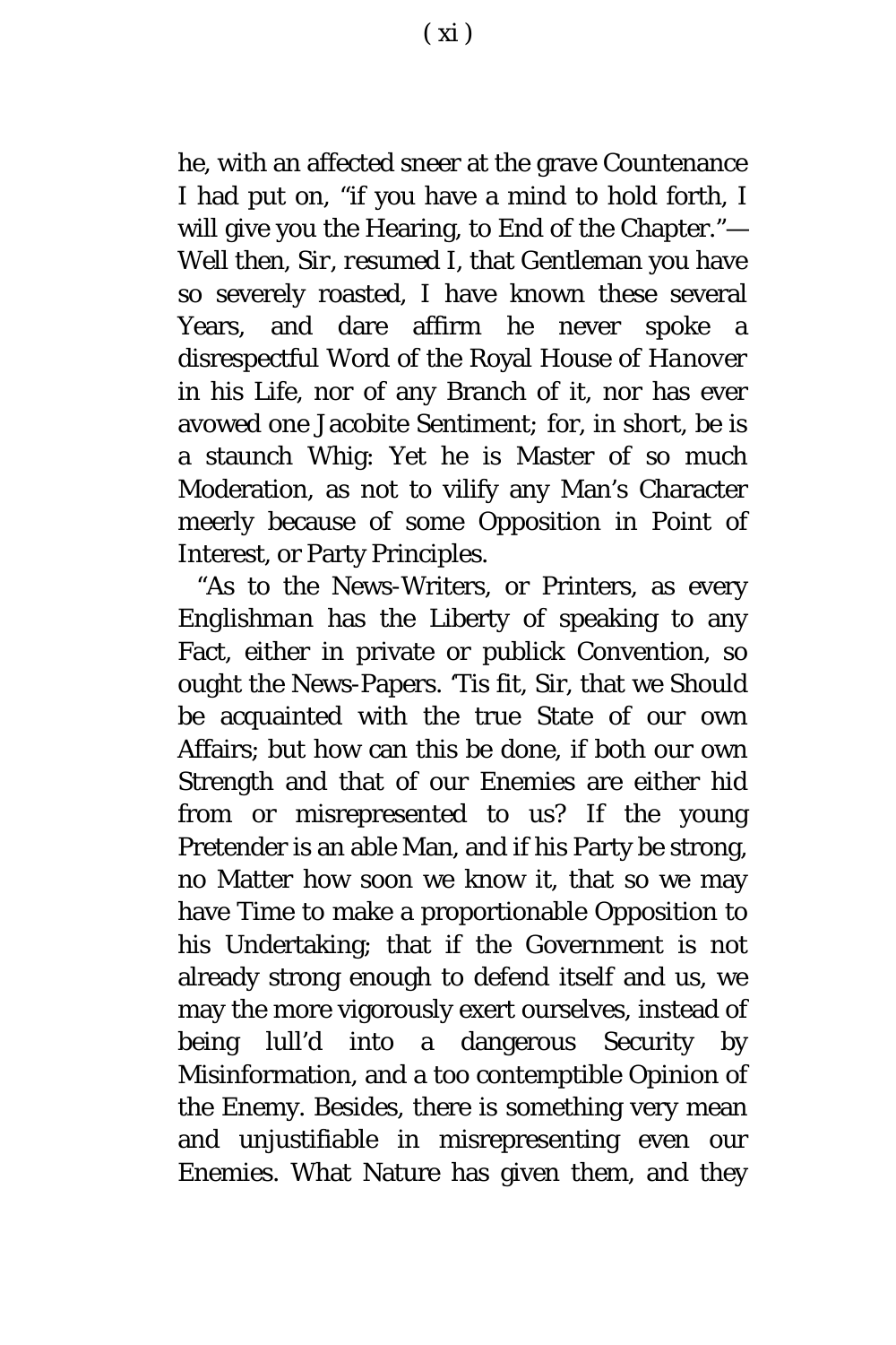he, with an affected sneer at the grave Countenance I had put on, "if you have a mind to hold forth, I will give you the Hearing, to End of the Chapter."—Well then, Sir, resumed I, that Gentleman you have so severely roasted, I have known these several Years, and dare affirm he never spoke a disrespectful Word of the Royal House of *Hanover* in his Life, nor of any Branch of it, nor has ever avowed one Jacobite Sentiment; for, in short, be is a staunch Whig: Yet he is Master of so much Moderation, as not to vilify any Man's Character meerly because of some Opposition in Point of Interest, or Party Principles.

"As to the News-Writers, or Printers, as every *Englishman* has the Liberty of speaking to any Fact, either in private or publick Convention, so ought the News-Papers. 'Tis fit, Sir, that we Should be acquainted with the true State of our own Affairs; but how can this be done, if both our own Strength and that of our Enemies are either hid from or misrepresented to us? If the young Pretender is an able Man, and if his Party be strong, no Matter how soon we know it, that so we may have Time to make a proportionable Opposition to his Undertaking; that if the Government is not already strong enough to defend itself and us, we may the more vigorously exert ourselves, instead of being lull'd into a dangerous Security by Misinformation, and a too contemptible Opinion of the Enemy. Besides, there is something very mean and unjustifiable in misrepresenting even our Enemies. What Nature has given them, and they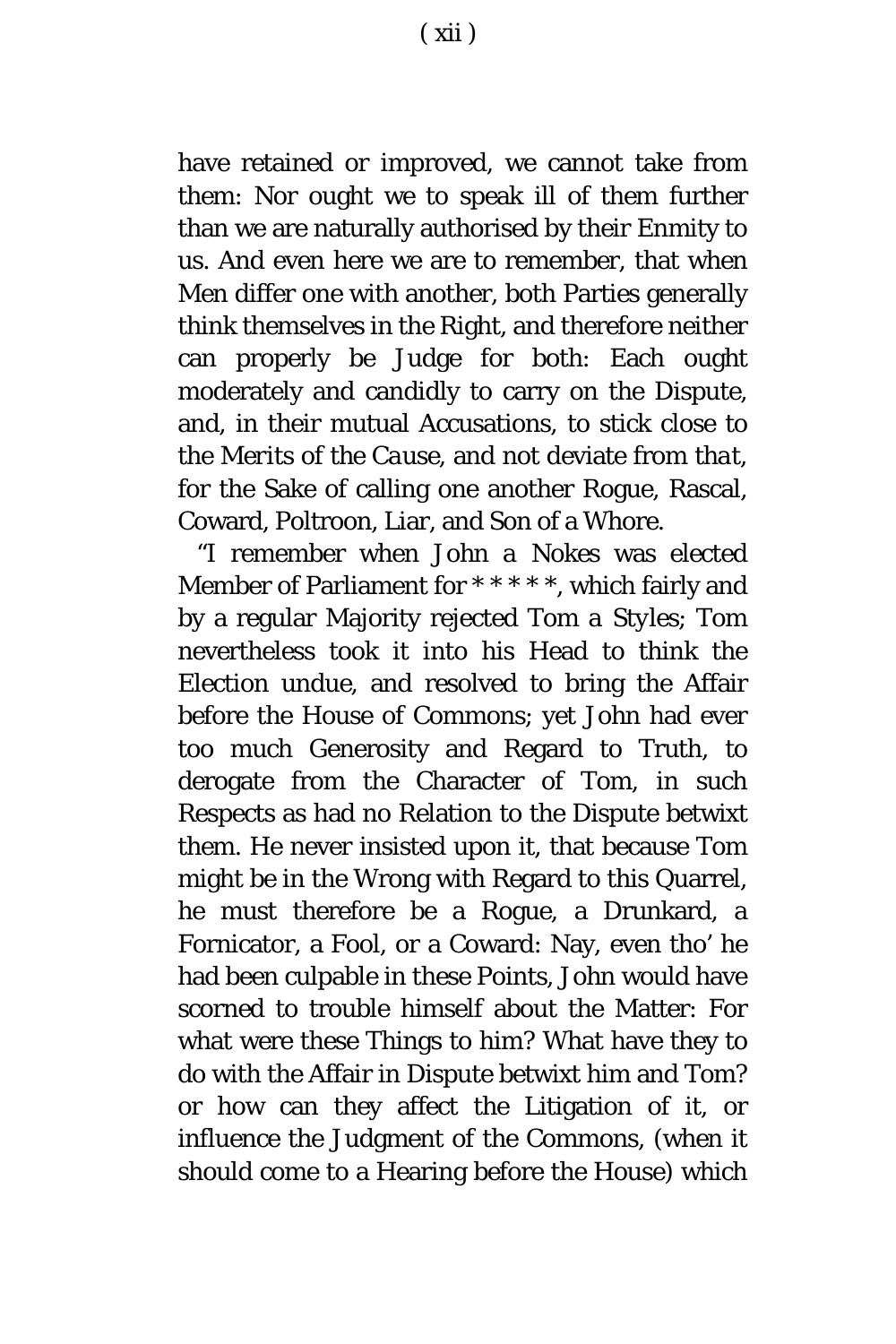have retained or improved, we cannot take from them: Nor ought we to speak ill of them further than we are naturally authorised by their Enmity to us. And even here we are to remember, that when Men differ one with another, both Parties generally think themselves in the Right, and therefore neither can properly be Judge for both: Each ought moderately and candidly to carry on the Dispute, and, in their mutual Accusations, to stick close to the Merits of the Cause, and not deviate from that, for the Sake of calling one another Rogue, Rascal, Coward, Poltroon, Liar, and Son of a Whore.

"I remember when John a Nokes was elected Member of Parliament for * * * * *, which fairly and by a regular Majority rejected Tom a Styles; Tom nevertheless took it into his Head to think the Election undue, and resolved to bring the Affair before the House of Commons; yet John had ever too much Generosity and Regard to Truth, to derogate from the Character of Tom, in such Respects as had no Relation to the Dispute betwixt them. He never insisted upon it, that because Tom might be in the Wrong with Regard to this Quarrel, he must therefore be a Rogue, a Drunkard, a Fornicator, a Fool, or a Coward: Nay, even tho' he had been culpable in these Points, John would have scorned to trouble himself about the Matter: For what were these Things to him? What have they to do with the Affair in Dispute betwixt him and Tom? or how can they affect the Litigation of it, or influence the Judgment of the Commons, (when it should come to a Hearing before the House) which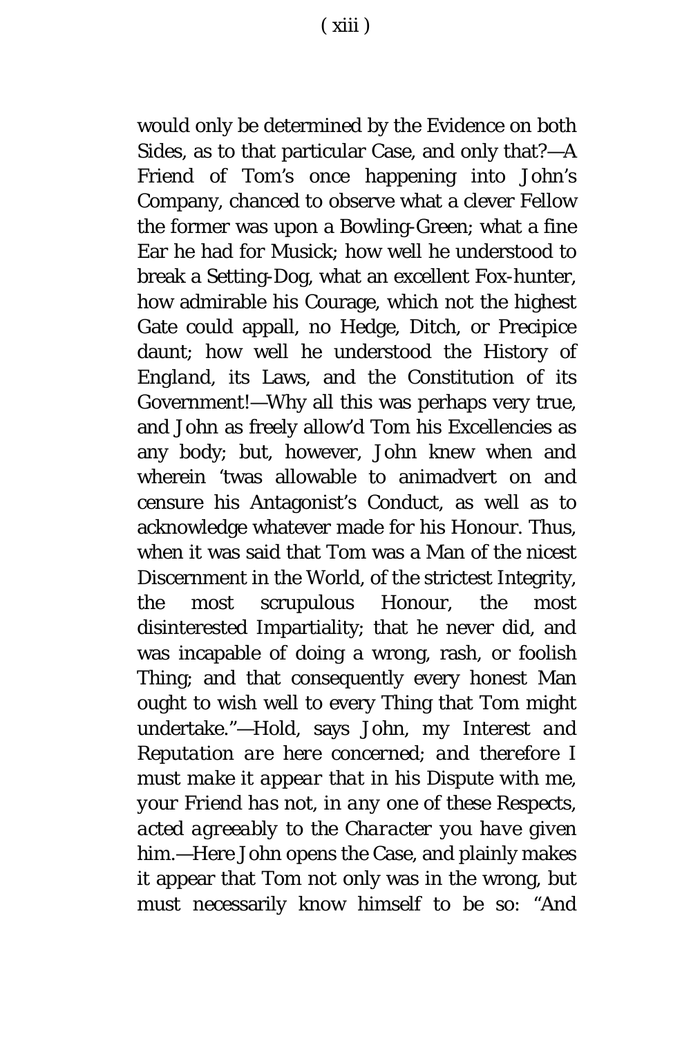would only be determined by the Evidence on both Sides, as to that particular Case, and only that?—A Friend of Tom's once happening into John's Company, chanced to observe what a clever Fellow the former was upon a Bowling-Green; what a fine Ear he had for Musick; how well he understood to break a Setting-Dog, what an excellent Fox-hunter, how admirable his Courage, which not the highest Gate could appall, no Hedge, Ditch, or Precipice daunt; how well he understood the History of *England*, its Laws, and the Constitution of its Government!—Why all this was perhaps very true, and John as freely allow'd Tom his Excellencies as any body; but, however, John knew when and wherein 'twas allowable to animadvert on and censure his Antagonist's Conduct, as well as to acknowledge whatever made for his Honour. Thus, when it was said that Tom was a Man of the nicest Discernment in the World, of the strictest Integrity, the most scrupulous Honour, the most disinterested Impartiality; that he never did, and was incapable of doing a wrong, rash, or foolish Thing; and that consequently every honest Man ought to wish well to every Thing that Tom might undertake."—Hold, says John, *my Interest and Reputation are here concerned; and therefore I must make it appear that in his Dispute with me, your Friend has not, in any one of these Respects, acted agreeably to the Character you have given him.*—Here John opens the Case, and plainly makes it appear that Tom not only was in the wrong, but must necessarily know himself to be so: "And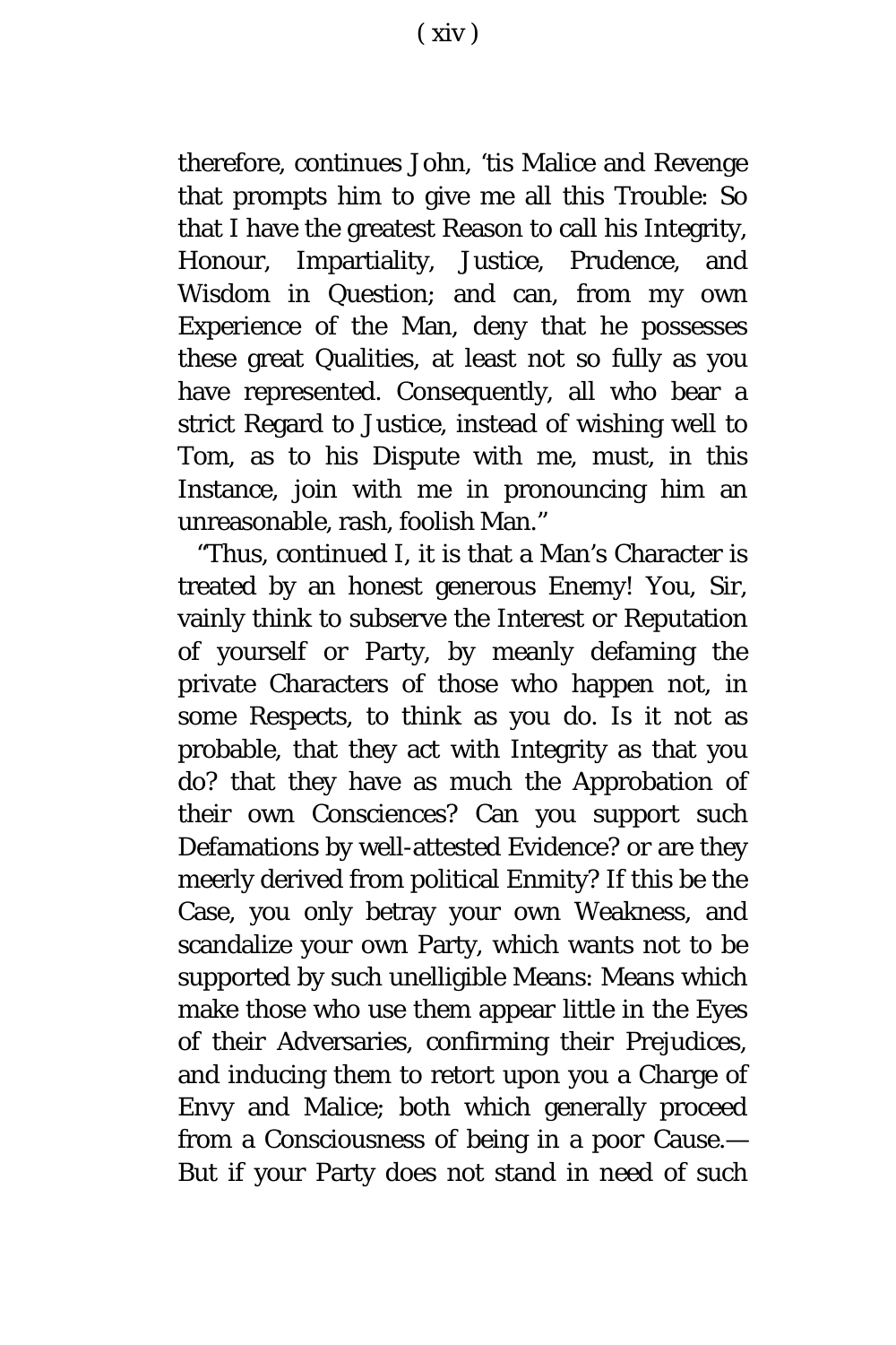therefore, continues John, 'tis Malice and Revenge that prompts him to give me all this Trouble: So that I have the greatest Reason to call his Integrity, Honour, Impartiality, Justice, Prudence, and Wisdom in Question; and can, from my own Experience of the Man, deny that he possesses these great Qualities, at least not so fully as you have represented. Consequently, all who bear a strict Regard to Justice, instead of wishing well to Tom, as to his Dispute with me, must, in this Instance, join with me in pronouncing him an unreasonable, rash, foolish Man."

"Thus, continued I, it is that a Man's Character is treated by an honest generous Enemy! You, Sir, vainly think to subserve the Interest or Reputation of yourself or Party, by meanly defaming the private Characters of those who happen not, in some Respects, to think as you do. Is it not as probable, that they act with Integrity as that you do? that they have as much the Approbation of their own Consciences? Can you support such Defamations by well-attested Evidence? or are they meerly derived from political Enmity? If this be the Case, you only betray your own Weakness, and scandalize your own Party, which wants not to be supported by such unelligible Means: Means which make those who use them appear little in the Eyes of their Adversaries, confirming their Prejudices, and inducing them to retort upon you a Charge of Envy and Malice; both which generally proceed from a Consciousness of being in a poor Cause.— But if your Party does not stand in need of such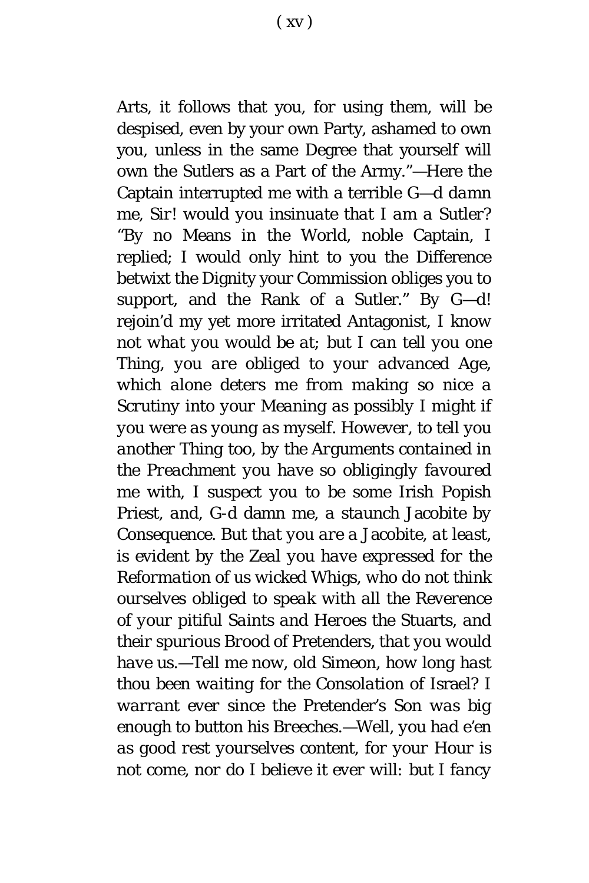Arts, it follows that you, for using them, will be despised, even by your own Party, ashamed to own you, unless in the same Degree that yourself will own the Sutlers as a Part of the Army."—Here the Captain interrupted me with a terrible *G—d damn me, Sir! would you insinuate that I am a Sutler?* "By no Means in the World, noble Captain, I replied; I would only hint to you the Difference betwixt the Dignity your Commission obliges you to support, and the Rank of a Sutler." *By G—d! rejoin'd* my yet more irritated Antagonist, *I know not what you would be at; but I can tell you one Thing, you are obliged to your advanced Age, which alone deters me from making so nice a Scrutiny into your Meaning as possibly I might if you were as young as myself. However, to tell you another Thing too, by the Arguments contained in the Preachment you have so obligingly favoured me with, I suspect you to be some Irish Popish Priest, and, G-d damn me, a staunch Jacobite by Consequence. But that you are a Jacobite, at least, is evident by the Zeal you have expressed for the Reformation of us wicked Whigs, who do not think ourselves obliged to speak with all the Reverence of your pitiful Saints and Heroes the Stuarts, and their spurious Brood of Pretenders, that you would have us.—Tell me now, old Simeon, how long hast thou been waiting for the Consolation of Israel? I warrant ever since the Pretender's Son was big enough to button his Breeches.—Well, you had e'en as good rest yourselves content, for your Hour is not come, nor do I believe it ever will: but I fancy*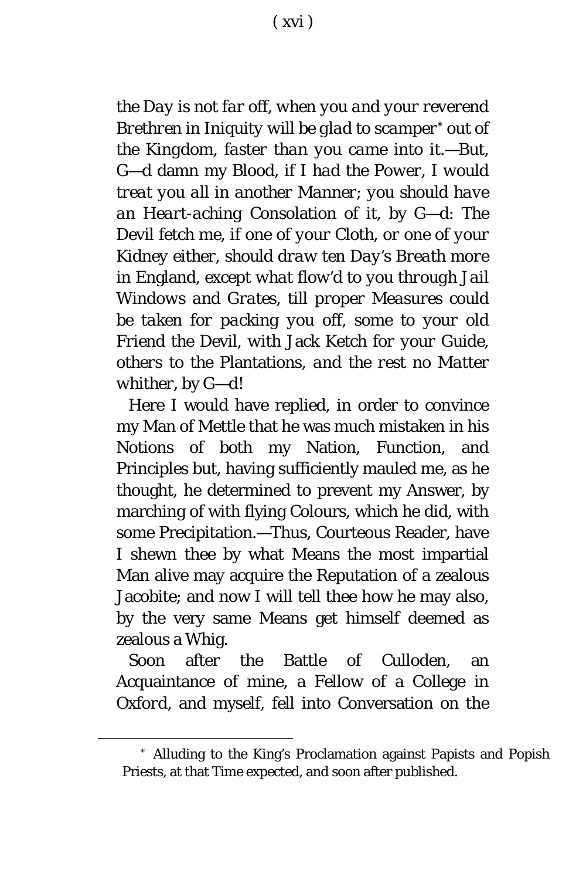*the Day is not far off, when you and your reverend Brethren in Iniquity will be glad to scamper*[*] *out of the Kingdom, faster than you came into it.*—*But, G—d damn my Blood, if I had the Power, I would treat you all in another Manner; you should have an Heart-aching Consolation of it, by G—d: The Devil fetch me, if one of your Cloth, or one of your Kidney either, should draw ten Day's Breath more in England, except what flow'd to you through Jail Windows and Grates, till proper Measures could be taken for packing you off, some to your old Friend the Devil, with Jack Ketch for your Guide, others to the Plantations, and the rest no Matter whither, by G—d!*

Here I would have replied, in order to convince my Man of Mettle that he was much mistaken in his Notions of both my Nation, Function, and Principles but, having sufficiently mauled me, as he thought, he determined to prevent my Answer, by marching of with flying Colours, which he did, with some Precipitation.—Thus, Courteous Reader, have I shewn thee by what Means the most impartial Man alive may acquire the Reputation of a zealous Jacobite; and now I will tell thee how he may also, by the very same Means get himself deemed as zealous a Whig.

Soon after the Battle of Culloden, an Acquaintance of mine, a Fellow of a College in Oxford, and myself, fell into Conversation on the

---

[*] Alluding to the King's Proclamation against Papists and Popish Priests, at that Time expected, and soon after published.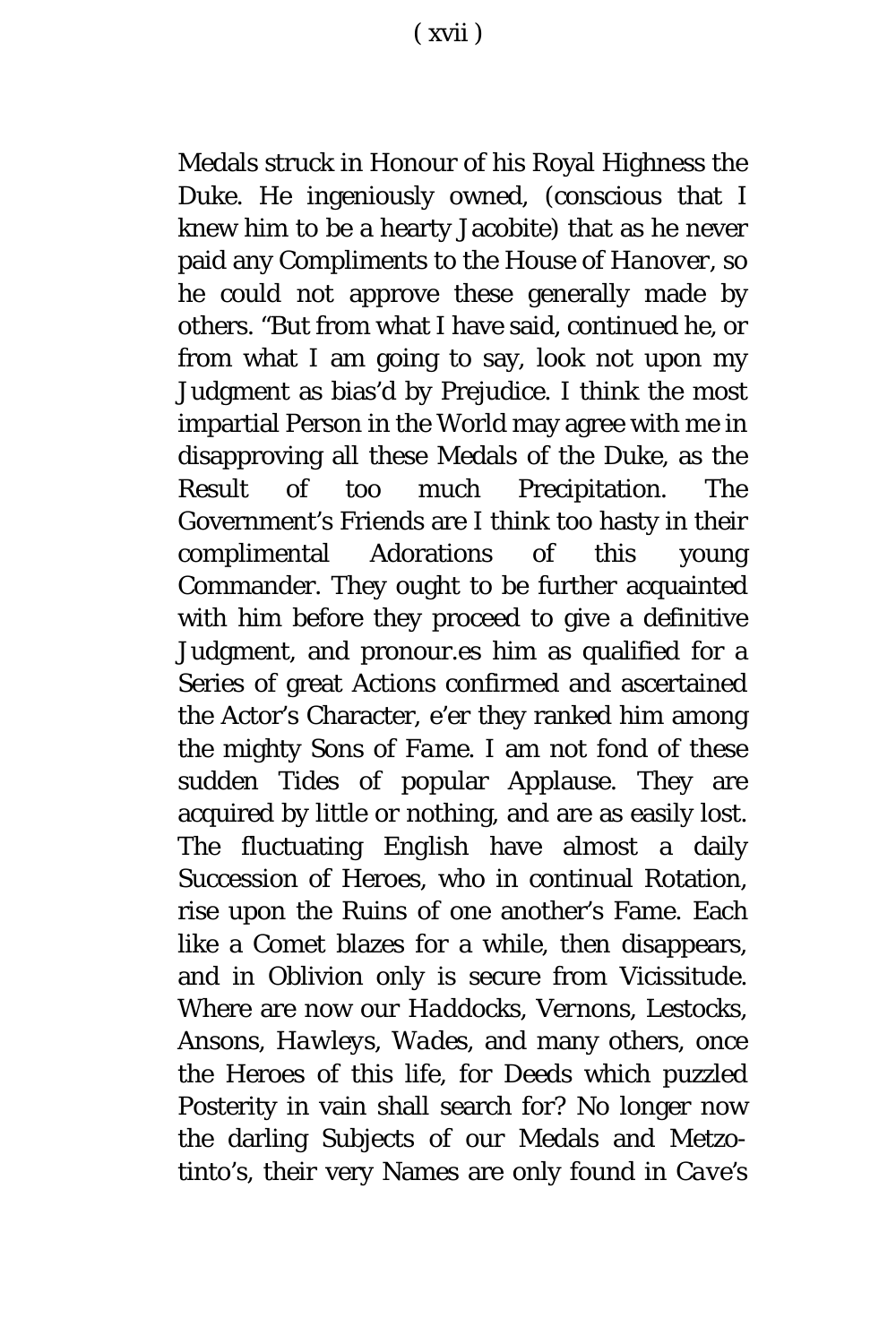Medals struck in Honour of his Royal Highness the Duke. He ingeniously owned, (conscious that I knew him to be a hearty Jacobite) that as he never paid any Compliments to the House of *Hanover*, so he could not approve these generally made by others. "But from what I have said, continued he, or from what I am going to say, look not upon my Judgment as bias'd by Prejudice. I think the most impartial Person in the World may agree with me in disapproving all these Medals of the Duke, as the Result of too much Precipitation. The Government's Friends are I think too hasty in their complimental Adorations of this young Commander. They ought to be further acquainted with him before they proceed to give a definitive Judgment, and pronour.es him as qualified for a Series of great Actions confirmed and ascertained the Actor's Character, e'er they ranked him among the mighty Sons of *Fame*. I am not fond of these sudden Tides of popular Applause. They are acquired by little or nothing, and are as easily lost. The fluctuating English have almost a daily Succession of Heroes, who in continual Rotation, rise upon the Ruins of one another's Fame. Each like a Comet blazes for a while, then disappears, and in Oblivion only is secure from Vicissitude. Where are now our *Haddocks*, *Vernons*, *Lestocks*, *Ansons*, *Hawleys*, *Wades*, and many others, once the Heroes of this life, for Deeds which puzzled Posterity in vain shall search for? No longer now the darling Subjects of our Medals and Metzo-tinto's, their very Names are only found in *Cave's*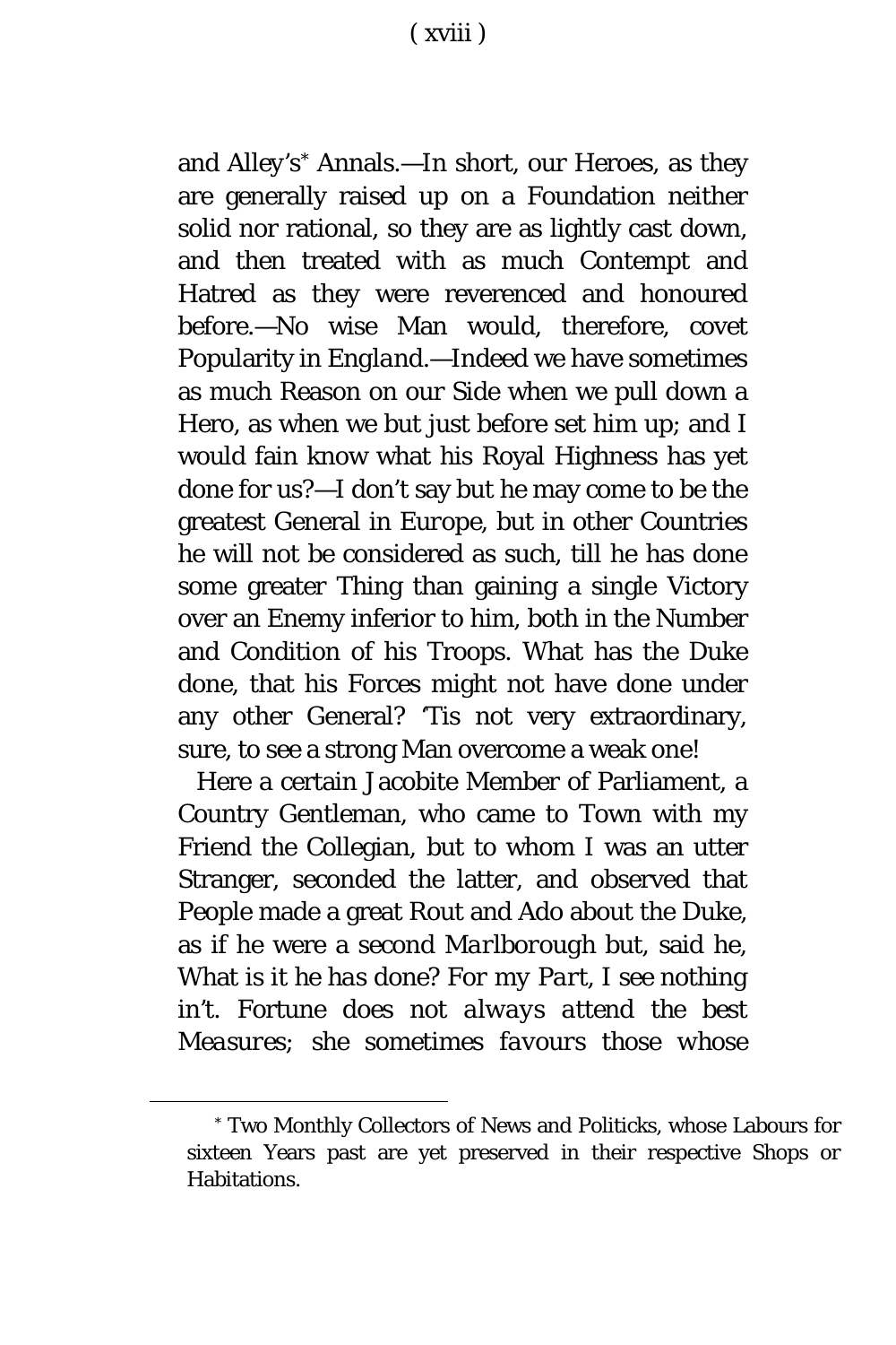and *Alley's*[*] Annals.—In short, our Heroes, as they are generally raised up on a Foundation neither solid nor rational, so they are as lightly cast down, and then treated with as much Contempt and Hatred as they were reverenced and honoured before.—No wise Man would, therefore, covet Popularity in *England*.—Indeed we have sometimes as much Reason on our Side when we pull down a Hero, as when we but just before set him up; and I would fain know what his Royal Highness has yet done for us?—I don't say but he may come to be the greatest General in *Europe*, but in other Countries he will not be considered as such, till he has done some greater Thing than gaining a single Victory over an Enemy inferior to him, both in the Number and Condition of his Troops. What has the Duke done, that his Forces might not have done under any other General? 'Tis not very extraordinary, sure, to see a strong Man overcome a weak one!

Here a certain Jacobite Member of Parliament, a Country Gentleman, who came to Town with my Friend the Collegian, but to whom I was an utter Stranger, seconded the latter, and observed that People made a great Rout and Ado about the Duke, as if he were a second *Marlborough* but, said he, *What is it he has done? For my Part, I see nothing in't. Fortune does not always attend the best Measures; she sometimes favours those whose*

---

[*] Two Monthly Collectors of News and Politicks, whose Labours for sixteen Years past are yet preserved in their respective Shops or Habitations.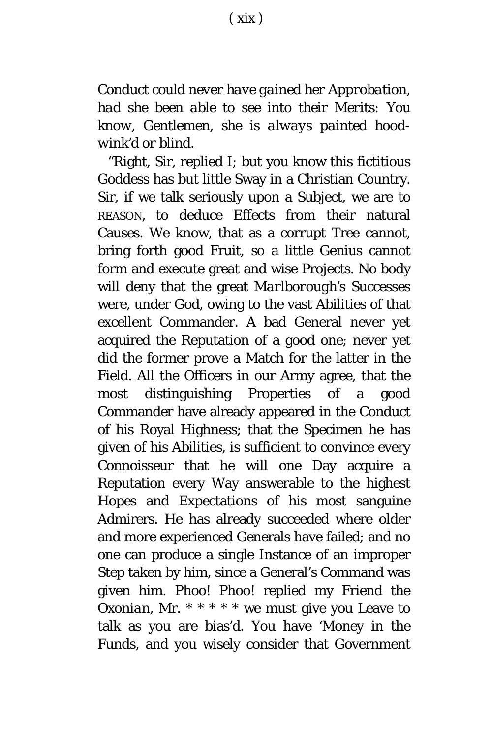Conduct could never have gained her *Approbation*, had she been able to see into their *Merits*: You know, Gentlemen, she is *always* painted hood-wink'd or blind.

"Right, Sir, replied I; but you know this fictitious Goddess has but little Sway in a Christian Country. Sir, if we talk seriously upon a Subject, we are to REASON, to deduce Effects from their natural Causes. We know, that as a corrupt Tree cannot, bring forth good Fruit, so a little Genius cannot form and execute great and wise Projects. No body will deny that the great *Marlborough's* Successes were, under God, owing to the vast Abilities of that excellent Commander. A bad General never yet acquired the Reputation of a good one; never yet did the former prove a Match for the latter in the Field. All the Officers in our Army agree, that the most distinguishing Properties of a good Commander have already appeared in the Conduct of his Royal Highness; that the Specimen he has given of his Abilities, is sufficient to convince every Connoisseur that he will one Day acquire a Reputation every Way answerable to the highest Hopes and Expectations of his most sanguine Admirers. He has already succeeded where older and more experienced Generals have failed; and no one can produce a single Instance of an improper Step taken by him, since a General's Command was given him. Phoo! Phoo! replied my Friend the *Oxonian*, Mr. * * * * * we must give you Leave to talk as you are bias'd. You have 'Money in the Funds, and you wisely consider that Government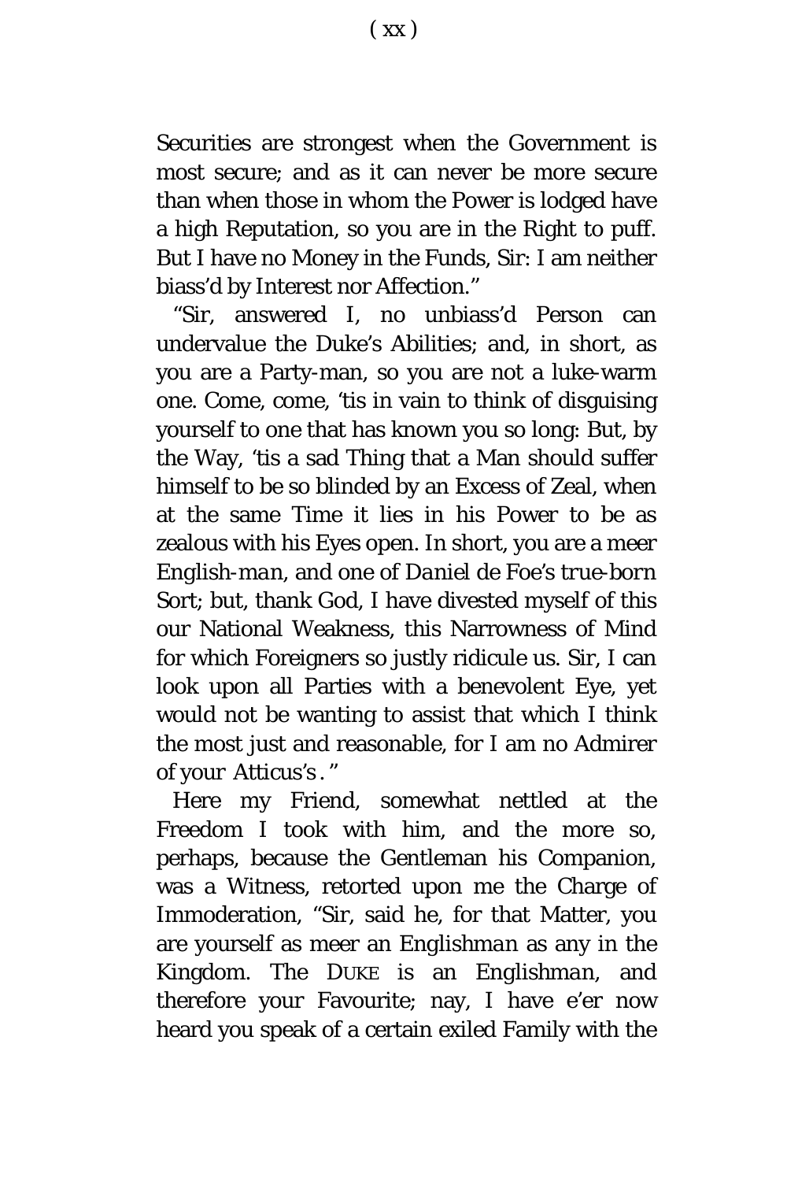Securities are strongest when the Government is most secure; and as it can never be more secure than when those in whom the Power is lodged have a high Reputation, so you are in the Right to puff. But I have no Money in the Funds, Sir: I am neither biass'd by Interest nor Affection."

"Sir, answered I, no unbiass'd Person can undervalue the Duke's Abilities; and, in short, as you are a Party-man, so you are not a luke-warm one. Come, come, 'tis in vain to think of disguising yourself to one that has known you so long: But, by the Way, 'tis a sad Thing that a Man should suffer himself to be so blinded by an Excess of Zeal, when at the same Time it lies in his Power to be as zealous with his Eyes open. In short, you are a meer *English-man*, and one of *Daniel de Foe's true-born* Sort; but, thank God, I have divested myself of this our National Weakness, this Narrowness of Mind for which Foreigners so justly ridicule us. Sir, I can look upon all Parties with a benevolent Eye, yet would not be wanting to assist that which I think the most just and reasonable, for I am no Admirer of your *Atticus's*."

Here my Friend, somewhat nettled at the Freedom I took with him, and the more so, perhaps, because the Gentleman his Companion, was a Witness, retorted upon me the Charge of Immoderation, "Sir, said he, for that Matter, you are yourself as meer an *Englishman* as any in the Kingdom. The DUKE is an *Englishman*, and therefore your Favourite; nay, I have e'er now heard you speak of a certain exiled Family with the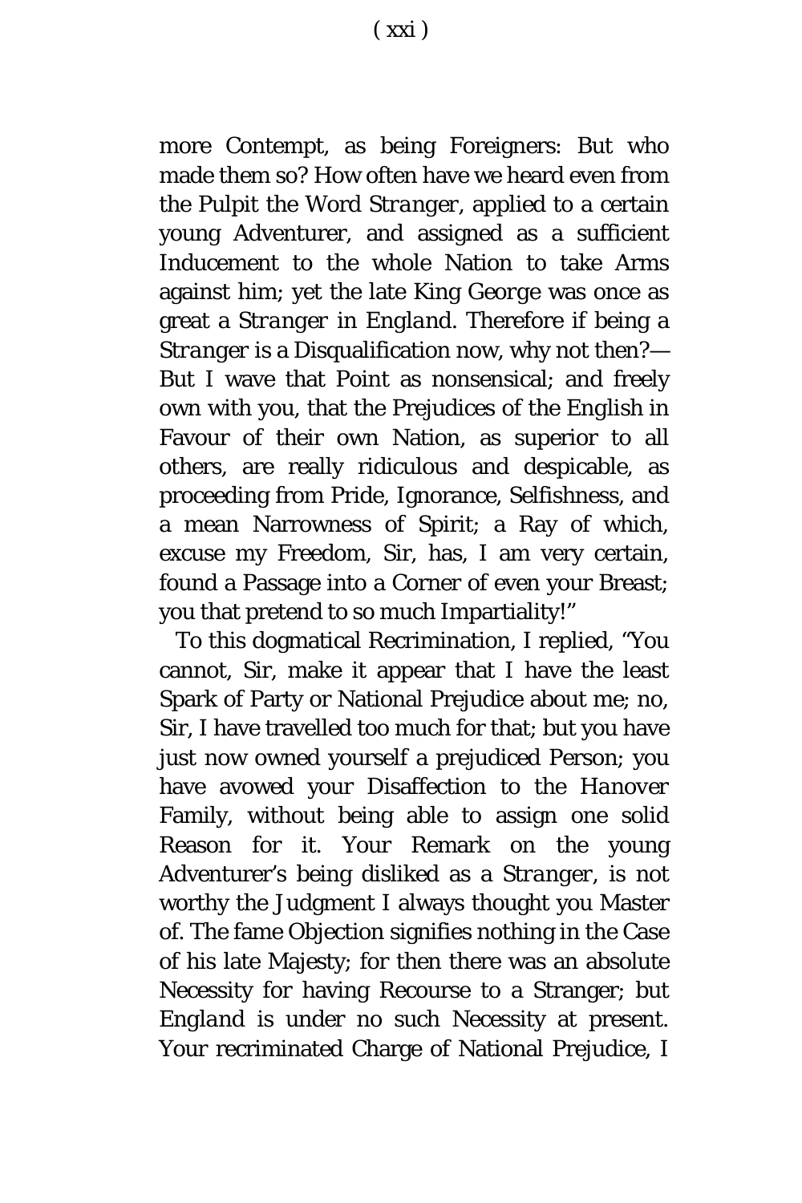more Contempt, as being Foreigners: But who made them so? How often have we heard even from the Pulpit the Word *Stranger*, applied to a certain young Adventurer, and assigned as a sufficient Inducement to the whole Nation to take Arms against him; yet the late King *George* was once as great a *Stranger* in *England*. Therefore if being a *Stranger* is a Disqualification now, why not then?— But I wave that Point as nonsensical; and freely own with you, that the Prejudices of the English in Favour of their own Nation, as superior to all others, are really ridiculous and despicable, as proceeding from Pride, Ignorance, Selfishness, and a mean Narrowness of Spirit; a Ray of which, excuse my Freedom, Sir, has, I am very certain, found a Passage into a Corner of even your Breast; you that pretend to so much Impartiality!"

To this dogmatical Recrimination, I replied, "You cannot, Sir, make it appear that I have the least Spark of Party or National Prejudice about me; no, Sir, I have travelled too much for that; but you have just now owned yourself a prejudiced Person; you have avowed your Disaffection to the *Hanover* Family, without being able to assign one solid Reason for it. Your Remark on the young Adventurer's being disliked as a *Stranger*, is not worthy the Judgment I always thought you Master of. The fame Objection signifies nothing in the Case of his late Majesty; for then there was an absolute Necessity for having Recourse to a Stranger; but *England* is under no such Necessity at present. Your recriminated Charge of National Prejudice, I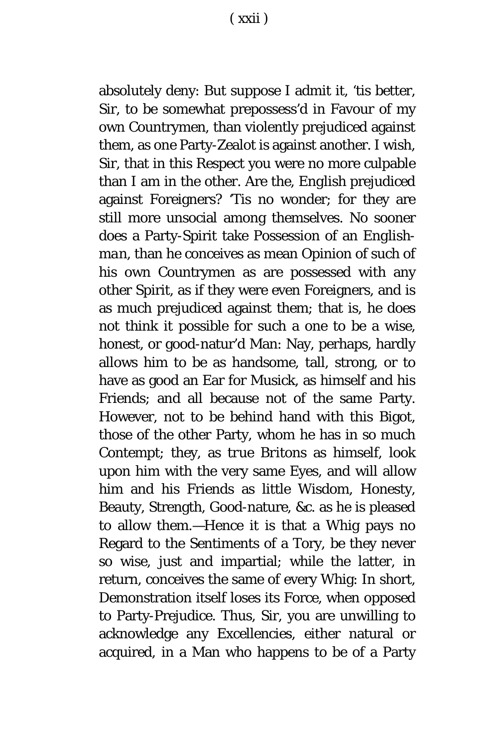absolutely deny: But suppose I admit it, 'tis better, Sir, to be somewhat prepossess'd in Favour of my own Countrymen, than violently prejudiced against them, as one Party-Zealot is against another. I wish, Sir, that in this Respect you were no more culpable than I am in the other. Are the, English prejudiced against Foreigners? 'Tis no wonder; for they are still more unsocial among themselves. No sooner does a Party-Spirit take Possession of an *Englishman*, than he conceives as mean Opinion of such of his own Countrymen as are possessed with any other Spirit, as if they were even Foreigners, and is as much prejudiced against them; that is, he does not think it possible for such a one to be a wise, honest, or good-natur'd Man: Nay, perhaps, hardly allows him to be as handsome, tall, strong, or to have as good an Ear for Musick, as himself and his Friends; and all because not of the same Party. However, not to be behind hand with this Bigot, those of the other Party, whom he has in so much Contempt; they, as true Britons as himself, look upon him with the very same Eyes, and will allow him and his Friends as little Wisdom, Honesty, Beauty, Strength, Good-nature, &c. as he is pleased to allow them.—Hence it is that a Whig pays no Regard to the Sentiments of a Tory, be they never so wise, just and impartial; while the latter, in return, conceives the same of every Whig: In short, Demonstration itself loses its Force, when opposed to Party-Prejudice. Thus, Sir, you are unwilling to acknowledge any Excellencies, either natural or acquired, in a Man who happens to be of a Party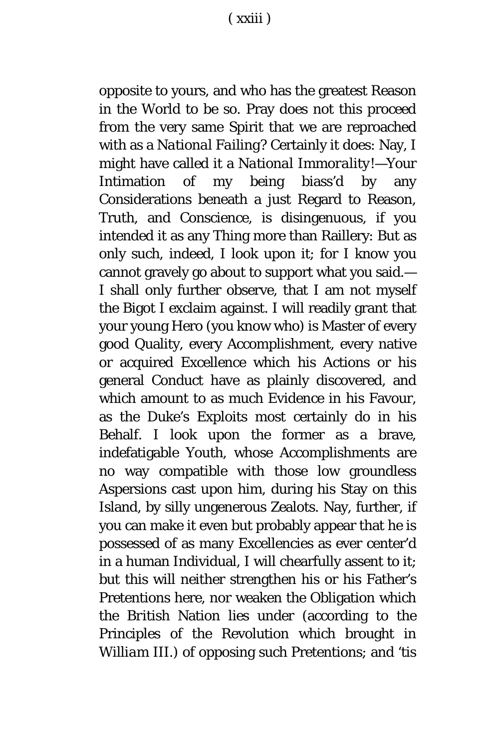opposite to yours, and who has the greatest Reason in the World to be so. Pray does not this proceed from the very same Spirit that we are reproached with as a *National Failing*? Certainly it does: Nay, I might have called it a *National Immorality*!—Your Intimation of my being biass'd by any Considerations beneath a just Regard to Reason, Truth, and Conscience, is disingenuous, if you intended it as any Thing more than Raillery: But as only such, indeed, I look upon it; for I know you cannot gravely go about to support what you said.—I shall only further observe, that I am not myself the Bigot I exclaim against. I will readily grant that your young Hero (you know who) is Master of every good Quality, every Accomplishment, every native or acquired Excellence which his Actions or his general Conduct have as plainly discovered, and which amount to as much Evidence in his Favour, as the Duke's Exploits most certainly do in his Behalf. I look upon the former as a brave, indefatigable Youth, whose Accomplishments are no way compatible with those low groundless Aspersions cast upon him, during his Stay on this Island, by silly ungenerous Zealots. Nay, further, if you can make it even but probably appear that he is possessed of as many Excellencies as ever center'd in a human Individual, I will chearfully assent to it; but this will neither strengthen his or his Father's Pretentions here, nor weaken the Obligation which the British Nation lies under (according to the Principles of the Revolution which brought in *William* III.) of opposing such Pretentions; and 'tis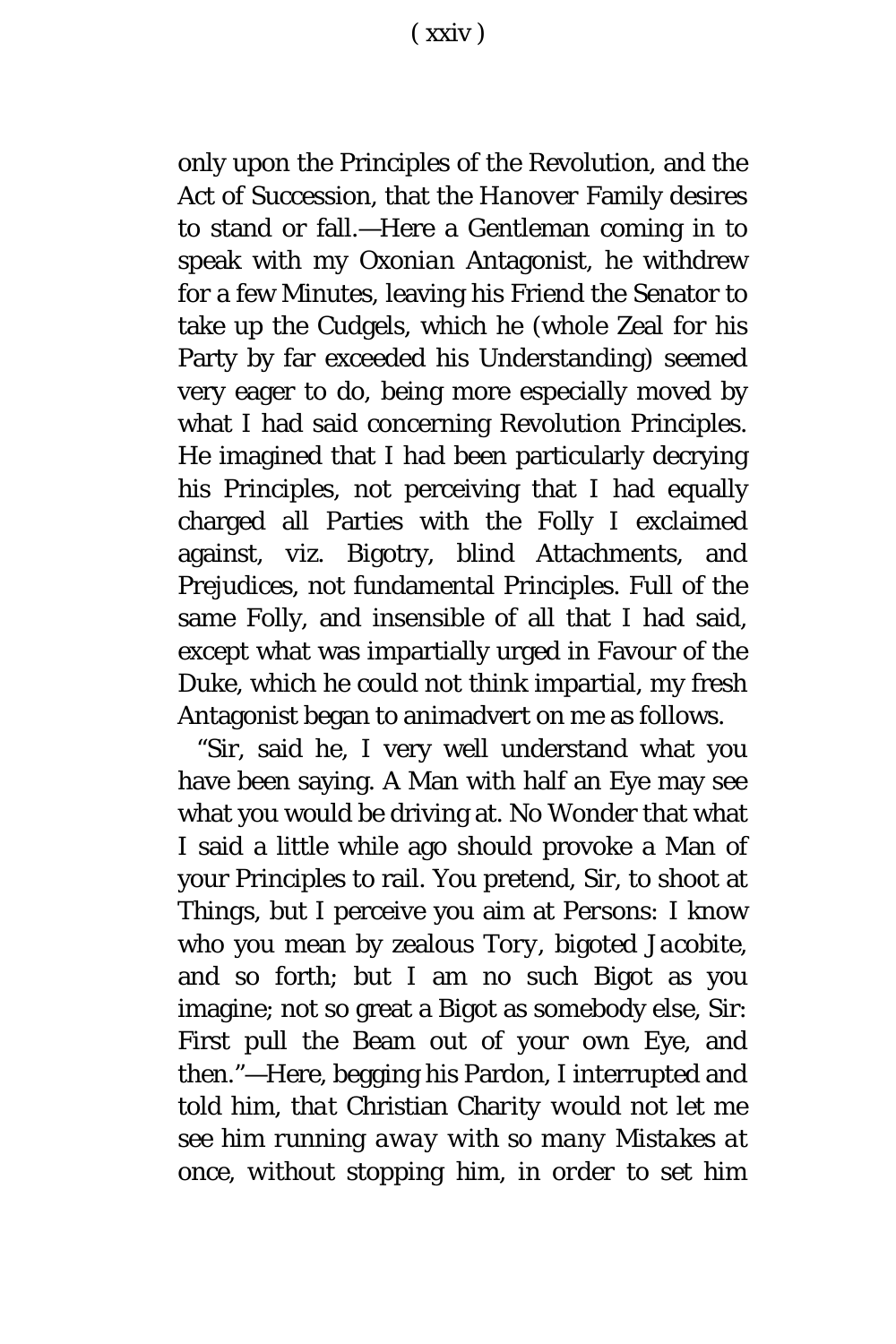only upon the Principles of the Revolution, and the Act of Succession, that the *Hanover* Family desires to stand or fall.—Here a Gentleman coming in to speak with my *Oxonian* Antagonist, he withdrew for a few Minutes, leaving his Friend the Senator to take up the Cudgels, which he (whole Zeal for his Party by far exceeded his Understanding) seemed very eager to do, being more especially moved by what I had said concerning Revolution Principles. He imagined that I had been particularly decrying his Principles, not perceiving that I had equally charged all Parties with the Folly I exclaimed against, viz. Bigotry, blind Attachments, and Prejudices, not fundamental Principles. Full of the same Folly, and insensible of all that I had said, except what was impartially urged in Favour of the Duke, which he could not think impartial, my fresh Antagonist began to animadvert on me as follows.

"Sir, said he, I very well understand what you have been saying. A Man with half an Eye may see what you would be driving at. No Wonder that what I said a little while ago should provoke a Man of your Principles to rail. You pretend, Sir, to shoot at Things, but I perceive you aim at Persons: I know who you mean by zealous *Tory*, bigoted *Jacobite*, and so forth; but I am no such Bigot as you imagine; not so great a Bigot as somebody else, Sir: First pull the Beam out of your own Eye, and then."—Here, begging his Pardon, I interrupted and told him, *that Christian Charity would not let me see him running away with so many Mistakes at once, without stopping him, in order to set him*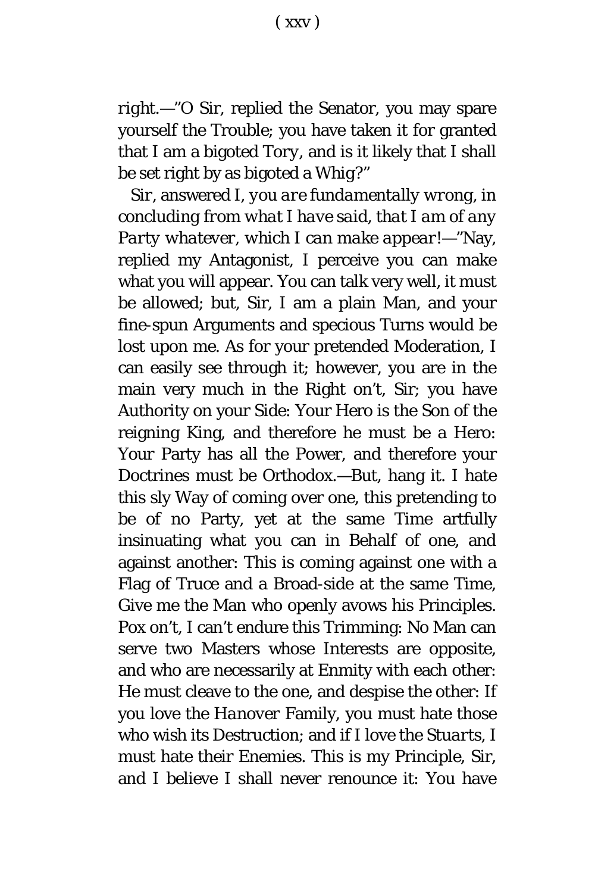right.—"O Sir, replied the Senator, you may spare yourself the Trouble; you have taken it for granted that I am a bigoted *Tory*, and is it likely that I shall be set right by as bigoted a *Whig*?"

*Sir*, answered I, *you are fundamentally wrong, in concluding from what I have said, that I am of any Party whatever, which I can make appear!*—"Nay, replied my Antagonist, I perceive you can make what you will appear. You can talk very well, it must be allowed; but, Sir, I am a plain Man, and your fine-spun Arguments and specious Turns would be lost upon me. As for your pretended Moderation, I can easily see through it; however, you are in the main very much in the Right on't, Sir; you have Authority on your Side: Your Hero is the Son of the reigning King, and therefore he must be a Hero: Your Party has all the Power, and therefore your Doctrines must be Orthodox.—But, hang it. I hate this sly Way of coming over one, this pretending to be of no Party, yet at the same Time artfully insinuating what you can in Behalf of one, and against another: This is coming against one with a Flag of Truce and a Broad-side at the same Time, Give me the Man who openly avows his Principles. Pox on't, I can't endure this Trimming: No Man can serve two Masters whose Interests are opposite, and who are necessarily at Enmity with each other: He must cleave to the one, and despise the other: If you love the *Hanover* Family, you must hate those who wish its Destruction; and if I love the *Stuarts*, I must hate their Enemies. This is my Principle, Sir, and I believe I shall never renounce it: You have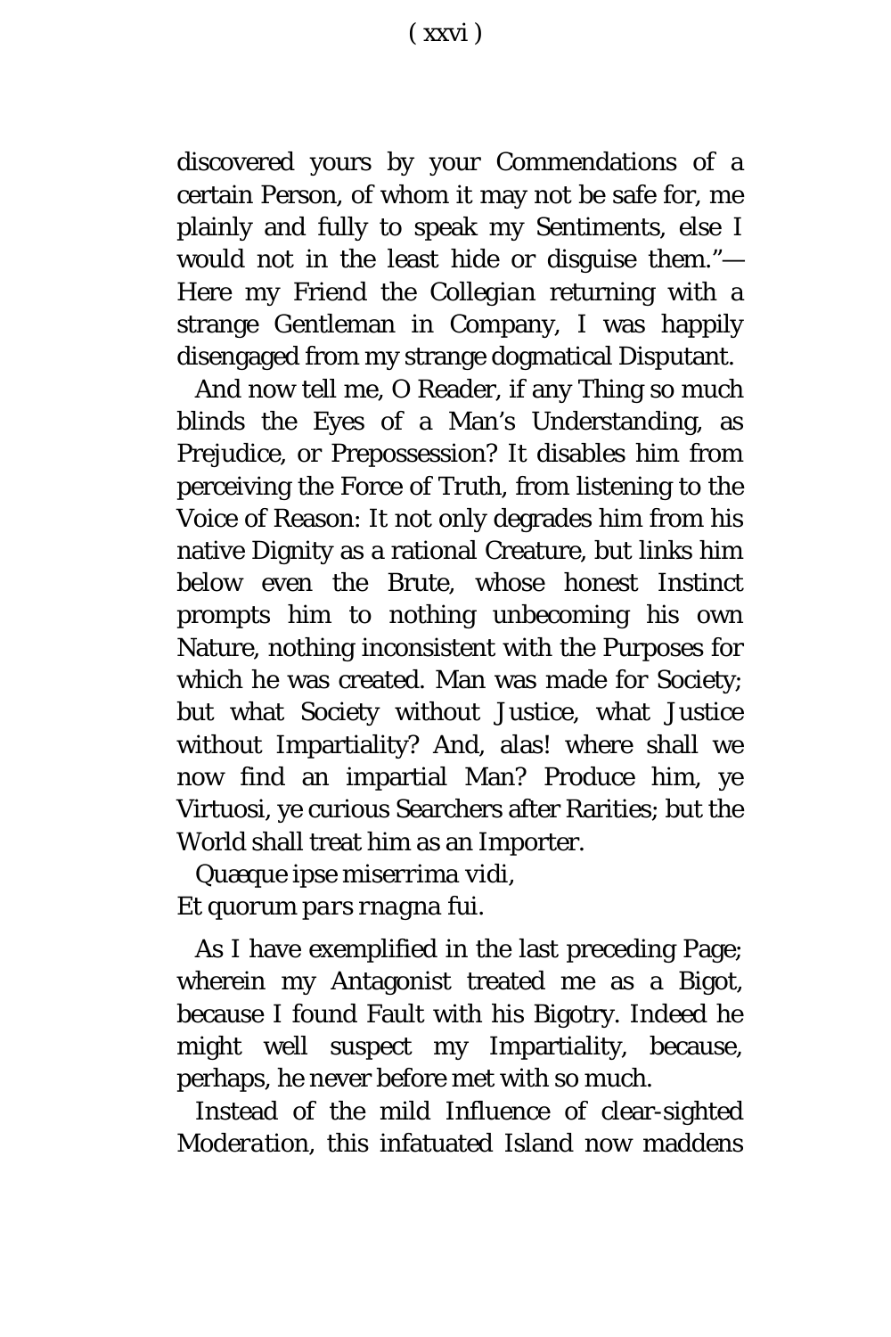discovered yours by your Commendations of a certain Person, of whom it may not be safe for, me plainly and fully to speak my Sentiments, else I would not in the least hide or disguise them."—Here my Friend the *Collegian* returning with a strange Gentleman in Company, I was happily disengaged from my strange dogmatical Disputant.

And now tell me, O Reader, if any Thing so much blinds the Eyes of a Man's Understanding, as Prejudice, or Prepossession? It disables him from perceiving the Force of Truth, from listening to the Voice of Reason: It not only degrades him from his native Dignity as a rational Creature, but links him below even the Brute, whose honest Instinct prompts him to nothing unbecoming his own Nature, nothing inconsistent with the Purposes for which he was created. Man was made for Society; but what Society without Justice, what Justice without Impartiality? And, alas! where shall we now find an impartial Man? Produce him, ye Virtuosi, ye curious Searchers after Rarities; but the World shall treat him as an Importer.

*Quæque ipse miserrima vidi,*
*Et quorum pars rnagna fui.*

As I have exemplified in the last preceding Page; wherein my Antagonist treated me as a Bigot, because I found Fault with his Bigotry. Indeed he might well suspect my Impartiality, because, perhaps, he never before met with so much.

Instead of the mild Influence of clear-sighted *Moderation*, this infatuated Island now maddens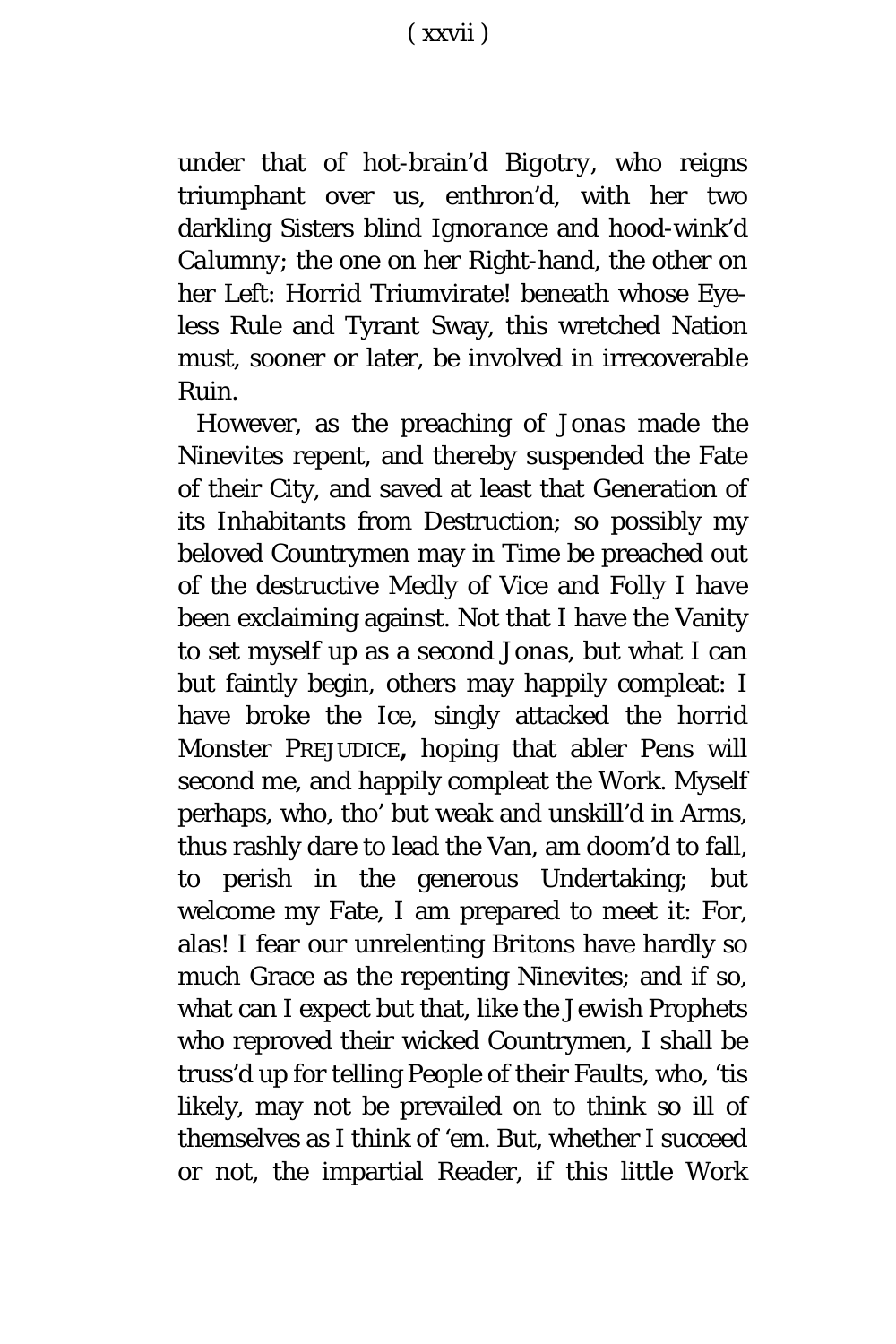under that of hot-brain'd *Bigotry*, who reigns triumphant over us, enthron'd, with her two darkling Sisters blind *Ignorance* and hood-wink'd *Calumny*; the one on her Right-hand, the other on her Left: Horrid Triumvirate! beneath whose Eye-less Rule and Tyrant Sway, this wretched Nation must, sooner or later, be involved in irrecoverable Ruin.

However, as the preaching of *Jonas* made the *Ninevites* repent, and thereby suspended the Fate of their City, and saved at least that Generation of its Inhabitants from Destruction; so possibly my beloved Countrymen may in Time be preached out of the destructive Medly of Vice and Folly I have been exclaiming against. Not that I have the Vanity to set myself up as a second *Jonas*, but what I can but faintly begin, others may happily compleat: I have broke the Ice, singly attacked the horrid Monster PREJUDICE**,** hoping that abler Pens will second me, and happily compleat the Work. Myself perhaps, who, tho' but weak and unskill'd in Arms, thus rashly dare to lead the Van, am doom'd to fall, to perish in the generous Undertaking; but welcome my Fate, I am prepared to meet it: For, alas! I fear our unrelenting Britons have hardly so much Grace as the repenting Ninevites; and if so, what can I expect but that, like the Jewish Prophets who reproved their wicked Countrymen, I shall be truss'd up for telling People of their Faults, who, 'tis likely, may not be prevailed on to think so ill of themselves as I think of 'em. But, whether I succeed or not, the impartial Reader, if this little Work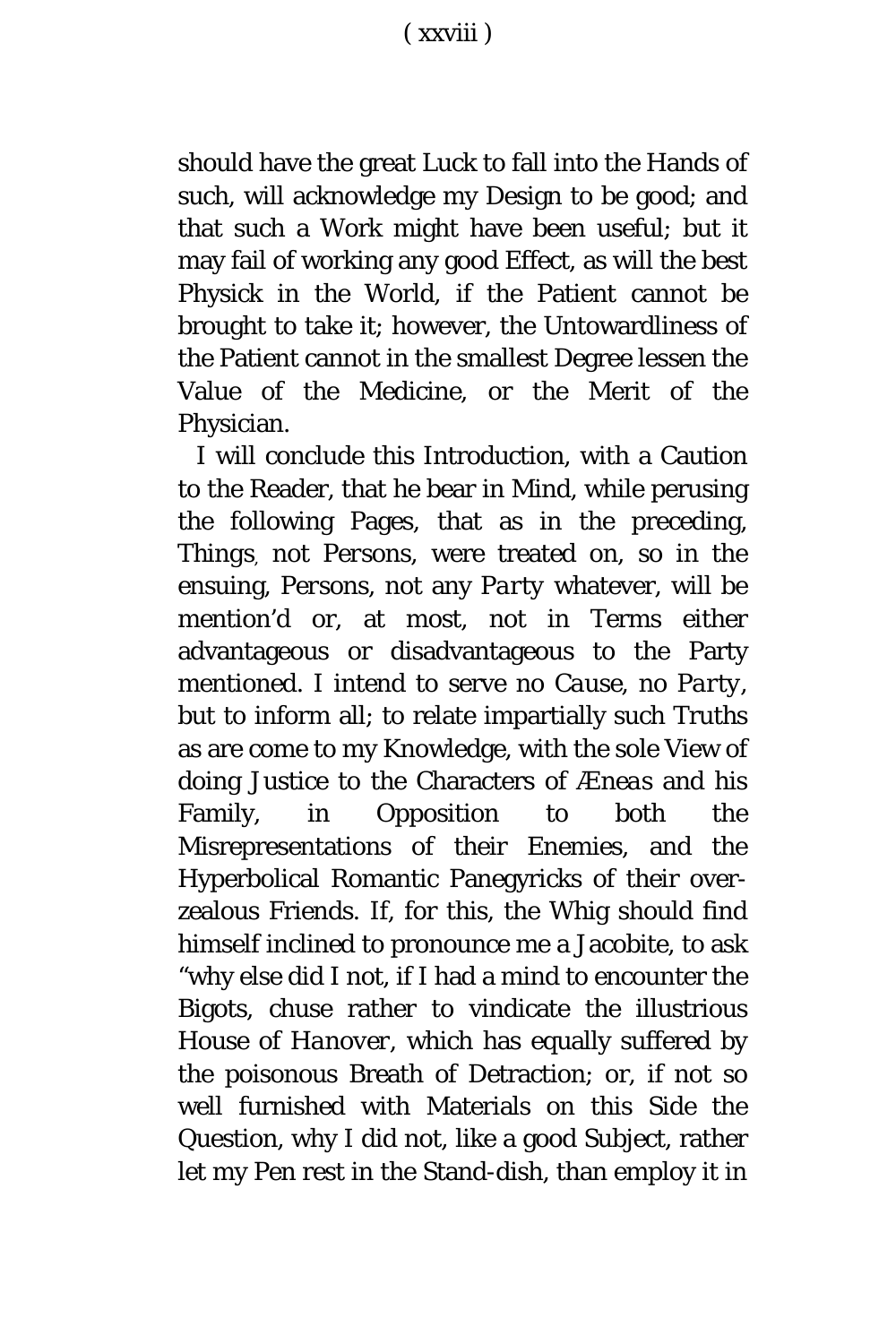should have the great Luck to fall into the Hands of such, will acknowledge my Design to be good; and that such a Work might have been useful; but it may fail of working any good Effect, as will the best Physick in the World, if the Patient cannot be brought to take it; however, the Untowardliness of the Patient cannot in the smallest Degree lessen the Value of the Medicine, or the Merit of the Physician.

I will conclude this Introduction, with a Caution to the Reader, that he bear in Mind, while perusing the following Pages, that as in the preceding, *Things*, not *Persons*, were treated on, so in the ensuing, *Persons*, not any *Party* whatever, will be mention'd or, at most, not in Terms either advantageous or disadvantageous to the Party mentioned. I intend to serve no *Cause*, no *Party*, but to inform all; to relate impartially such Truths as are come to my Knowledge, with the sole View of doing Justice to the Characters of *Æneas* and his Family, in Opposition to both the Misrepresentations of their Enemies, and the Hyperbolical Romantic Panegyricks of their over-zealous Friends. If, for this, the Whig should find himself inclined to pronounce me a Jacobite, to ask "why else did I not, if I had a mind to encounter the Bigots, chuse rather to vindicate the illustrious House of *Hanover*, which has equally suffered by the poisonous Breath of Detraction; or, if not so well furnished with Materials on this Side the Question, why I did not, like a good Subject, rather let my Pen rest in the Stand-dish, than employ it in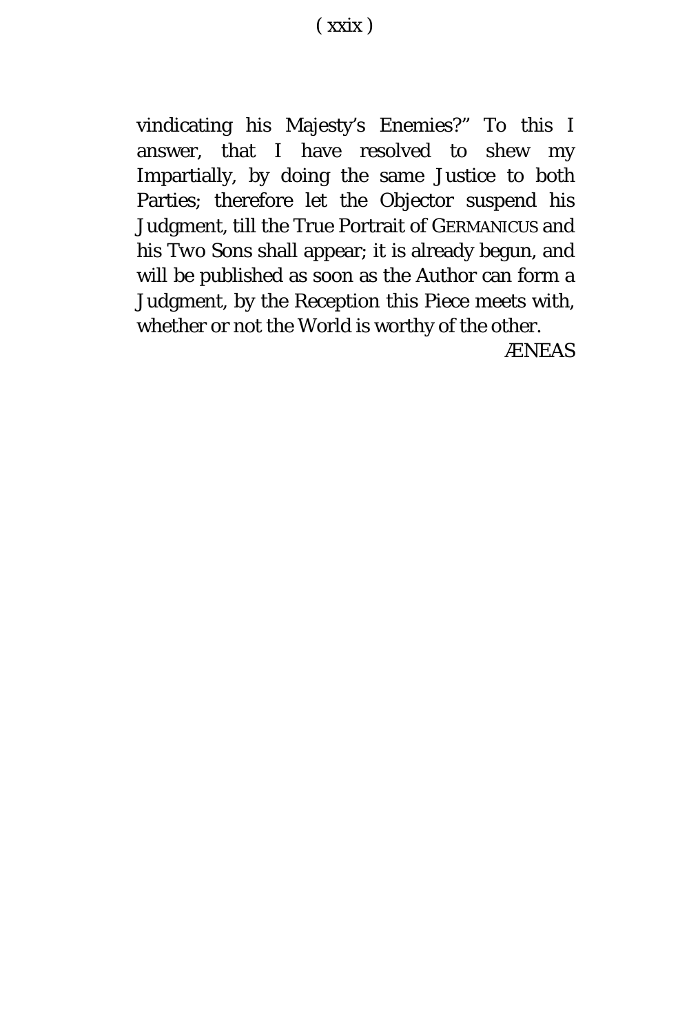vindicating his Majesty's Enemies?" To this I answer, that I have resolved to shew my Impartially, by doing the same Justice to both Parties; therefore let the Objector suspend his Judgment, till the True Portrait of GERMANICUS and his Two Sons shall appear; it is already begun, and will be published as soon as the Author can form a Judgment, by the Reception this Piece meets with, whether or not the World is worthy of the other.

ÆNEAS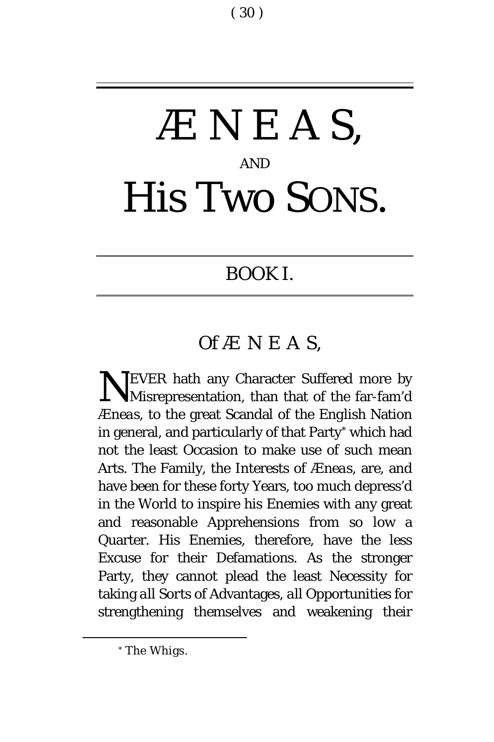# Æ N E A S,

AND

# His Two SONS.

## BOOK I.

### Of Æ N E A S,

NEVER hath any Character Suffered more by Misrepresentation, than that of the far-fam'd *Æneas*, to the great Scandal of the English Nation in general, and particularly of that Party* which had not the least Occasion to make use of such mean Arts. The Family, the Interests of *Æneas*, are, and have been for these forty Years, too much depress'd in the World to inspire his Enemies with any great and reasonable Apprehensions from so low a Quarter. His Enemies, therefore, have the less Excuse for their Defamations. As the stronger Party, they cannot plead the least Necessity for taking *all* Sorts of Advantages, *all* Opportunities for strengthening themselves and weakening their

---

* The *Whigs*.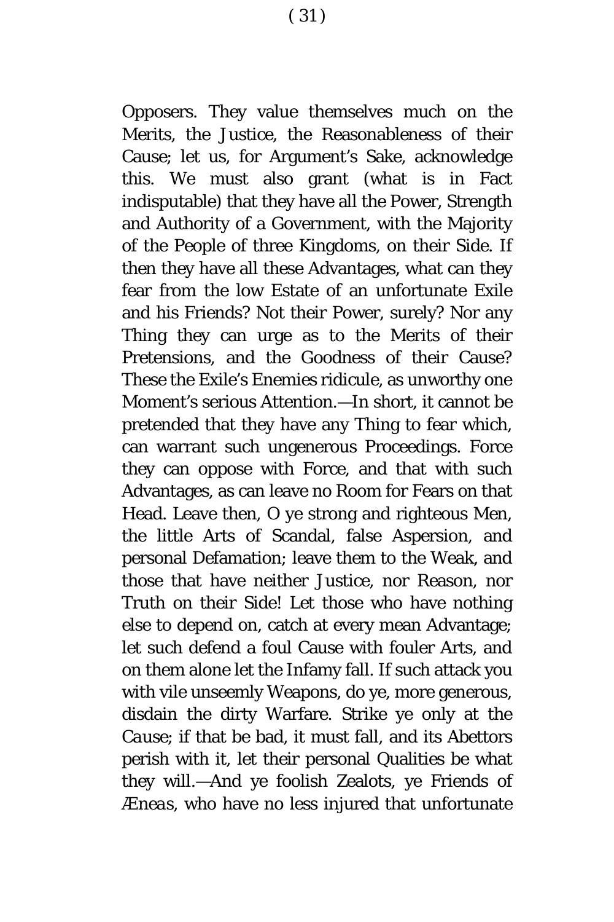Opposers. They value themselves much on the Merits, the Justice, the Reasonableness of their Cause; let us, for Argument's Sake, acknowledge this. We must also grant (what is in Fact indisputable) that they have all the Power, Strength and Authority of a Government, with the Majority of the People of three Kingdoms, on their Side. If then they have all these Advantages, what can they fear from the low Estate of an unfortunate Exile and his Friends? Not their Power, surely? Nor any Thing they can urge as to the Merits of their Pretensions, and the Goodness of their Cause? These the Exile's Enemies ridicule, as unworthy one Moment's serious Attention.—In short, it cannot be pretended that they have any Thing to fear which, can warrant such ungenerous Proceedings. Force they can oppose with Force, and that with such Advantages, as can leave no Room for Fears on that Head. Leave then, O ye strong and righteous Men, the little Arts of Scandal, false Aspersion, and personal Defamation; leave them to the Weak, and those that have neither Justice, nor Reason, nor Truth on their Side! Let those who have nothing else to depend on, catch at every mean Advantage; let such defend a foul Cause with fouler Arts, and on them alone let the Infamy fall. If such attack you with vile unseemly Weapons, do ye, more generous, disdain the dirty Warfare. Strike ye only at the *Cause*; if that be bad, it must fall, and its Abettors perish with it, let their personal Qualities be what they will.—And ye foolish Zealots, ye Friends of *Æneas*, who have no less injured that unfortunate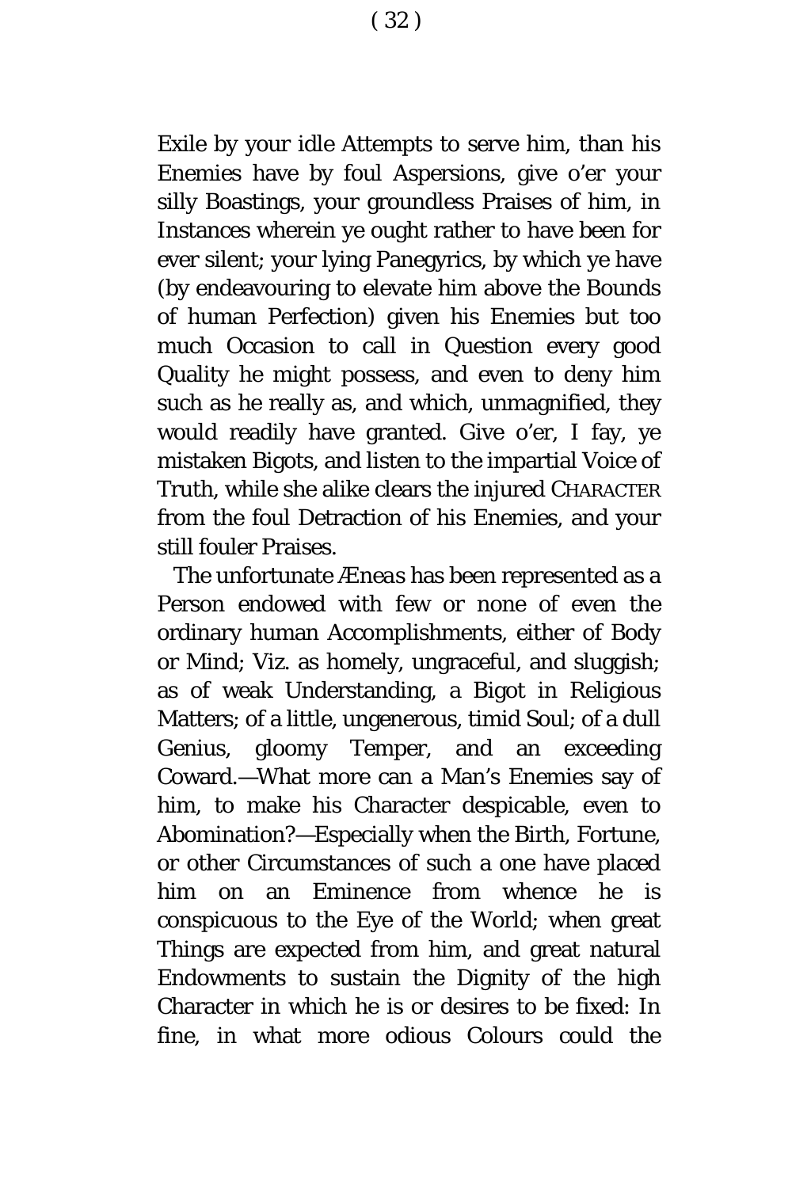Exile by your idle Attempts to serve him, than his Enemies have by foul Aspersions, give o'er your silly Boastings, your groundless Praises of him, in Instances wherein ye ought rather to have been for ever silent; your lying Panegyrics, by which ye have (by endeavouring to elevate him above the Bounds of human Perfection) given his Enemies but too much Occasion to call in Question every good Quality he might possess, and even to deny him such as he really as, and which, unmagnified, they would readily have granted. Give o'er, I fay, ye mistaken Bigots, and listen to the impartial Voice of Truth, while she alike clears the injured CHARACTER from the foul Detraction of his Enemies, and your still fouler Praises.

The unfortunate *Æneas* has been represented as a Person endowed with few or none of even the ordinary human Accomplishments, either of Body or Mind; Viz. as homely, ungraceful, and sluggish; as of weak Understanding, a Bigot in Religious Matters; of a little, ungenerous, timid Soul; of a dull Genius, gloomy Temper, and an exceeding Coward.—What more can a Man's Enemies say of him, to make his Character despicable, even to Abomination?—Especially when the Birth, Fortune, or other Circumstances of such a one have placed him on an Eminence from whence he is conspicuous to the Eye of the World; when great Things are expected from him, and great natural Endowments to sustain the Dignity of the high Character in which he is or desires to be fixed: In fine, in what more odious Colours could the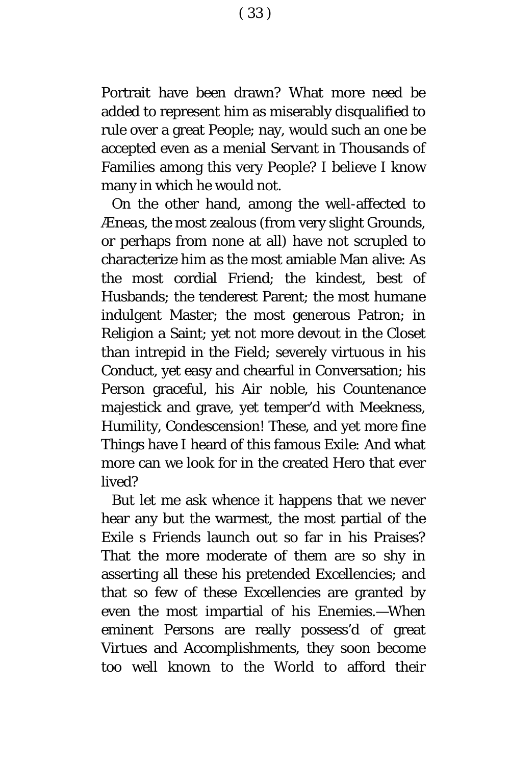Portrait have been drawn? What more need be added to represent him as miserably disqualified to rule over a great People; nay, would such an one be accepted even as a menial Servant in Thousands of Families among this very People? I believe I know many in which he would not.

On the other hand, among the well-affected to *Æneas*, the most zealous (from very slight Grounds, or perhaps from none at all) have not scrupled to characterize him as the most amiable Man alive: As the most cordial Friend; the kindest, best of Husbands; the tenderest Parent; the most humane indulgent Master; the most generous Patron; in Religion a Saint; yet not more devout in the Closet than intrepid in the Field; severely virtuous in his Conduct, yet easy and chearful in Conversation; his Person graceful, his Air noble, his Countenance majestick and grave, yet temper'd with Meekness, Humility, Condescension! These, and yet more fine Things have I heard of this famous Exile: And what more can we look for in the created Hero that ever lived?

But let me ask whence it happens that we never hear any but the warmest, the most partial of the Exile s Friends launch out so far in his Praises? That the more moderate of them are so shy in asserting all these his pretended Excellencies; and that so few of these Excellencies are granted by even the most impartial of his Enemies.—When eminent Persons are really possess'd of great Virtues and Accomplishments, they soon become too well known to the World to afford their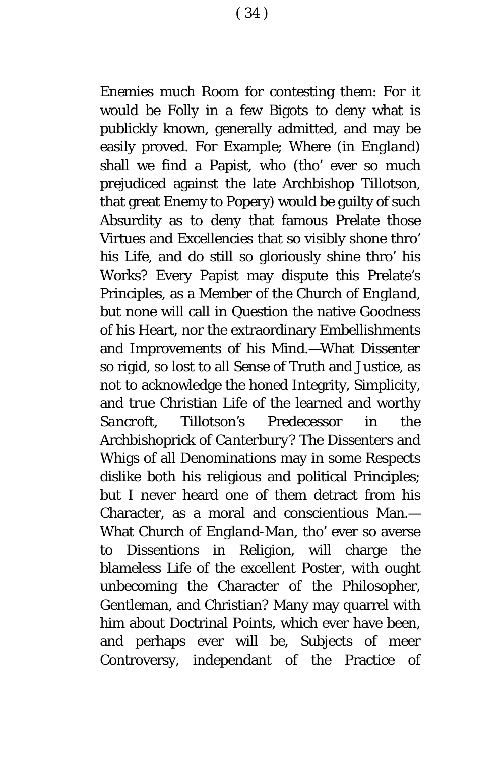Enemies much Room for contesting them: For it would be Folly in a few Bigots to deny what is publickly known, generally admitted, and may be easily proved. For Example; Where (in *England*) shall we find a Papist, who (tho' ever so much prejudiced against the late Archbishop Tillotson, that great Enemy to Popery) would be guilty of such Absurdity as to deny that famous Prelate those Virtues and Excellencies that so visibly shone thro' his Life, and do still so gloriously shine thro' his Works? Every Papist may dispute this Prelate's Principles, as a Member of the Church of *England*, but none will call in Question the native Goodness of his Heart, nor the extraordinary Embellishments and Improvements of his Mind.—What Dissenter so rigid, so lost to all Sense of Truth and Justice, as not to acknowledge the honed Integrity, Simplicity, and true Christian Life of the learned and worthy *Sancroft*, Tillotson's Predecessor in the Archbishoprick of *Canterbury*? The Dissenters and Whigs of all Denominations may in some Respects dislike both his religious and political Principles; but I never heard one of them detract from his Character, as a moral and conscientious Man.—What Church of *England-Man*, tho' ever so averse to Dissentions in Religion, will charge the blameless Life of the excellent Poster, with ought unbecoming the Character of the Philosopher, Gentleman, and Christian? Many may quarrel with him about Doctrinal Points, which ever have been, and perhaps ever will be, Subjects of meer Controversy, independant of the Practice of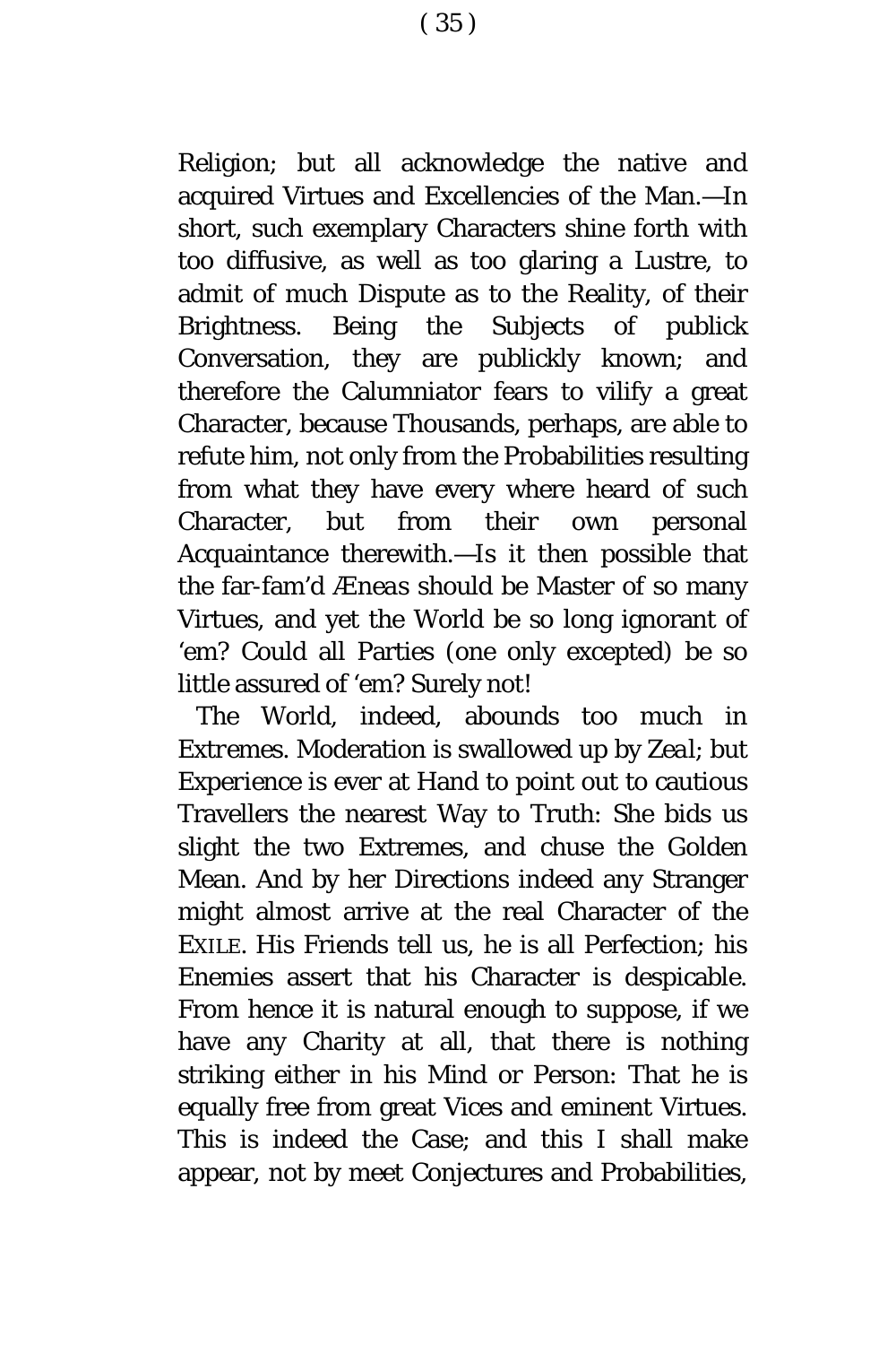Religion; but all acknowledge the native and acquired Virtues and Excellencies of the Man.—In short, such exemplary Characters shine forth with too diffusive, as well as too glaring a Lustre, to admit of much Dispute as to the Reality, of their Brightness. Being the Subjects of publick Conversation, they are publickly known; and therefore the Calumniator fears to vilify a great Character, because Thousands, perhaps, are able to refute him, not only from the Probabilities resulting from what they have every where heard of such Character, but from their own personal Acquaintance therewith.—Is it then possible that the far-fam'd *Æneas* should be Master of so many Virtues, and yet the World be so long ignorant of 'em? Could all Parties (one only excepted) be so little assured of 'em? Surely not!

The World, indeed, abounds too much in Extremes. Moderation is swallowed up by *Zeal*; but Experience is ever at Hand to point out to cautious Travellers the nearest Way to Truth: She bids us slight the two Extremes, and chuse the Golden Mean. And by her Directions indeed any Stranger might almost arrive at the real Character of the EXILE. His Friends tell us, he is all Perfection; his Enemies assert that his Character is despicable. From hence it is natural enough to suppose, if we have any Charity at all, that there is nothing striking either in his Mind or Person: That he is equally free from great Vices and eminent Virtues. This is indeed the Case; and this I shall make appear, not by meet Conjectures and Probabilities,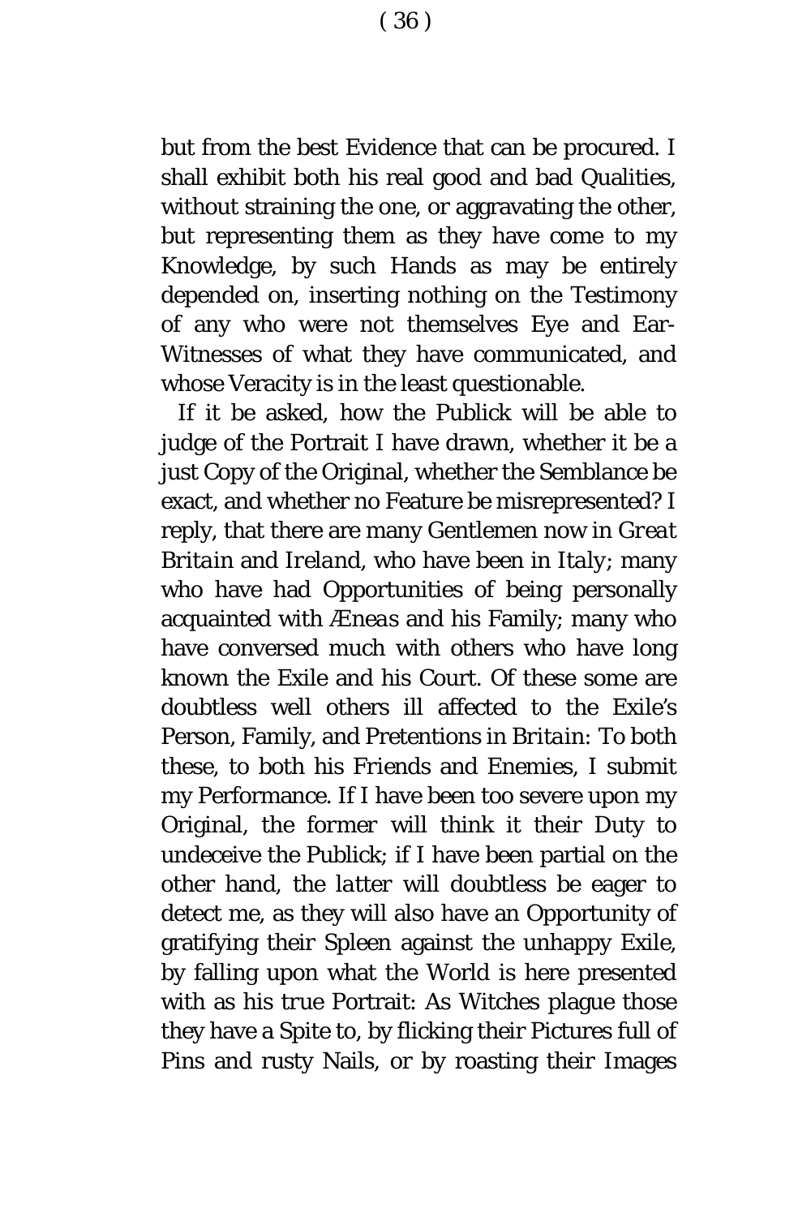but from the best Evidence that can be procured. I shall exhibit both his real good and bad Qualities, without straining the one, or aggravating the other, but representing them as they have come to my Knowledge, by such Hands as may be entirely depended on, inserting nothing on the Testimony of any who were not themselves Eye and Ear-Witnesses of what they have communicated, and whose Veracity is in the least questionable.

If it be asked, how the Publick will be able to judge of the Portrait I have drawn, whether it be a just Copy of the Original, whether the Semblance be exact, and whether no Feature be misrepresented? I reply, that there are many Gentlemen now in *Great Britain* and *Ireland*, who have been in *Italy*; many who have had Opportunities of being personally acquainted with *Æneas* and his Family; many who have conversed much with others who have long known the Exile and his Court. Of these some are doubtless well others ill affected to the Exile's Person, Family, and Pretentions in *Britain*: To both these, to both his Friends and Enemies, I submit my Performance. If I have been too severe upon my Original, the former will think it their Duty to undeceive the Publick; if I have been partial on the other hand, the latter will doubtless be eager to detect me, as they will also have an Opportunity of gratifying their Spleen against the unhappy Exile, by falling upon what the World is here presented with as his true Portrait: As Witches plague those they have a Spite to, by flicking their Pictures full of Pins and rusty Nails, or by roasting their Images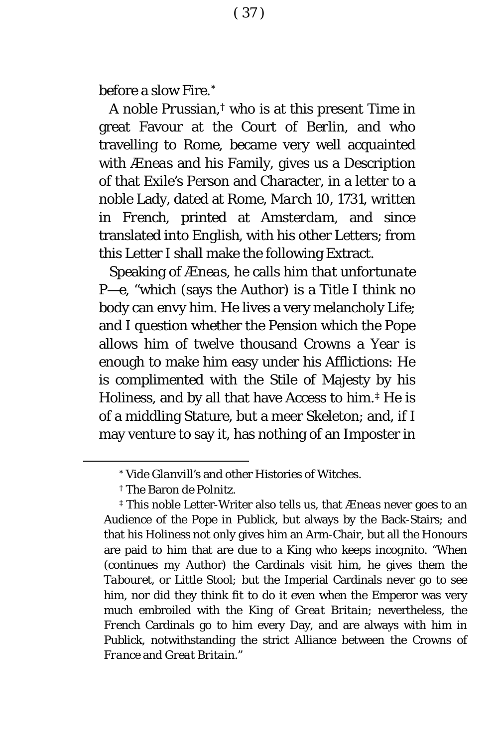before a slow Fire.[*]

A noble *Prussian*,[†] who is at this present Time in great Favour at the Court of Berlin, and who travelling to Rome, became very well acquainted with *Æneas* and his Family, gives us a Description of that Exile's Person and Character, in a letter to a noble Lady, dated at Rome, *March* 10, 1731, written in *French*, printed at *Amsterdam*, and since translated into English, with his other Letters; from this Letter I shall make the following Extract.

Speaking of *Æneas*, he calls him *that unfortunate* P—e, "which (says the Author) is a Title I think no body can envy him. He lives a very melancholy Life; and I question whether the Pension which the Pope allows him of twelve thousand Crowns a Year is enough to make him easy under his Afflictions: He is complimented with the Stile of Majesty by his Holiness, and by all that have Access to him.[‡] He is of a middling Stature, but a meer Skeleton; and, if I may venture to say it, has nothing of an Imposter in

---

[*] *Vide Glanvill's* and other Histories of Witches.

[†] The Baron de Polnitz.

[‡] This noble Letter-Writer also tells us, that *Æneas* never goes to an Audience of the Pope in Publick, but always by the Back-Stairs; and that his Holiness not only gives him an Arm-Chair, but all the Honours are paid to him that are due to a King who keeps incognito. "When (continues my Author) the Cardinals visit him, he gives them the *Tabouret*, or Little Stool; but the Imperial Cardinals never go to see him, nor did they think fit to do it even when the Emperor was very much embroiled with the King of *Great Britain*; nevertheless, the *French* Cardinals go to him every Day, and are always with him in Publick, notwithstanding the strict Alliance between the Crowns of *France* and *Great Britain*."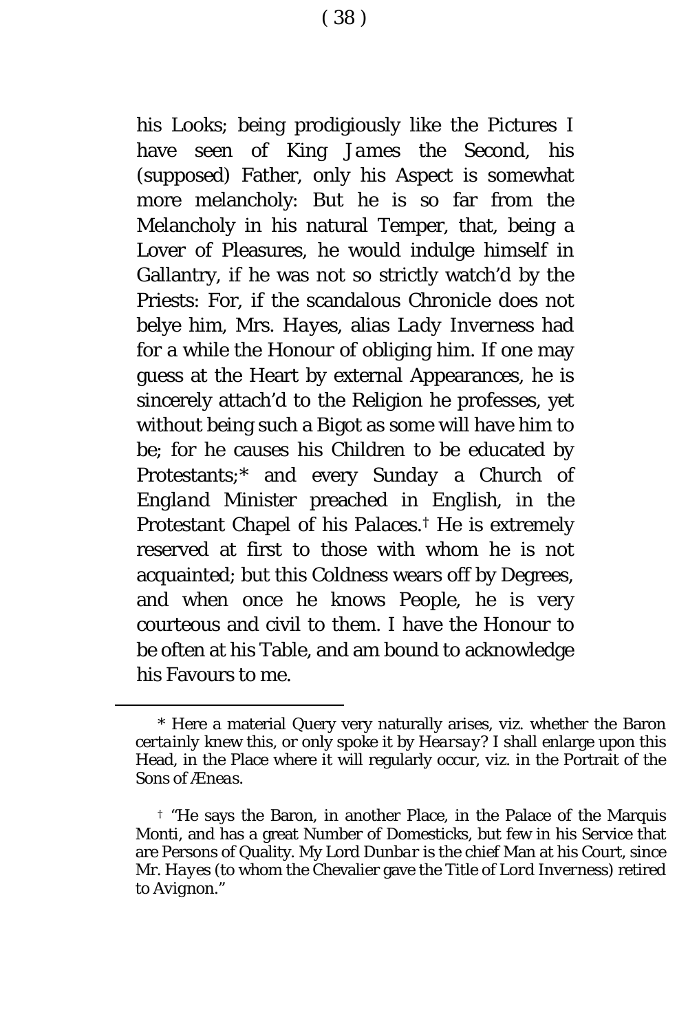his Looks; being prodigiously like the Pictures I have seen of King *James* the Second, his (supposed) Father, only his Aspect is somewhat more melancholy: But he is so far from the Melancholy in his natural Temper, that, being a Lover of Pleasures, he would indulge himself in Gallantry, if he was not so strictly watch'd by the Priests: For, if the scandalous Chronicle does not belye him, Mrs. *Hayes*, alias *Lady Inverness* had for a while the Honour of obliging him. If one may guess at the Heart by external Appearances, he is sincerely attach'd to the Religion he professes, yet without being such a Bigot as some will have him to be; for he causes his Children to be educated by Protestants;* and every *Sunday* a Church of *England* Minister preached in English, in the Protestant Chapel of his Palaces.† He is extremely reserved at first to those with whom he is not acquainted; but this Coldness wears off by Degrees, and when once he knows People, he is very courteous and civil to them. I have the Honour to be often at his Table, and am bound to acknowledge his Favours to me.

---

* Here a material Query very naturally arises, viz. whether the Baron *certainly* knew this, or only spoke it by *Hearsay*? I shall enlarge upon this Head, in the Place where it will regularly occur, viz. in the Portrait of the Sons of *Æneas*.

† "He says the Baron, in another Place, in the Palace of the Marquis Monti, and has a great Number of Domesticks, but few in his Service that are Persons of Quality. My Lord *Dunbar* is the chief Man at his Court, since Mr. *Hayes* (to whom the Chevalier gave the Title of *Lord Inverness*) retired to Avignon."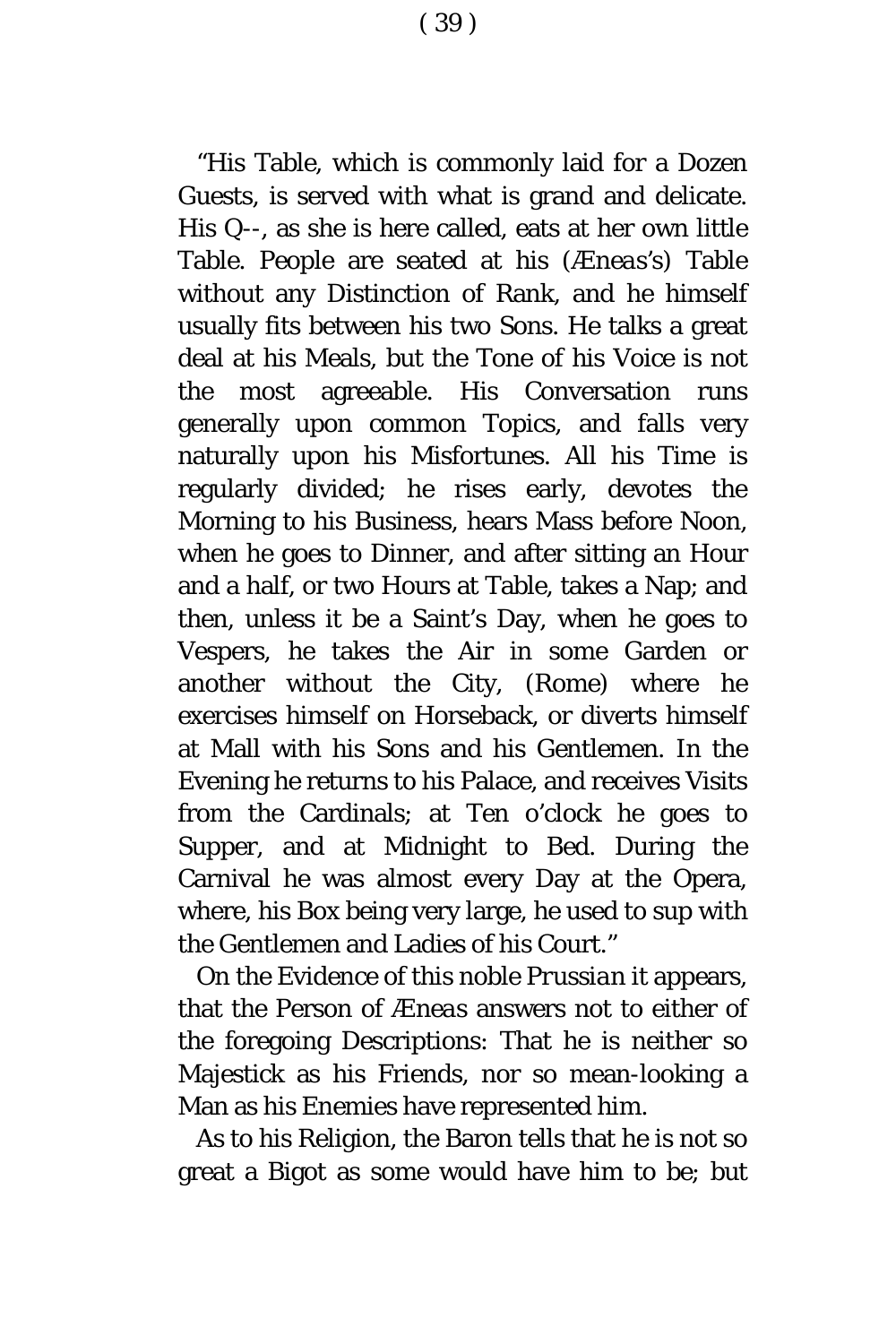"His Table, which is commonly laid for a Dozen Guests, is served with what is grand and delicate. His Q--, as she is here called, eats at her own little Table. People are seated at his (*Æneas's*) Table without any Distinction of Rank, and he himself usually fits between his two Sons. He talks a great deal at his Meals, but the Tone of his Voice is not the most agreeable. His Conversation runs generally upon common Topics, and falls very naturally upon his Misfortunes. All his Time is regularly divided; he rises early, devotes the Morning to his Business, hears Mass before Noon, when he goes to Dinner, and after sitting an Hour and a half, or two Hours at Table, takes a Nap; and then, unless it be a Saint's Day, when he goes to Vespers, he takes the Air in some Garden or another without the City, (Rome) where he exercises himself on Horseback, or diverts himself at Mall with his Sons and his Gentlemen. In the Evening he returns to his Palace, and receives Visits from the Cardinals; at Ten o'clock he goes to Supper, and at Midnight to Bed. During the Carnival he was almost every Day at the Opera, where, his Box being very large, he used to sup with the Gentlemen and Ladies of his Court."

On the Evidence of this noble *Prussian* it appears, that the Person of *Æneas* answers not to either of the foregoing Descriptions: That he is neither so Majestick as his Friends, nor so mean-looking a Man as his Enemies have represented him.

As to his Religion, the Baron tells that he is not so great a Bigot as some would have him to be; but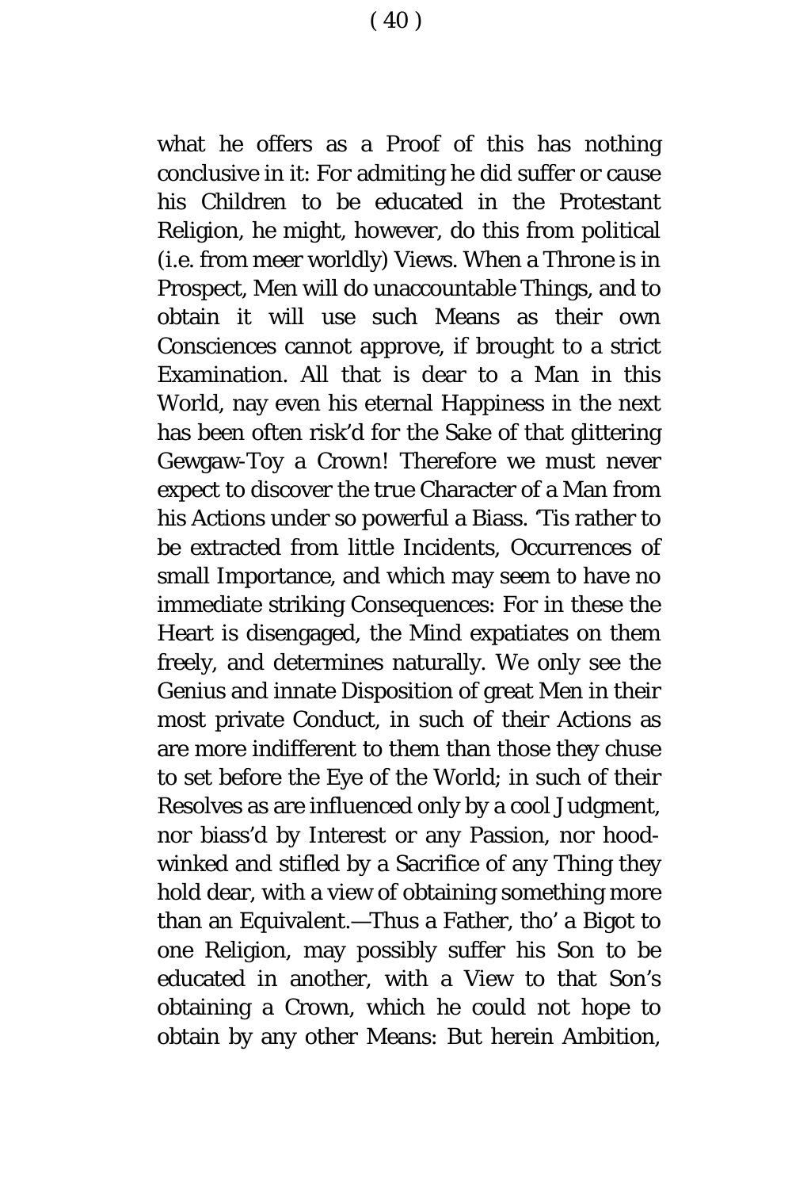what he offers as a Proof of this has nothing conclusive in it: For admiting he did suffer or cause his Children to be educated in the Protestant Religion, he might, however, do this from political (i.e. from meer worldly) Views. When a Throne is in Prospect, Men will do unaccountable Things, and to obtain it will use such Means as their own Consciences cannot approve, if brought to a strict Examination. All that is dear to a Man in this World, nay even his eternal Happiness in the next has been often risk'd for the Sake of that glittering Gewgaw-Toy a Crown! Therefore we must never expect to discover the true Character of a Man from his Actions under so powerful a Biass. 'Tis rather to be extracted from little Incidents, Occurrences of small Importance, and which may seem to have no immediate striking Consequences: For in these the Heart is disengaged, the Mind expatiates on them freely, and determines naturally. We only see the Genius and innate Disposition of great Men in their most private Conduct, in such of their Actions as are more indifferent to them than those they chuse to set before the Eye of the World; in such of their Resolves as are influenced only by a cool Judgment, nor biass'd by Interest or any Passion, nor hood-winked and stifled by a Sacrifice of any Thing they hold dear, with a view of obtaining something more than an Equivalent.—Thus a Father, tho' a Bigot to one Religion, may possibly suffer his Son to be educated in another, with a View to that Son's obtaining a Crown, which he could not hope to obtain by any other Means: But herein Ambition,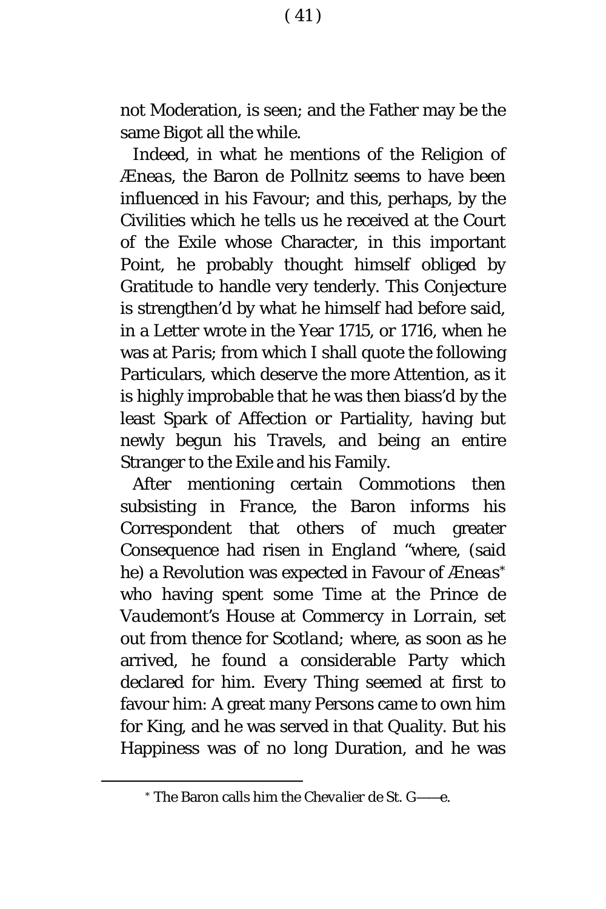not Moderation, is seen; and the Father may be the same Bigot all the while.

Indeed, in what he mentions of the Religion of *Æneas*, the Baron de Pollnitz seems to have been influenced in his Favour; and this, perhaps, by the Civilities which he tells us he received at the Court of the Exile whose Character, in this important Point, he probably thought himself obliged by Gratitude to handle very tenderly. This Conjecture is strengthen'd by what he himself had before said, in a Letter wrote in the Year 1715, or 1716, when he was at *Paris*; from which I shall quote the following Particulars, which deserve the more Attention, as it is highly improbable that he was then biass'd by the least Spark of Affection or Partiality, having but newly begun his Travels, and being an entire Stranger to the Exile and his Family.

After mentioning certain Commotions then subsisting in *France*, the Baron informs his Correspondent that others of much greater Consequence had risen in *England* "where, (said he) a Revolution was expected in Favour of *Æneas*\* who having spent some Time at the Prince de *Vaudemont's* House at *Commercy* in *Lorrain*, set out from thence for *Scotland*; where, as soon as he arrived, he found a considerable Party which declared for him. Every Thing seemed at first to favour him: A great many Persons came to own him for King, and he was served in that Quality. But his Happiness was of no long Duration, and he was

---

\* The Baron calls him the *Chevalier de St. G——e.*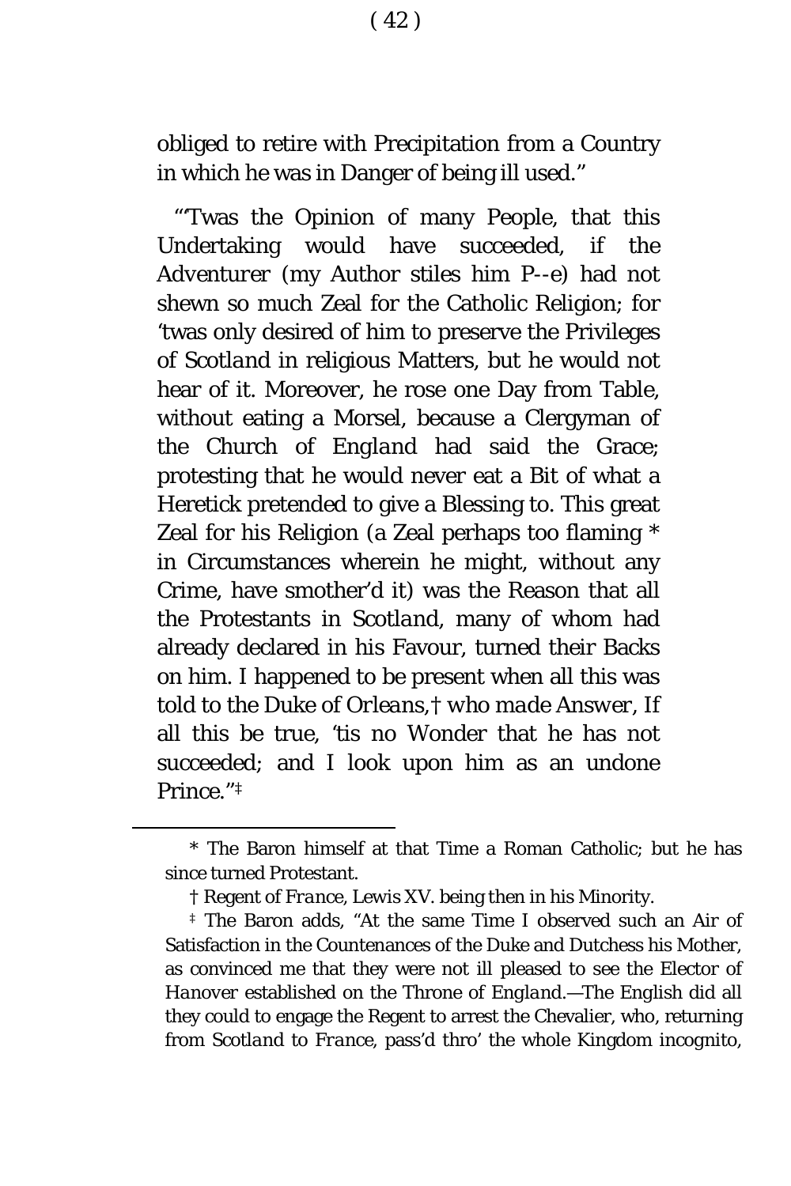obliged to retire with Precipitation from a Country in which he was in Danger of being ill used."

"'Twas the Opinion of many People, that this Undertaking would have succeeded, if the Adventurer (my Author stiles him P--e) had not shewn so much Zeal for the Catholic Religion; for 'twas only desired of him to preserve the Privileges of *Scotland* in religious Matters, but he would not hear of it. Moreover, he rose one Day from Table, without eating a Morsel, because a Clergyman of the Church of *England* had said the Grace; protesting that he would never eat a Bit of what a Heretick pretended to give a Blessing to. This great Zeal for his Religion (a Zeal perhaps too flaming * in Circumstances wherein he might, without any Crime, have smother'd it) was the Reason that all the Protestants in *Scotland*, many of whom had already declared in his Favour, turned their Backs on him. I happened to be present when all this was told to the Duke of *Orleans*,† *who made Answer*, If all this be true, 'tis no Wonder that he has not succeeded; and I look upon him as an undone Prince."‡

---

\* The Baron himself at that Time a Roman Catholic; but he has since turned Protestant.

† Regent of *France*, Lewis XV. being then in his Minority.

‡ The Baron adds, "At the same Time I observed such an Air of Satisfaction in the Countenances of the Duke and Dutchess his Mother, as convinced me that they were not ill pleased to see the Elector of *Hanover* established on the Throne of *England*.—The English did all they could to engage the Regent to arrest the Chevalier, who, returning from *Scotland* to *France*, pass'd thro' the whole Kingdom incognito,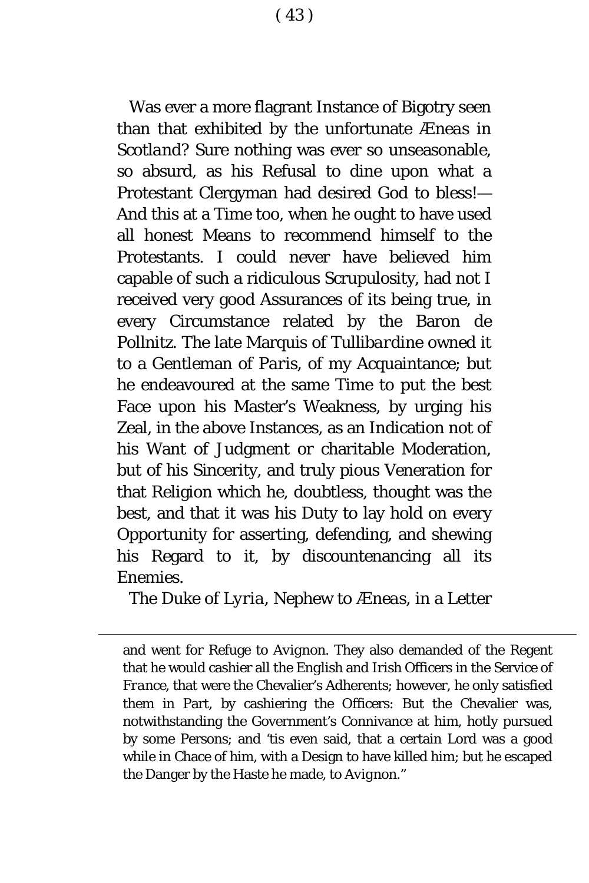Was ever a more flagrant Instance of Bigotry seen than that exhibited by the unfortunate *Æneas* in *Scotland*? Sure nothing was ever so unseasonable, so absurd, as his Refusal to dine upon what a Protestant Clergyman had desired God to bless!—And this at a Time too, when he ought to have used all honest Means to recommend himself to the Protestants. I could never have believed him capable of such a ridiculous Scrupulosity, had not I received very good Assurances of its being true, in every Circumstance related by the Baron de Pollnitz. The late Marquis of *Tullibardine* owned it to a Gentleman of *Paris*, of my Acquaintance; but he endeavoured at the same Time to put the best Face upon his Master's Weakness, by urging his Zeal, in the above Instances, as an Indication not of his Want of Judgment or charitable Moderation, but of his Sincerity, and truly pious Veneration for that Religion which he, doubtless, thought was the best, and that it was his Duty to lay hold on every Opportunity for asserting, defending, and shewing his Regard to it, by discountenancing all its Enemies.

The Duke of *Lyria*, Nephew to *Æneas*, in a Letter

---

and went for Refuge to Avignon. They also demanded of the Regent that he would cashier all the English and Irish Officers in the Service of *France*, that were the Chevalier's Adherents; however, he only satisfied them in Part, by cashiering the Officers: But the Chevalier was, notwithstanding the Government's Connivance at him, hotly pursued by some Persons; and 'tis even said, that a certain Lord was a good while in Chace of him, with a Design to have killed him; but he escaped the Danger by the Haste he made, to Avignon."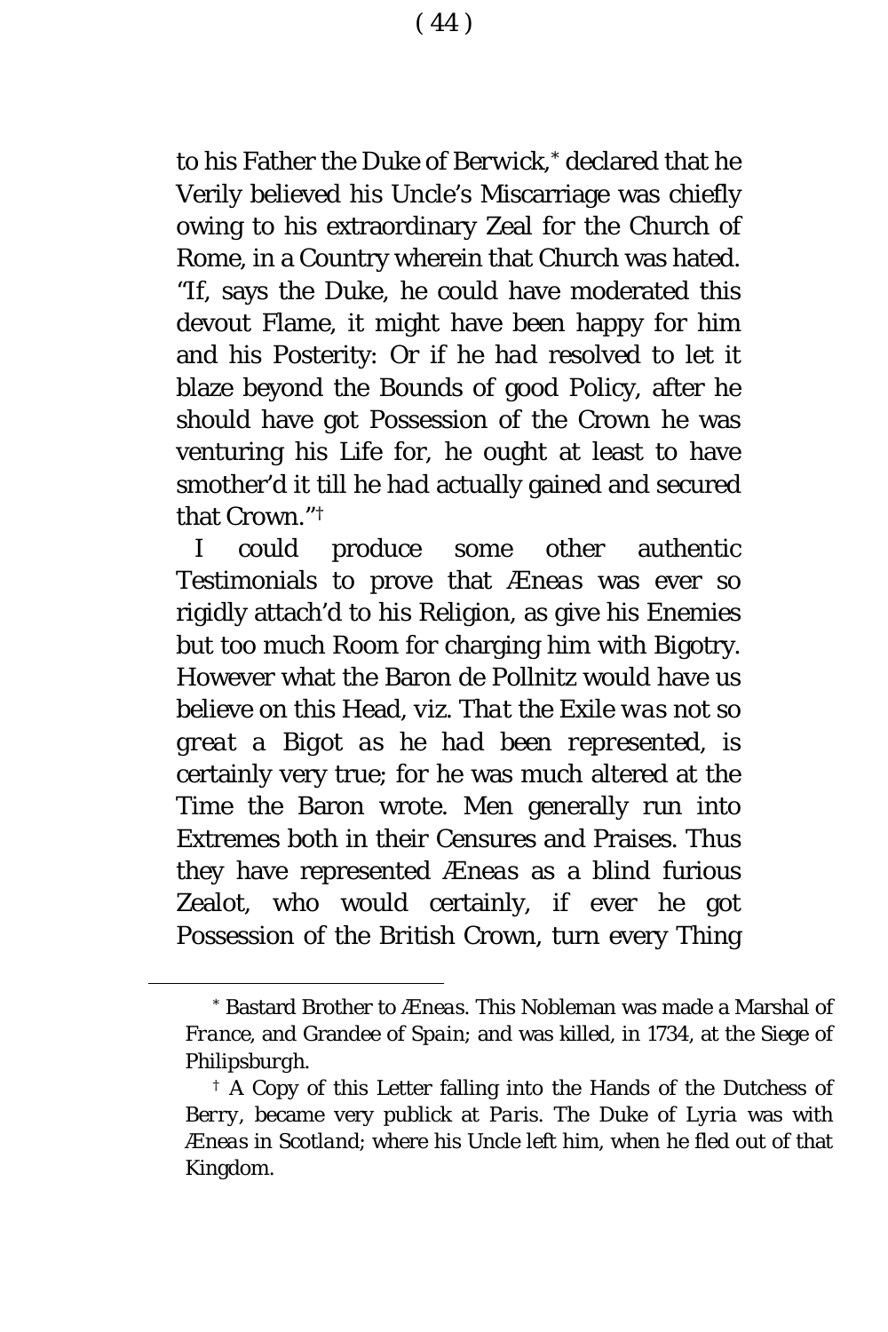to his Father the Duke of Berwick,[*] declared that he Verily believed his Uncle's Miscarriage was chiefly owing to his extraordinary Zeal for the Church of Rome, in a Country wherein that Church was hated. "If, says the Duke, he could have moderated this devout Flame, it might have been happy for him and his Posterity: Or if he had resolved to let it blaze beyond the Bounds of good Policy, after he should have got Possession of the Crown he was venturing his Life for, he ought at least to have smother'd it till he had actually gained and secured that Crown."[†]

I could produce some other authentic Testimonials to prove that *Æneas* was ever so rigidly attach'd to his Religion, as give his Enemies but too much Room for charging him with Bigotry. However what the Baron de Pollnitz would have us believe on this Head, viz. *That the Exile was not so great a Bigot as he had been represented*, is certainly very true; for he was much altered at the Time the Baron wrote. Men generally run into Extremes both in their Censures and Praises. Thus they have represented *Æneas* as a blind furious Zealot, who would certainly, if ever he got Possession of the British Crown, turn every Thing

---

[*] Bastard Brother to *Æneas*. This Nobleman was made a Marshal of *France*, and Grandee of *Spain*; and was killed, in 1734, at the Siege of *Philipsburgh*.

[†] A Copy of this Letter falling into the Hands of the Dutchess of Berry, became very publick at *Paris*. The Duke of *Lyria* was with *Æneas* in *Scotland*; where his Uncle left him, when he fled out of that Kingdom.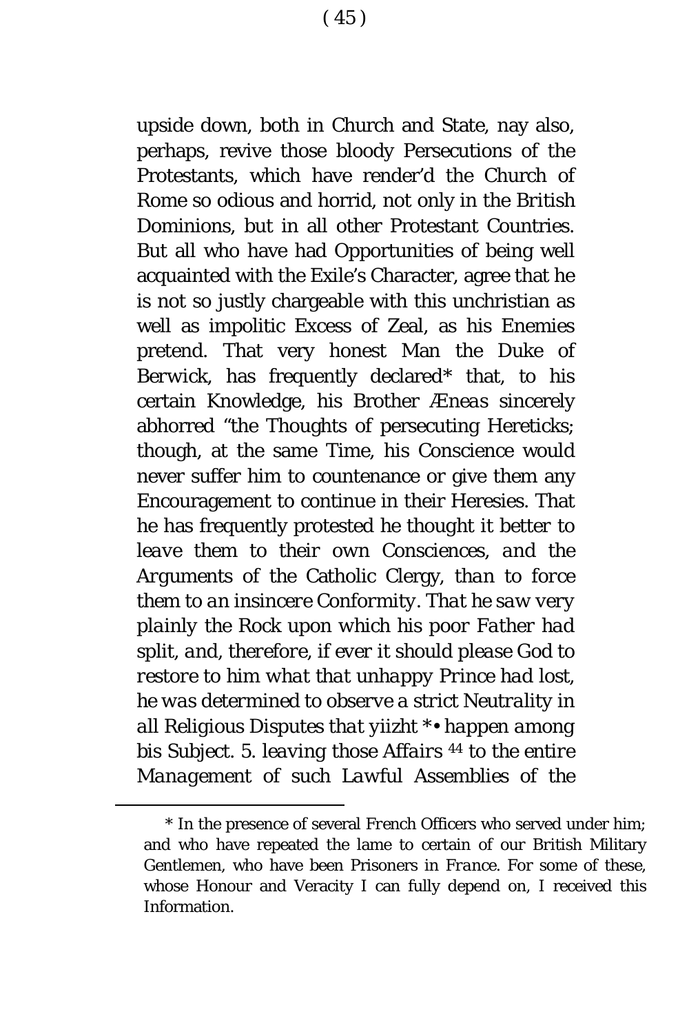upside down, both in Church and State, nay also, perhaps, revive those bloody Persecutions of the Protestants, which have render'd the Church of Rome so odious and horrid, not only in the British Dominions, but in all other Protestant Countries. But all who have had Opportunities of being well acquainted with the Exile's Character, agree that he is not so justly chargeable with this unchristian as well as impolitic Excess of Zeal, as his Enemies pretend. That very honest Man the Duke of Berwick, has frequently declared* that, to his certain Knowledge, his Brother *Æneas* sincerely abhorred "the Thoughts of persecuting Hereticks; though, at the same Time, his Conscience would never suffer him to countenance or give them any Encouragement to continue in their Heresies. That he has frequently protested he thought it better to *leave them to their own Consciences, and the Arguments of the Catholic Clergy, than to force them to an insincere Conformity. That he saw very plainly the Rock upon which his poor Father had split, and, therefore, if ever it should please God to restore to him what that unhappy Prince had lost, he was determined to observe a strict Neutrality in all Religious Disputes that yiizht *• happen among bis Subject. 5. leaving those Affairs* 44 to the entire *Management of such Lawful Assemblies of the*

---

\* In the presence of several *French* Officers who served under him; and who have repeated the lame to certain of our British Military Gentlemen, who have been Prisoners in *France*. For some of these, whose Honour and Veracity I can fully depend on, I received this Information.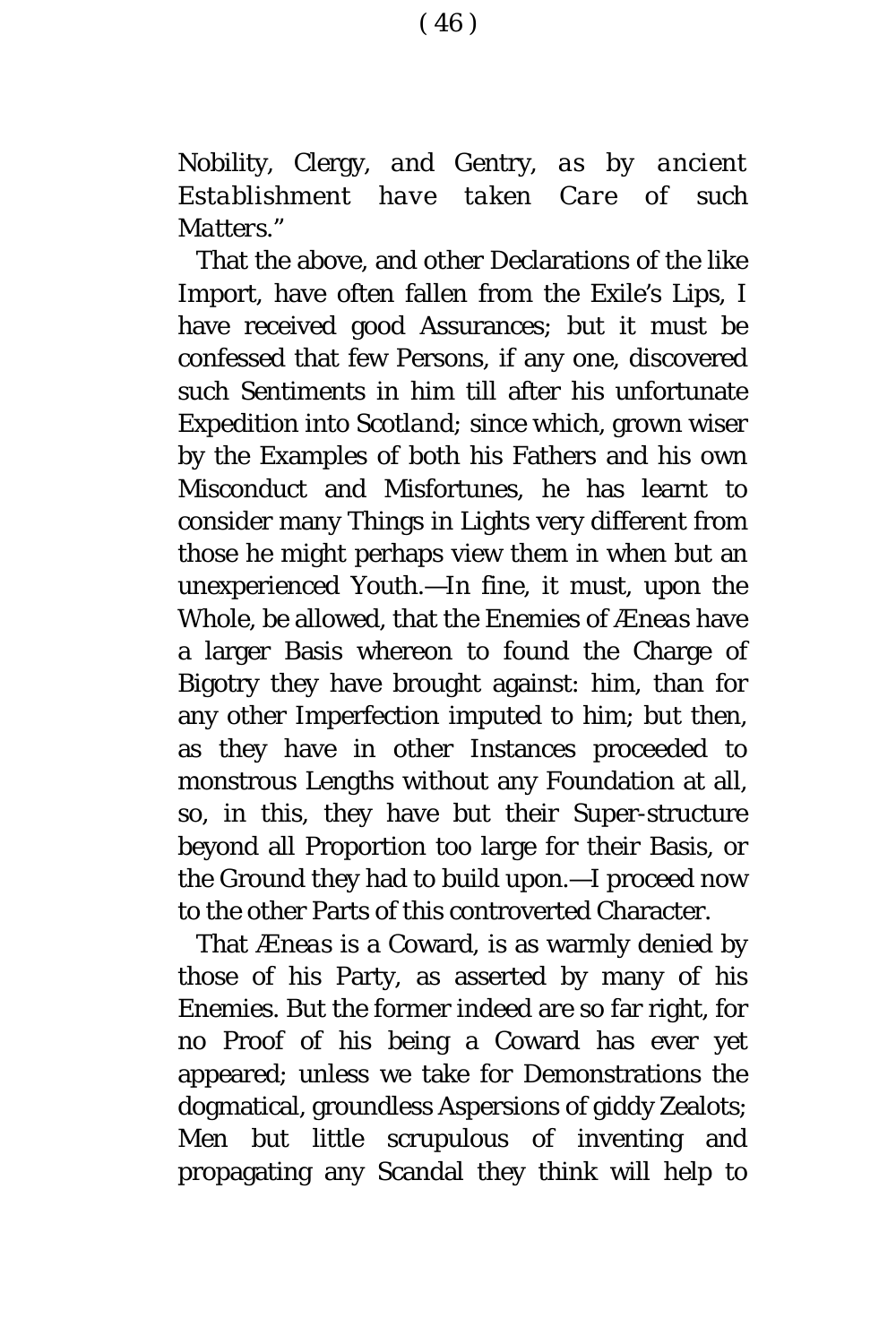Nobility, Clergy, and Gentry, *as by ancient Establishment have taken Care of such Matters*."

That the above, and other Declarations of the like Import, have often fallen from the Exile's Lips, I have received good Assurances; but it must be confessed that few Persons, if any one, discovered such Sentiments in him till after his unfortunate Expedition into *Scotland*; since which, grown wiser by the Examples of both his Fathers and his own Misconduct and Misfortunes, he has learnt to consider many Things in Lights very different from those he might perhaps view them in when but an unexperienced Youth.—In fine, it must, upon the Whole, be allowed, that the Enemies of *Æneas* have a larger Basis whereon to found the Charge of Bigotry they have brought against: him, than for any other Imperfection imputed to him; but then, as they have in other Instances proceeded to monstrous Lengths without any Foundation at all, so, in this, they have but their Super-structure beyond all Proportion too large for their Basis, or the Ground they had to build upon.—I proceed now to the other Parts of this controverted Character.

That *Æneas* is a Coward, is as warmly denied by those of his Party, as asserted by many of his Enemies. But the former indeed are so far right, for no Proof of his being a Coward has ever yet appeared; unless we take for Demonstrations the dogmatical, groundless Aspersions of giddy Zealots; Men but little scrupulous of inventing and propagating any Scandal they think will help to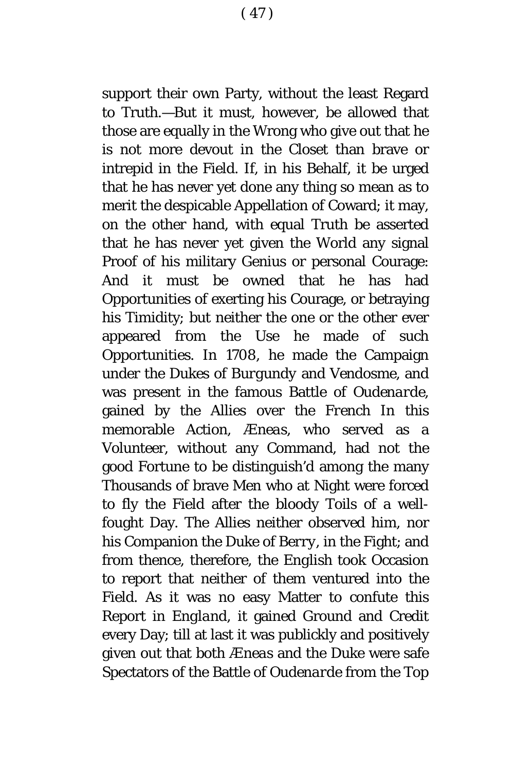support their own Party, without the least Regard to Truth.—But it must, however, be allowed that those are equally in the Wrong who give out that he is not more devout in the Closet than brave or intrepid in the Field. If, in his Behalf, it be urged that he has never yet done any thing so mean as to merit the despicable Appellation of Coward; it may, on the other hand, with equal Truth be asserted that he has never yet given the World any signal Proof of his military Genius or personal Courage: And it must be owned that he has had Opportunities of exerting his Courage, or betraying his Timidity; but neither the one or the other ever appeared from the Use he made of such Opportunities. In 1708, he made the Campaign under the Dukes of *Burgundy* and *Vendosme*, and was present in the famous Battle of *Oudenarde*, gained by the Allies over the French In this memorable Action, *Æneas*, who served as a Volunteer, without any Command, had not the good Fortune to be distinguish'd among the many Thousands of brave Men who at Night were forced to fly the Field after the bloody Toils of a well-fought Day. The Allies neither observed him, nor his Companion the Duke of *Berry*, in the Fight; and from thence, therefore, the English took Occasion to report that neither of them ventured into the Field. As it was no easy Matter to confute this Report in *England*, it gained Ground and Credit every Day; till at last it was publickly and positively given out that both *Æneas* and the Duke were safe Spectators of the Battle of *Oudenarde* from the Top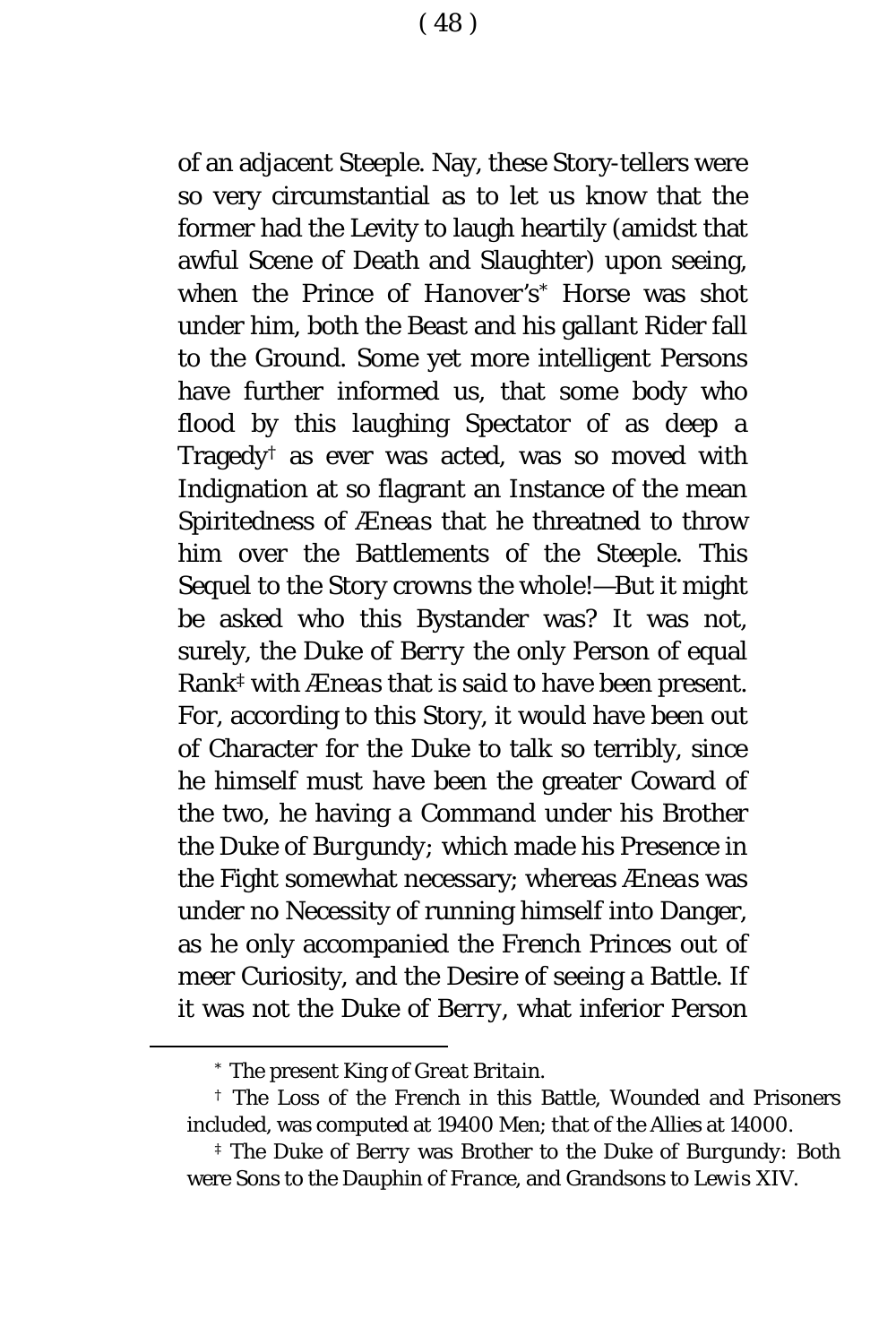of an adjacent Steeple. Nay, these Story-tellers were so very circumstantial as to let us know that the former had the Levity to laugh heartily (amidst that awful Scene of Death and Slaughter) upon seeing, when the Prince of *Hanover's*[*] Horse was shot under him, both the Beast and his gallant Rider fall to the Ground. Some yet more intelligent Persons have further informed us, that some body who flood by this laughing Spectator of as deep a Tragedy[†] as ever was acted, was so moved with Indignation at so flagrant an Instance of the mean Spiritedness of *Æneas* that he threatned to throw him over the Battlements of the Steeple. This Sequel to the Story crowns the whole!—But it might be asked who this Bystander was? It was not, surely, the Duke of *Berry* the only Person of equal Rank[‡] with *Æneas* that is said to have been present. For, according to this Story, it would have been out of Character for the Duke to talk so terribly, since he himself must have been the greater Coward of the two, he having a Command under his Brother the Duke of *Burgundy*; which made his Presence in the Fight somewhat necessary; whereas *Æneas* was under no Necessity of running himself into Danger, as he only accompanied the French Princes out of meer Curiosity, and the Desire of seeing a Battle. If it was not the Duke of *Berry*, what inferior Person

---

[*] The present King of *Great Britain*.

[†] The Loss of the French in this Battle, Wounded and Prisoners included, was computed at 19400 Men; that of the Allies at 14000.

[‡] The Duke of *Berry* was Brother to the Duke of *Burgundy*: Both were Sons to the Dauphin of *France*, and Grandsons to *Lewis* XIV.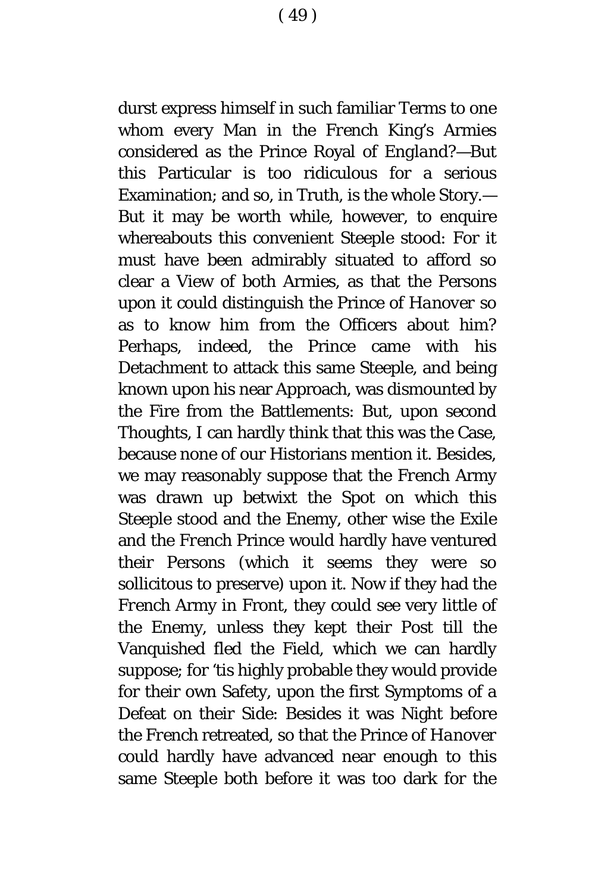durst express himself in such familiar Terms to one whom every Man in the *French* King's Armies considered as the Prince Royal of *England*?—But this Particular is too ridiculous for a serious Examination; and so, in Truth, is the whole Story.—But it may be worth while, however, to enquire whereabouts this convenient Steeple stood: For it must have been admirably situated to afford so clear a View of both Armies, as that the Persons upon it could distinguish the Prince of *Hanover* so as to know him from the Officers about him? Perhaps, indeed, the Prince came with his Detachment to attack this same Steeple, and being known upon his near Approach, was dismounted by the Fire from the Battlements: But, upon second Thoughts, I can hardly think that this was the Case, because none of our Historians mention it. Besides, we may reasonably suppose that the *French* Army was drawn up betwixt the Spot on which this Steeple stood and the Enemy, other wise the Exile and the *French* Prince would hardly have ventured their Persons (which it seems they were so sollicitous to preserve) upon it. Now if they had the *French* Army in Front, they could see very little of the Enemy, unless they kept their Post till the Vanquished fled the Field, which we can hardly suppose; for 'tis highly probable they would provide for their own Safety, upon the first Symptoms of a Defeat on their Side: Besides it was Night before the *French* retreated, so that the Prince of *Hanover* could hardly have advanced near enough to this same Steeple both before it was too dark for the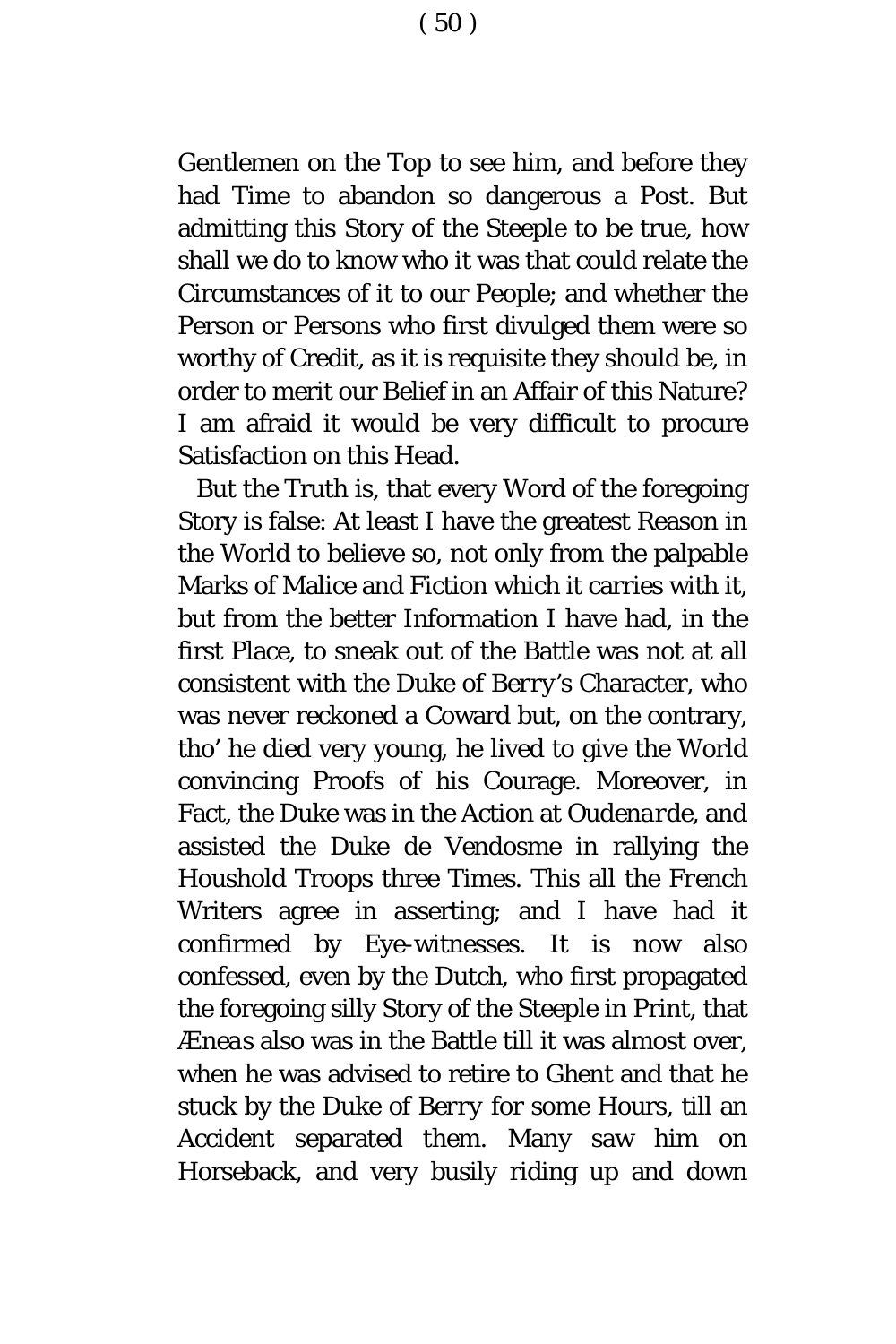Gentlemen on the Top to see him, and before they had Time to abandon so dangerous a Post. But admitting this Story of the Steeple to be true, how shall we do to know who it was that could relate the Circumstances of it to our People; and whether the Person or Persons who first divulged them were so worthy of Credit, as it is requisite they should be, in order to merit our Belief in an Affair of this Nature? I am afraid it would be very difficult to procure Satisfaction on this Head.

But the Truth is, that every Word of the foregoing Story is false: At least I have the greatest Reason in the World to believe so, not only from the palpable Marks of Malice and Fiction which it carries with it, but from the better Information I have had, in the first Place, to sneak out of the Battle was not at all consistent with the Duke of Berry's Character, who was never reckoned a Coward but, on the contrary, tho' he died very young, he lived to give the World convincing Proofs of his Courage. Moreover, in Fact, the Duke was in the Action at *Oudenarde*, and assisted the Duke de Vendosme in rallying the Houshold Troops three Times. This all the *French* Writers agree in asserting; and I have had it confirmed by Eye-witnesses. It is now also confessed, even by the Dutch, who first propagated the foregoing silly Story of the Steeple in Print, that *Æneas* also was in the Battle till it was almost over, when he was advised to retire to Ghent and that he stuck by the Duke of Berry for some Hours, till an Accident separated them. Many saw him on Horseback, and very busily riding up and down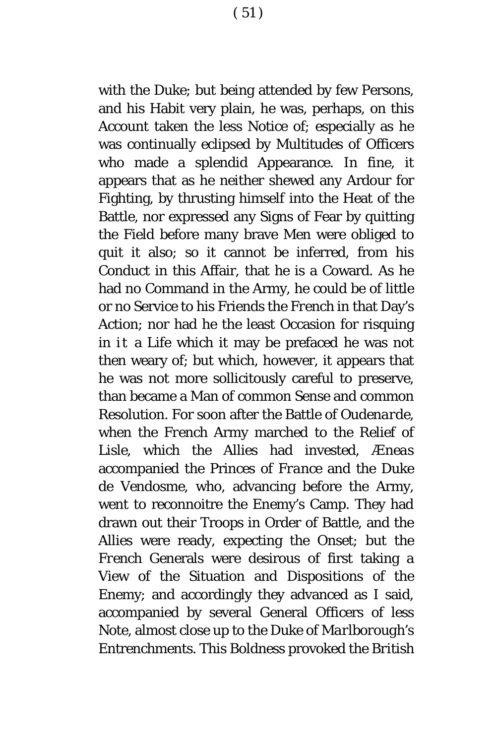with the Duke; but being attended by few Persons, and his Habit very plain, he was, perhaps, on this Account taken the less Notice of; especially as he was continually eclipsed by Multitudes of Officers who made a splendid Appearance. In fine, it appears that as he neither shewed any Ardour for Fighting, by thrusting himself into the Heat of the Battle, nor expressed any Signs of Fear by quitting the Field before many brave Men were obliged to quit it also; so it cannot be inferred, from his Conduct in this Affair, that he is a Coward. As he had no Command in the Army, he could be of little or no Service to his Friends the *French* in that Day's Action; nor had he the least Occasion for risquing in *it* a Life which it may be prefaced he was not then weary of; but which, however, it appears that he was not more sollicitously careful to preserve, than became a Man of common Sense and common Resolution. For soon after the Battle of *Oudenarde*, when the *French* Army marched to the Relief of *Lisle*, which the Allies had invested, *Æneas* accompanied the Princes of *France* and the Duke de *Vendosme*, who, advancing before the Army, went to reconnoitre the Enemy's Camp. They had drawn out their Troops in Order of Battle, and the Allies were ready, expecting the Onset; but the *French* Generals were desirous of first taking a View of the Situation and Dispositions of the Enemy; and accordingly they advanced as I said, accompanied by several General Officers of less Note, almost close up to the Duke of *Marlborough's* Entrenchments. This Boldness provoked the *British*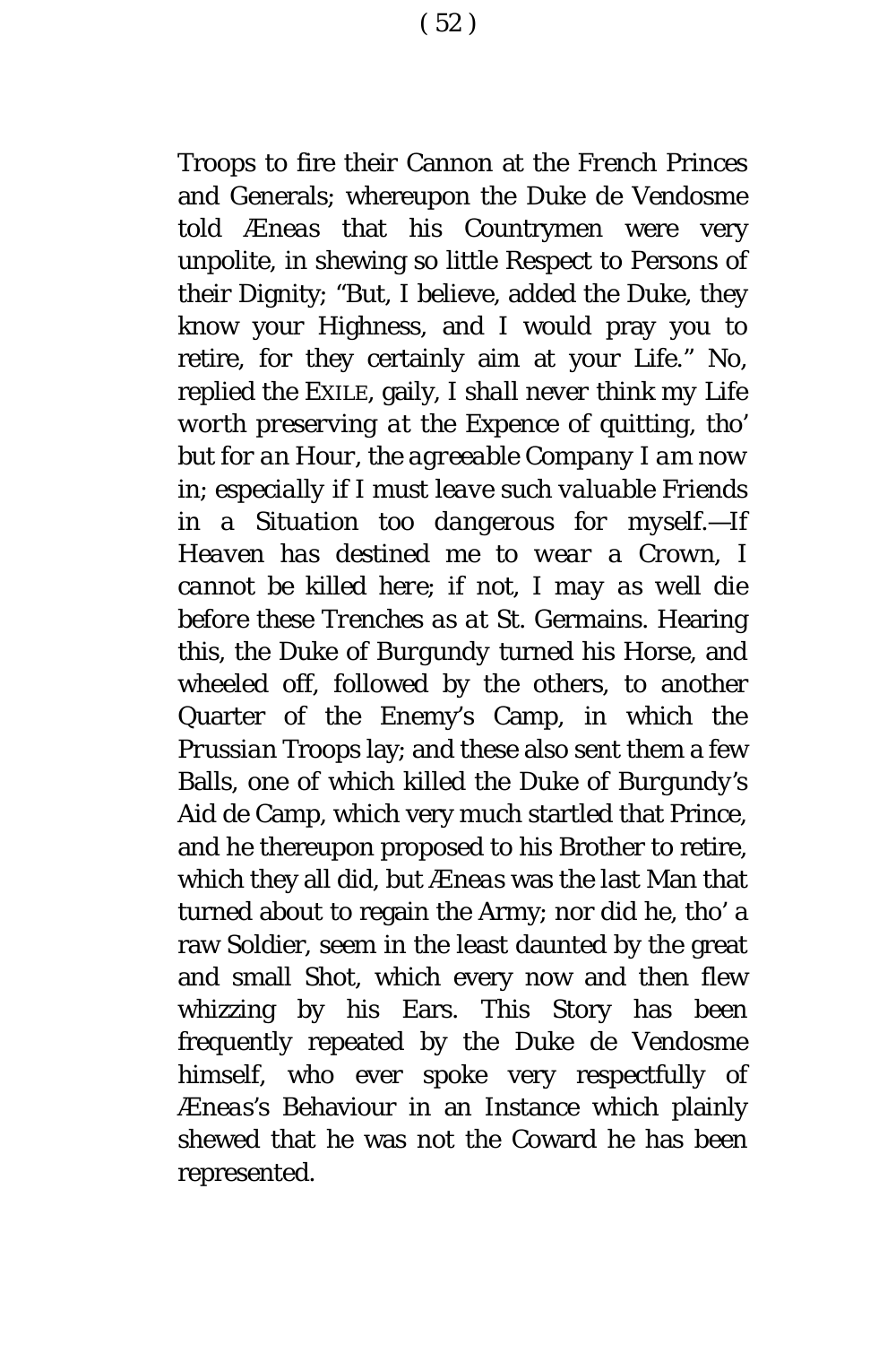Troops to fire their Cannon at the *French* Princes and Generals; whereupon the Duke de *Vendosme* told *Æneas* that his Countrymen were very unpolite, in shewing so little Respect to Persons of their Dignity; "But, I believe, added the Duke, they know your Highness, and I would pray you to retire, for they certainly aim at your Life." No, replied the EXILE, gaily, *I shall never think my Life worth preserving at the Expence of quitting, tho' but for an Hour, the agreeable Company I am now in; especially if I must leave such valuable Friends in a Situation too dangerous for myself.—If Heaven has destined me to wear a Crown, I cannot be killed here; if not, I may as well die before these Trenches as at St. Germains.* Hearing this, the Duke of *Burgundy* turned his Horse, and wheeled off, followed by the others, to another Quarter of the Enemy's Camp, in which the *Prussian* Troops lay; and these also sent them a few Balls, one of which killed the Duke of *Burgundy*'s Aid de Camp, which very much startled that Prince, and he thereupon proposed to his Brother to retire, which they all did, but *Æneas* was the last Man that turned about to regain the Army; nor did he, tho' a raw Soldier, seem in the least daunted by the great and small Shot, which every now and then flew whizzing by his Ears. This Story has been frequently repeated by the Duke de *Vendosme* himself, who ever spoke very respectfully of *Æneas*'s Behaviour in an Instance which plainly shewed that he was not the Coward he has been represented.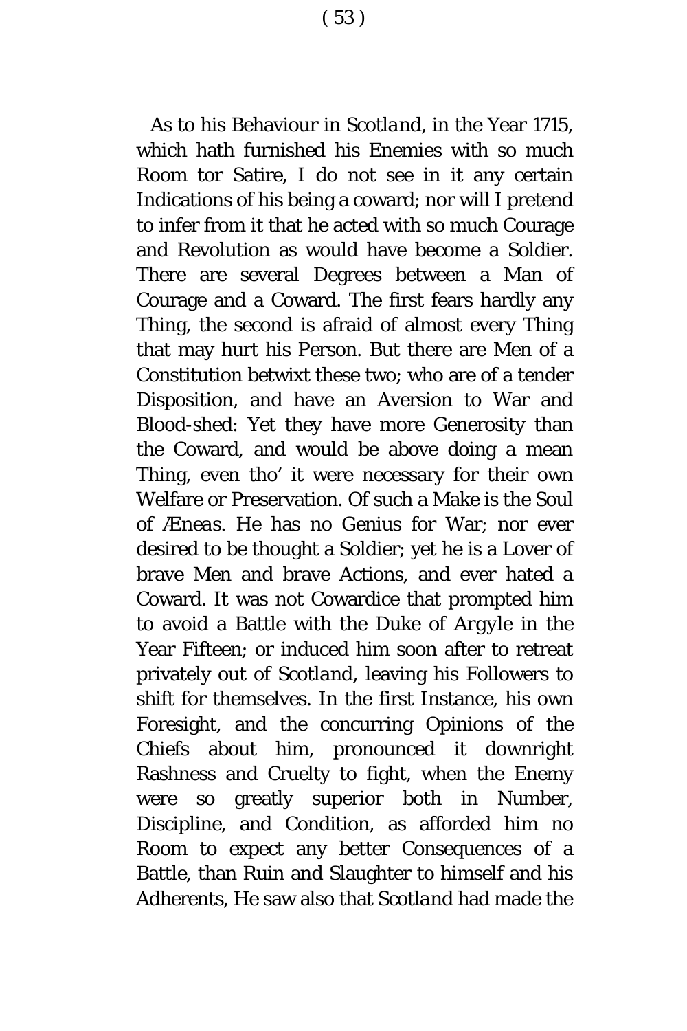As to his Behaviour in *Scotland*, in the Year 1715, which hath furnished his Enemies with so much Room tor Satire, I do not see in it any certain Indications of his being a coward; nor will I pretend to infer from it that he acted with so much Courage and Revolution as would have become a Soldier. There are several Degrees between a Man of Courage and a Coward. The first fears hardly any Thing, the second is afraid of almost every Thing that may hurt his Person. But there are Men of a Constitution betwixt these two; who are of a tender Disposition, and have an Aversion to War and Blood-shed: Yet they have more Generosity than the Coward, and would be above doing a mean Thing, even tho' it were necessary for their own Welfare or Preservation. Of such a Make is the Soul of *Æneas*. He has no Genius for War; nor ever desired to be thought a Soldier; yet he is a Lover of brave Men and brave Actions, and ever hated a Coward. It was not Cowardice that prompted him to avoid a Battle with the Duke of *Argyle* in the Year Fifteen; or induced him soon after to retreat privately out of *Scotland*, leaving his Followers to shift for themselves. In the first Instance, his own Foresight, and the concurring Opinions of the Chiefs about him, pronounced it downright Rashness and Cruelty to fight, when the Enemy were so greatly superior both in Number, Discipline, and Condition, as afforded him no Room to expect any better Consequences of a Battle, than Ruin and Slaughter to himself and his Adherents, He saw also that *Scotland* had made the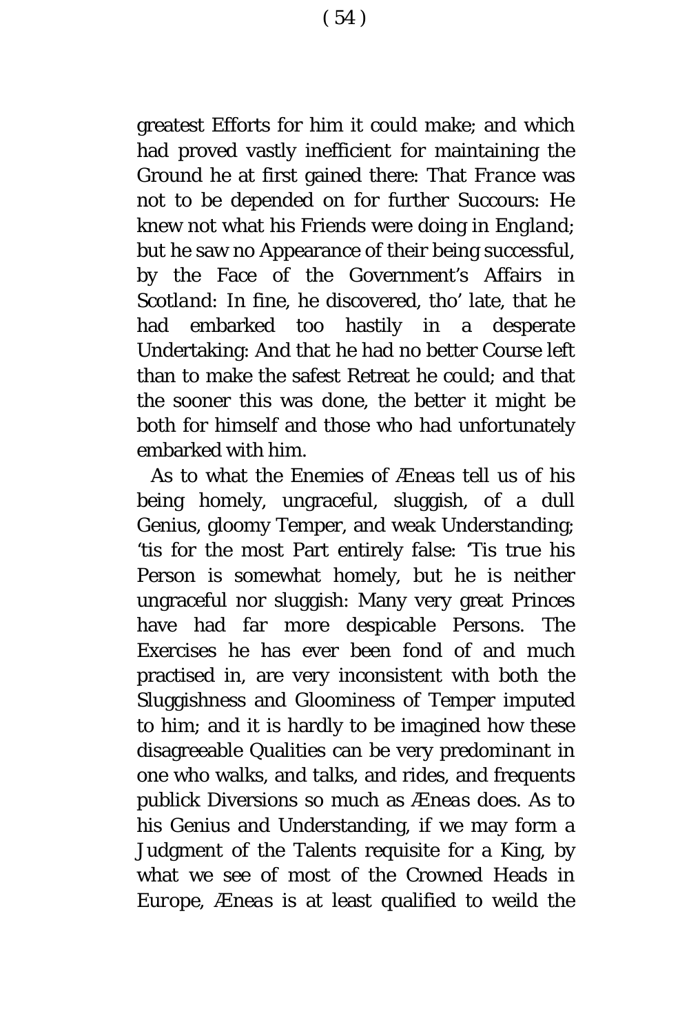greatest Efforts for him it could make; and which had proved vastly inefficient for maintaining the Ground he at first gained there: That *France* was not to be depended on for further Succours: He knew not what his Friends were doing in *England*; but he saw no Appearance of their being successful, by the Face of the Government's Affairs in *Scotland*: In fine, he discovered, tho' late, that he had embarked too hastily in a desperate Undertaking: And that he had no better Course left than to make the safest Retreat he could; and that the sooner this was done, the better it might be both for himself and those who had unfortunately embarked with him.

As to what the Enemies of *Æneas* tell us of his being homely, ungraceful, sluggish, of a dull Genius, gloomy Temper, and weak Understanding; 'tis for the most Part entirely false: 'Tis true his Person is somewhat homely, but he is neither ungraceful nor sluggish: Many very great Princes have had far more despicable Persons. The Exercises he has ever been fond of and much practised in, are very inconsistent with both the Sluggishness and Gloominess of Temper imputed to him; and it is hardly to be imagined how these disagreeable Qualities can be very predominant in one who walks, and talks, and rides, and frequents publick Diversions so much as *Æneas* does. As to his Genius and Understanding, if we may form a Judgment of the Talents requisite for a King, by what we see of most of the Crowned Heads in *Europe*, *Æneas* is at least qualified to weild the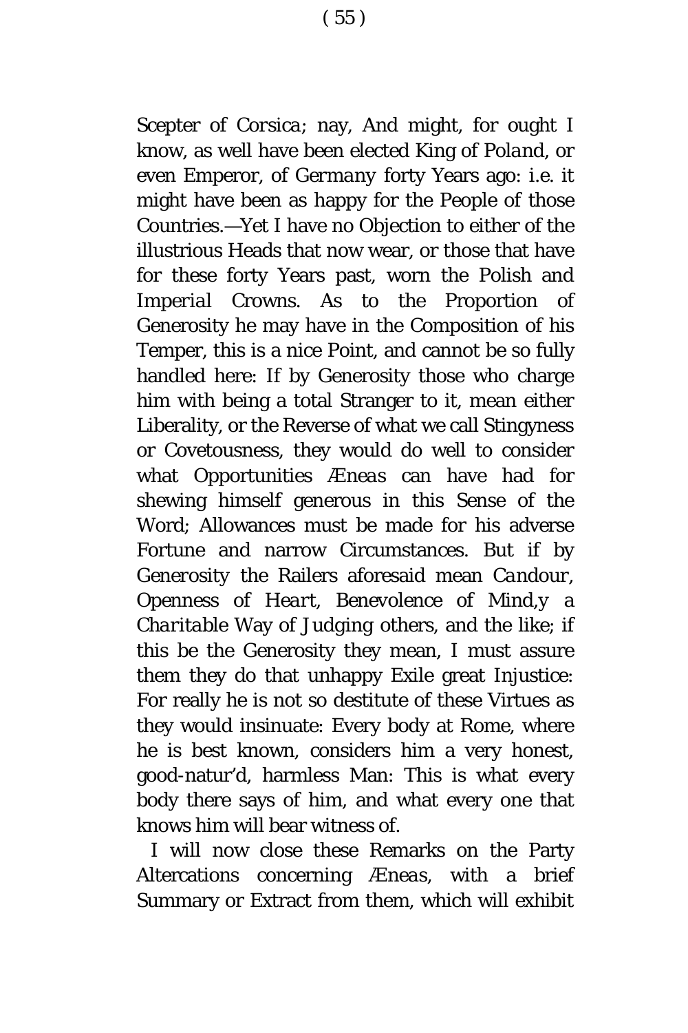Scepter of *Corsica*; nay, And might, for ought I know, as well have been elected King of *Poland*, or even Emperor, of *Germany* forty Years ago: i.e. it might have been as happy for the People of those Countries.—Yet I have no Objection to either of the illustrious Heads that now wear, or those that have for these forty Years past, worn the Polish and Imperial Crowns. As to the Proportion of Generosity he may have in the Composition of his Temper, this is a nice Point, and cannot be so fully handled here: If by Generosity those who charge him with being a total Stranger to it, mean either Liberality, or the Reverse of what we call Stingyness or Covetousness, they would do well to consider what Opportunities *Æneas* can have had for shewing himself generous in this Sense of the Word; Allowances must be made for his adverse Fortune and narrow Circumstances. But if by Generosity the Railers aforesaid mean *Candour*, *Openness of Heart*, *Benevolence of Mind*,y a *Charitable Way of Judging others*, and the like; if this be the Generosity they mean, I must assure them they do that unhappy Exile great Injustice: For really he is not so destitute of these Virtues as they would insinuate: Every body at Rome, where he is best known, considers him a very honest, good-natur'd, harmless Man: This is what every body there says of him, and what every one that knows him will bear witness of.

I will now close these Remarks on the Party Altercations concerning *Æneas*, with a brief Summary or Extract from them, which will exhibit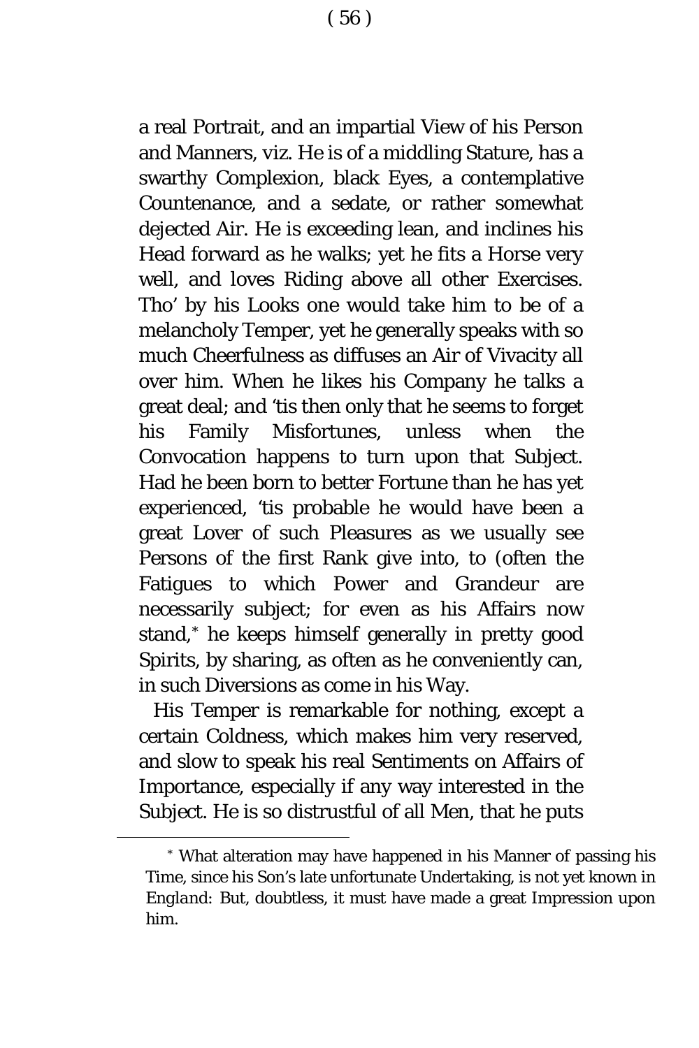a real Portrait, and an impartial View of his Person and Manners, viz. He is of a middling Stature, has a swarthy Complexion, black Eyes, a contemplative Countenance, and a sedate, or rather somewhat dejected Air. He is exceeding lean, and inclines his Head forward as he walks; yet he fits a Horse very well, and loves Riding above all other Exercises. Tho' by his Looks one would take him to be of a melancholy Temper, yet he generally speaks with so much Cheerfulness as diffuses an Air of Vivacity all over him. When he likes his Company he talks a great deal; and 'tis then only that he seems to forget his Family Misfortunes, unless when the Convocation happens to turn upon that Subject. Had he been born to better Fortune than he has yet experienced, 'tis probable he would have been a great Lover of such Pleasures as we usually see Persons of the first Rank give into, to (often the Fatigues to which Power and Grandeur are necessarily subject; for even as his Affairs now stand,* he keeps himself generally in pretty good Spirits, by sharing, as often as he conveniently can, in such Diversions as come in his Way.

His Temper is remarkable for nothing, except a certain Coldness, which makes him very reserved, and slow to speak his real Sentiments on Affairs of Importance, especially if any way interested in the Subject. He is so distrustful of all Men, that he puts

---

* What alteration may have happened in his Manner of passing his Time, since his Son's late unfortunate Undertaking, is not yet known in *England*: But, doubtless, it must have made a great Impression upon him.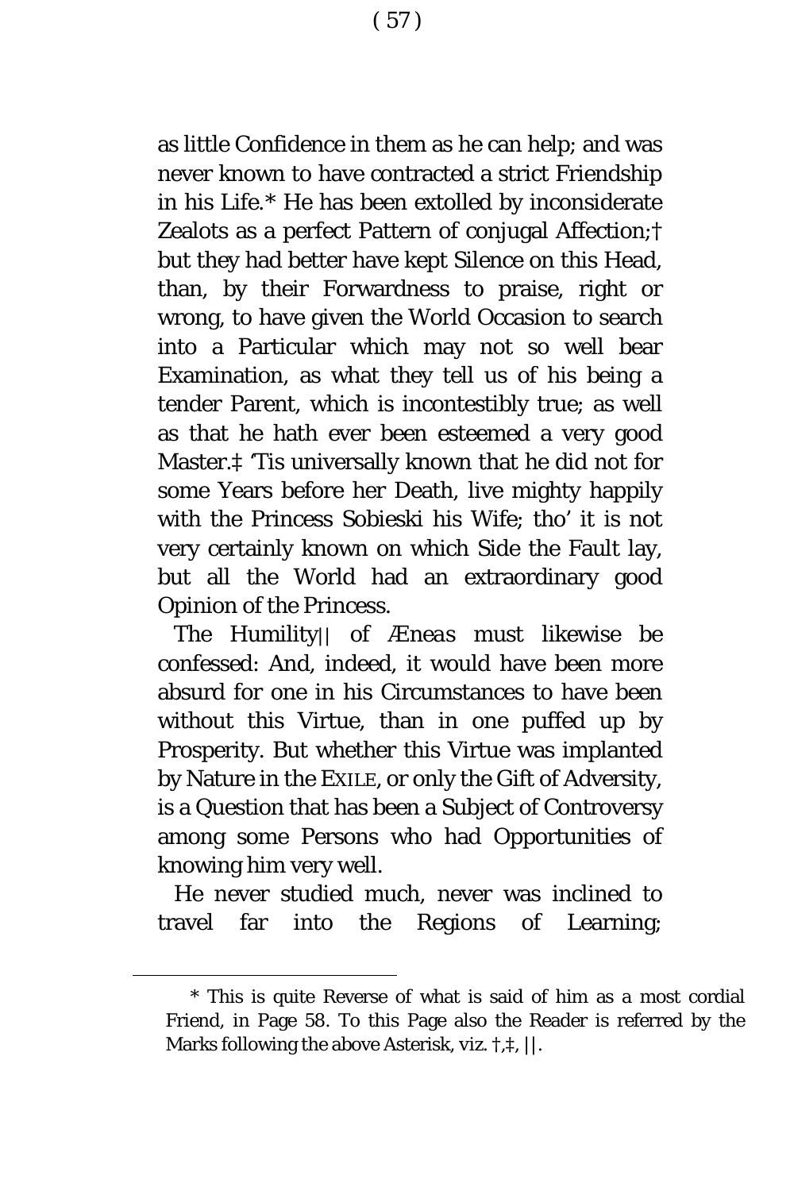as little Confidence in them as he can help; and was never known to have contracted a strict Friendship in his Life.* He has been extolled by inconsiderate Zealots as a perfect Pattern of conjugal Affection;† but they had better have kept Silence on this Head, than, by their Forwardness to praise, right or wrong, to have given the World Occasion to search into a Particular which may not so well bear Examination, as what they tell us of his being a tender Parent, which is incontestibly true; as well as that he hath ever been esteemed a very good Master.‡ 'Tis universally known that he did not for some Years before her Death, live mighty happily with the Princess Sobieski his Wife; tho' it is not very certainly known on which Side the Fault lay, but all the World had an extraordinary good Opinion of the Princess.

The Humility|| of *Æneas* must likewise be confessed: And, indeed, it would have been more absurd for one in his Circumstances to have been without this Virtue, than in one puffed up by Prosperity. But whether this Virtue was implanted by Nature in the EXILE, or only the Gift of Adversity, is a Question that has been a Subject of Controversy among some Persons who had Opportunities of knowing him very well.

He never studied much, never was inclined to travel far into the Regions of Learning;

---

* This is quite Reverse of what is said of him as a most cordial Friend, in Page 58. To this Page also the Reader is referred by the Marks following the above Asterisk, viz. †,‡, ||.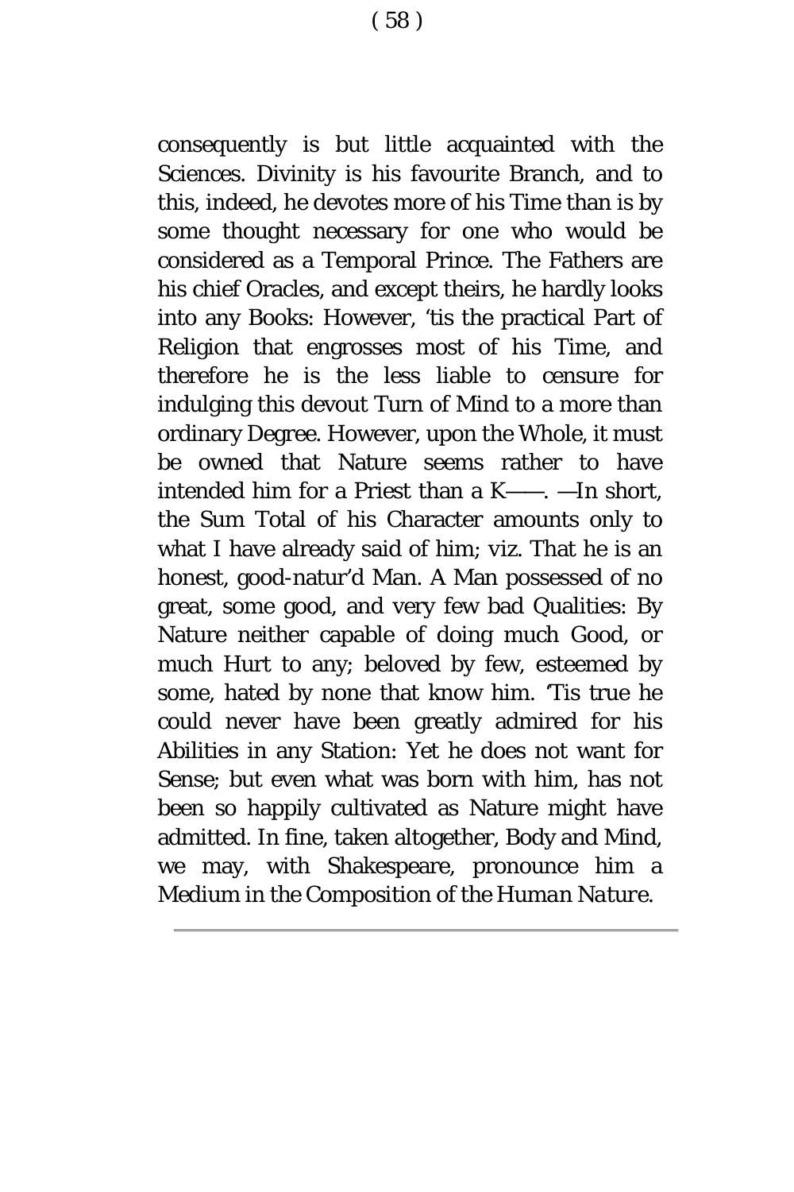consequently is but little acquainted with the Sciences. Divinity is his favourite Branch, and to this, indeed, he devotes more of his Time than is by some thought necessary for one who would be considered as a Temporal Prince. The Fathers are his chief Oracles, and except theirs, he hardly looks into any Books: However, 'tis the practical Part of Religion that engrosses most of his Time, and therefore he is the less liable to censure for indulging this devout Turn of Mind to a more than ordinary Degree. However, upon the Whole, it must be owned that Nature seems rather to have intended him for a Priest than a K——. —In short, the Sum Total of his Character amounts only to what I have already said of him; viz. That he is an honest, good-natur'd Man. A Man possessed of no great, some good, and very few bad Qualities: By Nature neither capable of doing much Good, or much Hurt to any; beloved by few, esteemed by some, hated by none that know him. 'Tis true he could never have been greatly admired for his Abilities in any Station: Yet he does not want for Sense; but even what was born with him, has not been so happily cultivated as Nature might have admitted. In fine, taken altogether, Body and Mind, we may, with Shakespeare, pronounce him a *Medium in the Composition of the Human Nature.*

---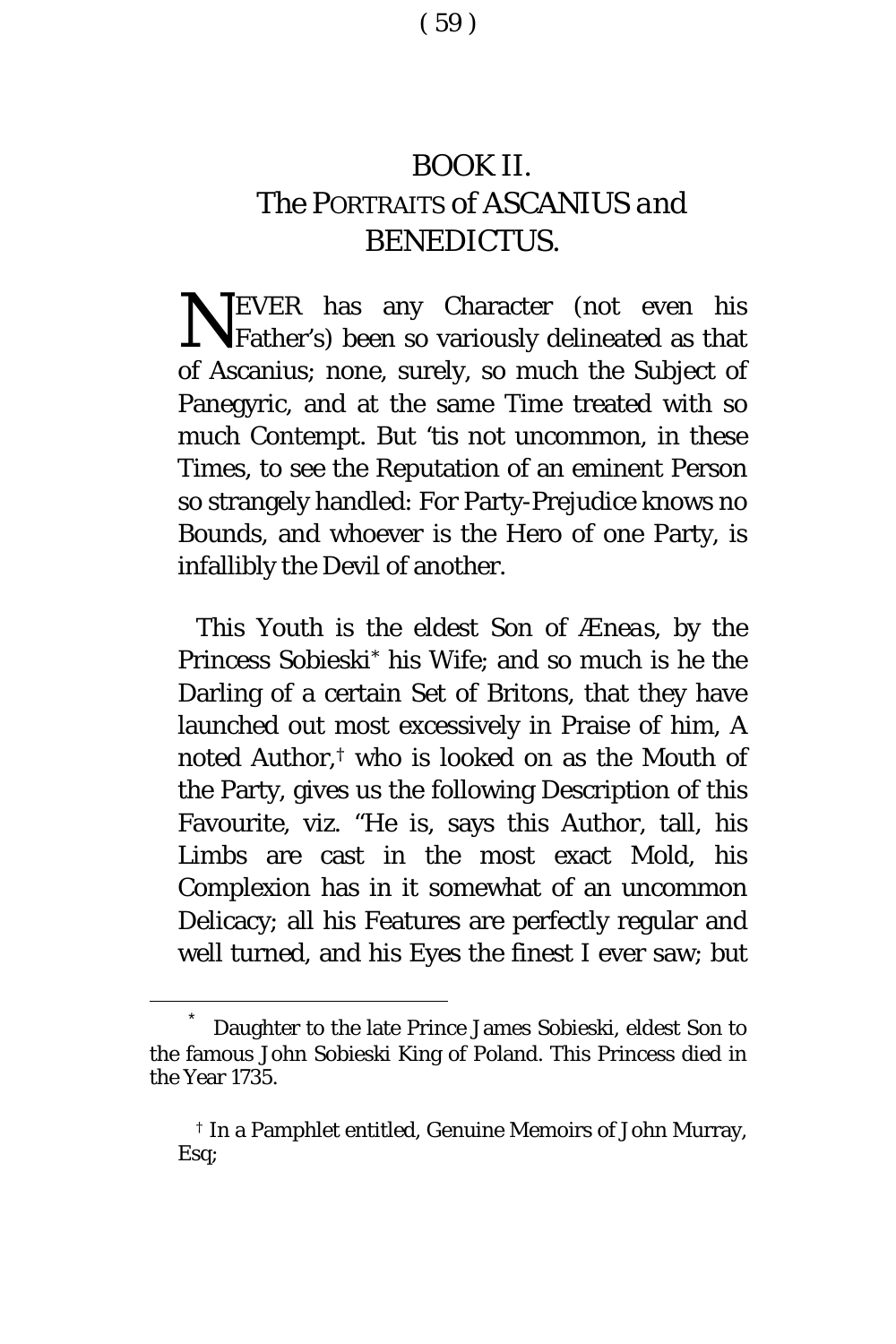# BOOK II.
## *The* PORTRAITS *of* ASCANIUS *and* BENEDICTUS.

NEVER has any Character (not even his Father's) been so variously delineated as that of Ascanius; none, surely, so much the Subject of Panegyric, and at the same Time treated with so much Contempt. But 'tis not uncommon, in these Times, to see the Reputation of an eminent Person so strangely handled: For Party-Prejudice knows no Bounds, and whoever is the Hero of one Party, is infallibly the Devil of another.

This Youth is the eldest Son of *Æneas*, by the Princess Sobieski* his Wife; and so much is he the Darling of a certain Set of Britons, that they have launched out most excessively in Praise of him, A noted Author,† who is looked on as the Mouth of the Party, gives us the following Description of this Favourite, viz. "He is, says this Author, tall, his Limbs are cast in the most exact Mold, his Complexion has in it somewhat of an uncommon Delicacy; all his Features are perfectly regular and well turned, and his Eyes the finest I ever saw; but

---

* Daughter to the late Prince James Sobieski, eldest Son to the famous John Sobieski King of Poland. This Princess died in the Year 1735.

† In a Pamphlet entitled, Genuine Memoirs of John Murray, Esq;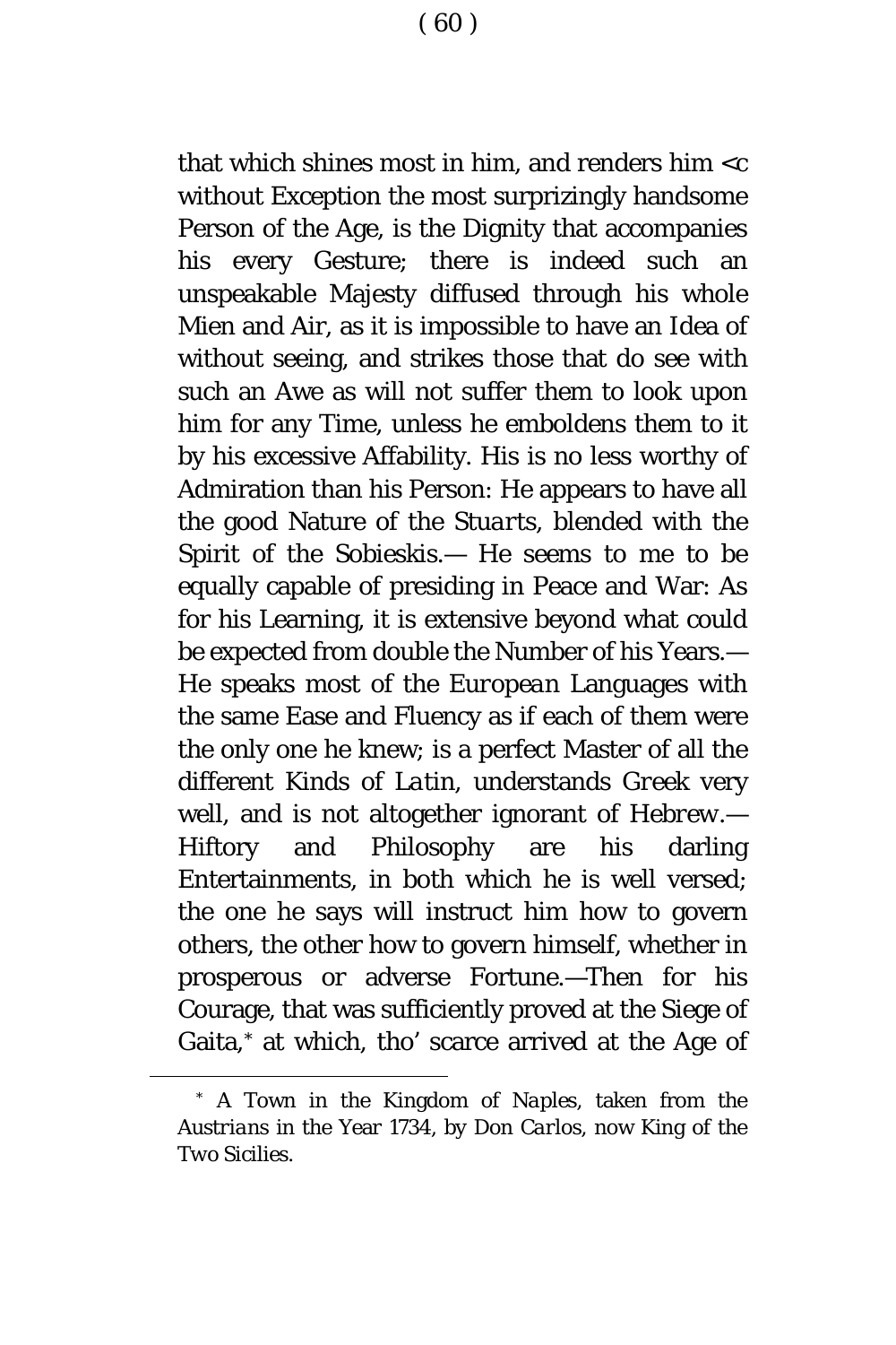that which shines most in him, and renders him <c without Exception the most surprizingly handsome Person of the Age, is the Dignity that accompanies his every Gesture; there is indeed such an unspeakable Majesty diffused through his whole Mien and Air, as it is impossible to have an Idea of without seeing, and strikes those that do see with such an Awe as will not suffer them to look upon him for any Time, unless he emboldens them to it by his excessive Affability. His is no less worthy of Admiration than his Person: He appears to have all the good Nature of the *Stuarts*, blended with the Spirit of the Sobieskis.— He seems to me to be equally capable of presiding in Peace and War: As for his Learning, it is extensive beyond what could be expected from double the Number of his Years.— He speaks most of the *European* Languages with the same Ease and Fluency as if each of them were the only one he knew; is a perfect Master of all the different Kinds of *Latin*, understands *Greek* very well, and is not altogether ignorant of *Hebrew*.— Hiftory and Philosophy are his darling Entertainments, in both which he is well versed; the one he says will instruct him how to govern others, the other how to govern himself, whether in prosperous or adverse Fortune.—Then for his Courage, that was sufficiently proved at the Siege of Gaita,* at which, tho' scarce arrived at the Age of

* A Town in the Kingdom of *Naples*, taken from the *Austrians* in the Year 1734, by *Don Carlos*, now King of the Two Sicilies.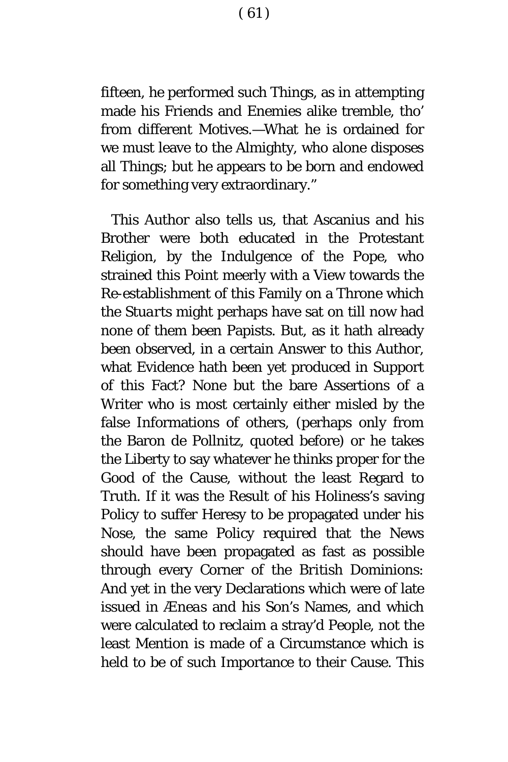fifteen, he performed such Things, as in attempting made his Friends and Enemies alike tremble, tho' from different Motives.—What he is ordained for we must leave to the Almighty, who alone disposes all Things; but he appears to be born and endowed for something very extraordinary."

This Author also tells us, that Ascanius and his Brother were both educated in the Protestant Religion, by the Indulgence of the Pope, who strained this Point meerly with a View towards the Re-establishment of this Family on a Throne which the *Stuarts* might perhaps have sat on till now had none of them been Papists. But, as it hath already been observed, in a certain Answer to this Author, what Evidence hath been yet produced in Support of this Fact? None but the bare Assertions of a Writer who is most certainly either misled by the false Informations of others, (perhaps only from the Baron de Pollnitz, quoted before) or he takes the Liberty to say whatever he thinks proper for the Good of the Cause, without the least Regard to Truth. If it was the Result of his Holiness's saving Policy to suffer Heresy to be propagated under his Nose, the same Policy required that the News should have been propagated as fast as possible through every Corner of the British Dominions: And yet in the very Declarations which were of late issued in Æneas and his Son's Names, and which were calculated to reclaim a stray'd People, not the least Mention is made of a Circumstance which is held to be of such Importance to their Cause. This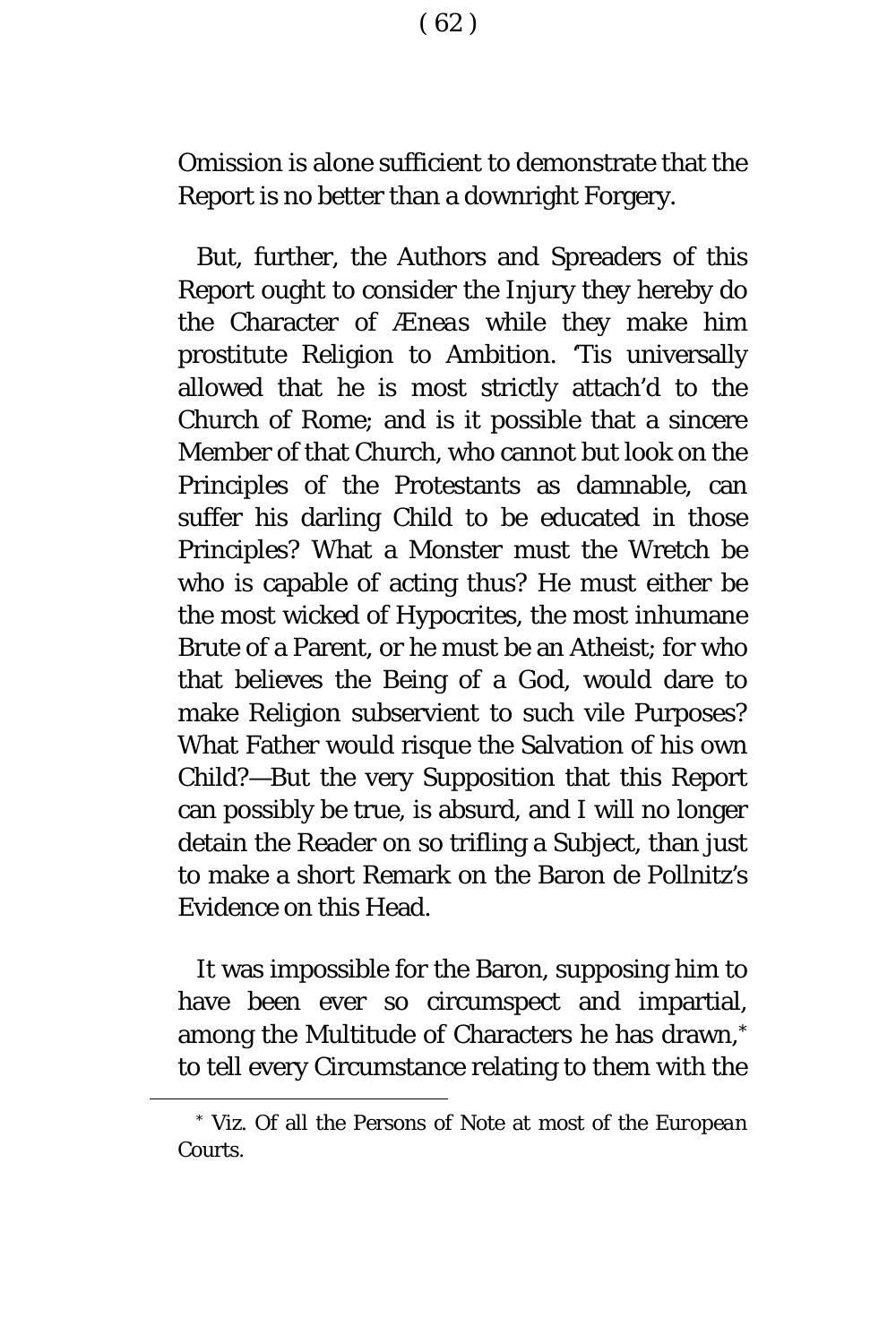Omission is alone sufficient to demonstrate that the Report is no better than a downright Forgery.

But, further, the Authors and Spreaders of this Report ought to consider the Injury they hereby do the Character of *Æneas* while they make him prostitute Religion to Ambition. 'Tis universally allowed that he is most strictly attach'd to the Church of Rome; and is it possible that a sincere Member of that Church, who cannot but look on the Principles of the Protestants as damnable, can suffer his darling Child to be educated in those Principles? What a Monster must the Wretch be who is capable of acting thus? He must either be the most wicked of Hypocrites, the most inhumane Brute of a Parent, or he must be an Atheist; for who that believes the Being of a God, would dare to make Religion subservient to such vile Purposes? What Father would risque the Salvation of his own Child?—But the very Supposition that this Report can possibly be true, is absurd, and I will no longer detain the Reader on so trifling a Subject, than just to make a short Remark on the Baron de Pollnitz's Evidence on this Head.

It was impossible for the Baron, supposing him to have been ever so circumspect and impartial, among the Multitude of Characters he has drawn,* to tell every Circumstance relating to them with the

* Viz. Of all the Persons of Note at most of the European Courts.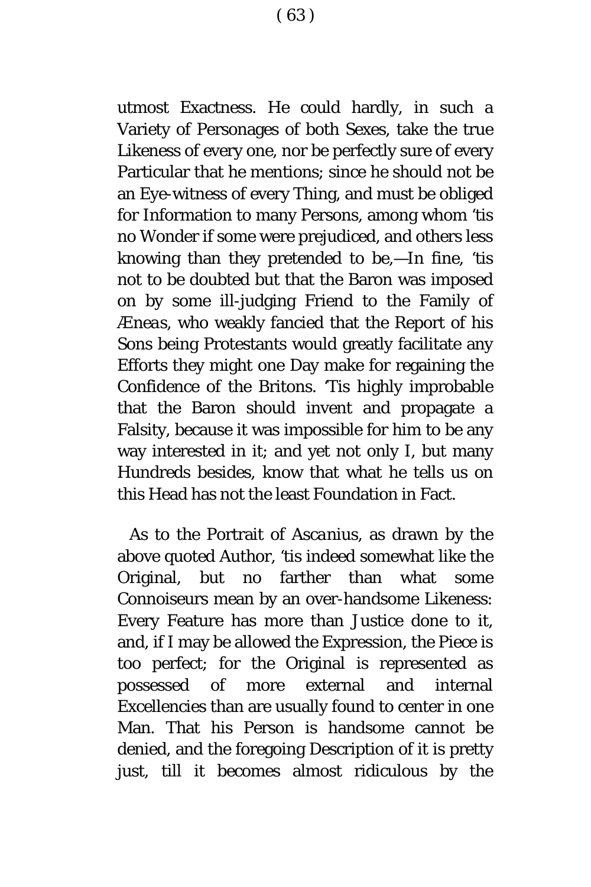utmost Exactness. He could hardly, in such a Variety of Personages of both Sexes, take the true Likeness of every one, nor be perfectly sure of every Particular that he mentions; since he should not be an Eye-witness of every Thing, and must be obliged for Information to many Persons, among whom 'tis no Wonder if some were prejudiced, and others less knowing than they pretended to be,—In fine, 'tis not to be doubted but that the Baron was imposed on by some ill-judging Friend to the Family of *Æneas*, who weakly fancied that the Report of his Sons being Protestants would greatly facilitate any Efforts they might one Day make for regaining the Confidence of the Britons. 'Tis highly improbable that the Baron should invent and propagate a Falsity, because it was impossible for him to be any way interested in it; and yet not only I, but many Hundreds besides, know that what he tells us on this Head has not the least Foundation in Fact.

As to the Portrait of *Ascanius*, as drawn by the above quoted Author, 'tis indeed somewhat like the Original, but no farther than what some Connoiseurs mean by an over-handsome Likeness: Every Feature has more than Justice done to it, and, if I may be allowed the Expression, the Piece is too perfect; for the Original is represented as possessed of more external and internal Excellencies than are usually found to center in one Man. That his Person is handsome cannot be denied, and the foregoing Description of it is pretty just, till it becomes almost ridiculous by the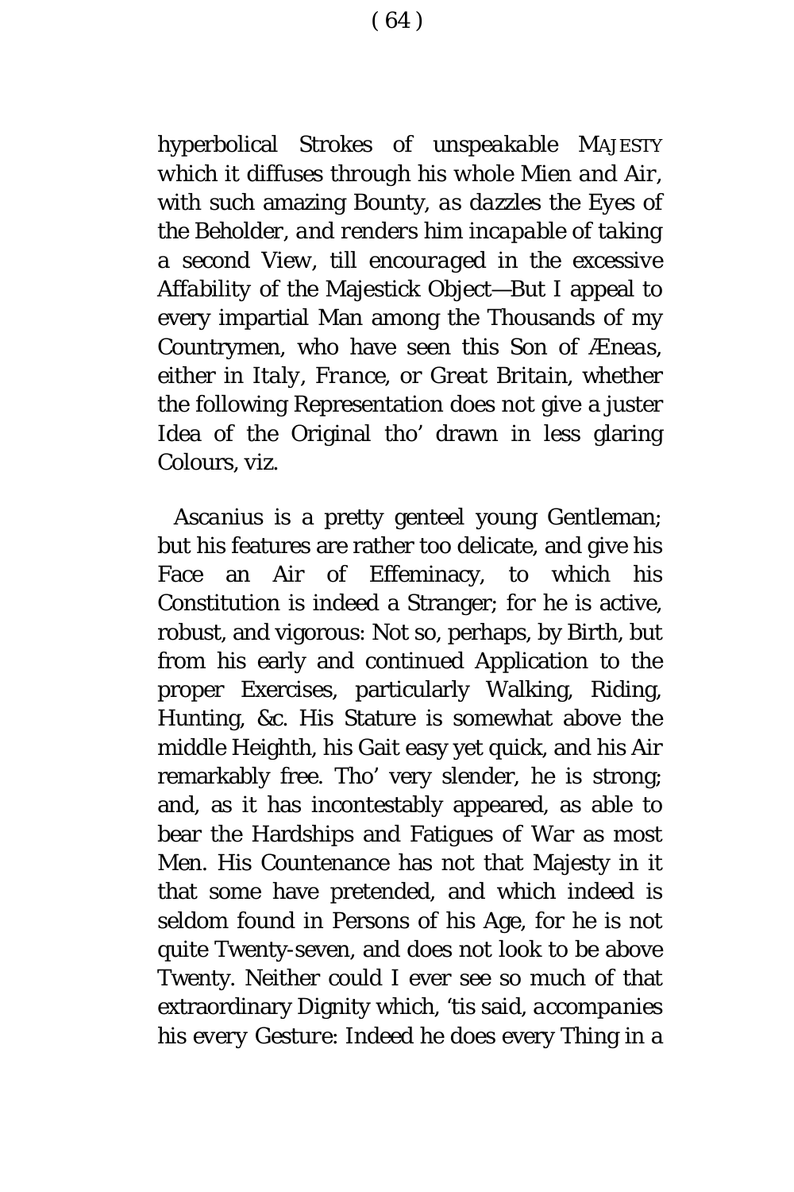*hyperbolical Strokes of unspeakable* MAJESTY *which it diffuses through his whole Mien and Air, with such amazing Bounty, as dazzles the Eyes of the Beholder, and renders him incapable of taking a second View, till encouraged in the excessive Affability of the Majestick Object*—But I appeal to every impartial Man among the Thousands of my Countrymen, who have seen this Son of *Æneas*, either in *Italy*, *France*, or *Great Britain*, whether the following Representation does not give a juster Idea of the Original tho' drawn in less glaring Colours, viz.

*Ascanius* is a pretty genteel young Gentleman; but his features are rather too delicate, and give his Face an Air of Effeminacy, to which his Constitution is indeed a Stranger; for he is active, robust, and vigorous: Not so, perhaps, by Birth, but from his early and continued Application to the proper Exercises, particularly Walking, Riding, Hunting, &c. His Stature is somewhat above the middle Heighth, his Gait easy yet quick, and his Air remarkably free. Tho' very slender, he is strong; and, as it has incontestably appeared, as able to bear the Hardships and Fatigues of War as most Men. His Countenance has not that Majesty in it that some have pretended, and which indeed is seldom found in Persons of his Age, for he is not quite Twenty-seven, and does not look to be above Twenty. Neither could I ever see so much of that extraordinary Dignity which, 'tis said, *accompanies his every Gesture*: Indeed he does every Thing in a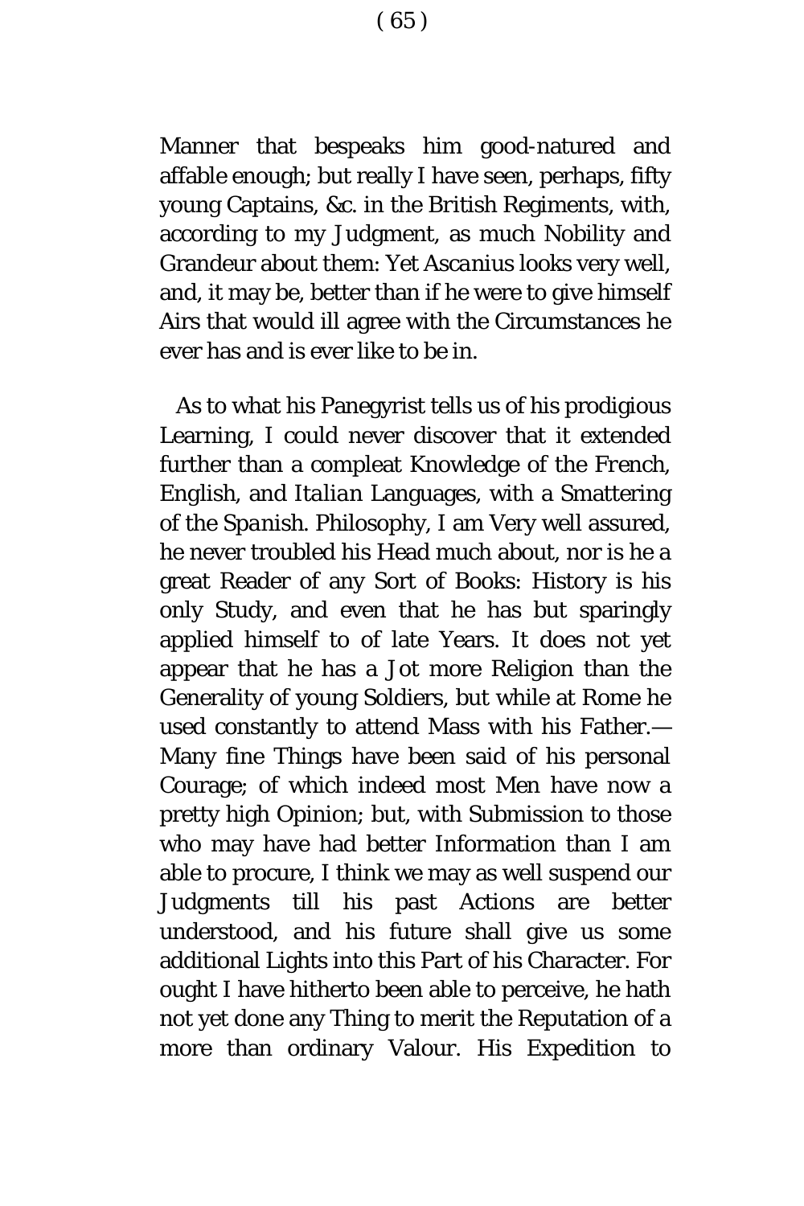Manner that bespeaks him good-natured and affable enough; but really I have seen, perhaps, fifty young Captains, &c. in the *British* Regiments, with, according to my Judgment, as much Nobility and Grandeur about them: Yet *Ascanius* looks very well, and, it may be, better than if he were to give himself Airs that would ill agree with the Circumstances he ever has and is ever like to be in.

As to what his Panegyrist tells us of his prodigious Learning, I could never discover that it extended further than a compleat Knowledge of the *French*, *English*, and *Italian* Languages, with a Smattering of the *Spanish*. Philosophy, I am Very well assured, he never troubled his Head much about, nor is he a great Reader of any Sort of Books: History is his only Study, and even that he has but sparingly applied himself to of late Years. It does not yet appear that he has a Jot more Religion than the Generality of young Soldiers, but while at *Rome* he used constantly to attend Mass with his Father.—Many fine Things have been said of his personal Courage; of which indeed most Men have now a pretty high Opinion; but, with Submission to those who may have had better Information than I am able to procure, I think we may as well suspend our Judgments till his past Actions are better understood, and his future shall give us some additional Lights into this Part of his Character. For ought I have hitherto been able to perceive, he hath not yet done any Thing to merit the Reputation of a more than ordinary Valour. His Expedition to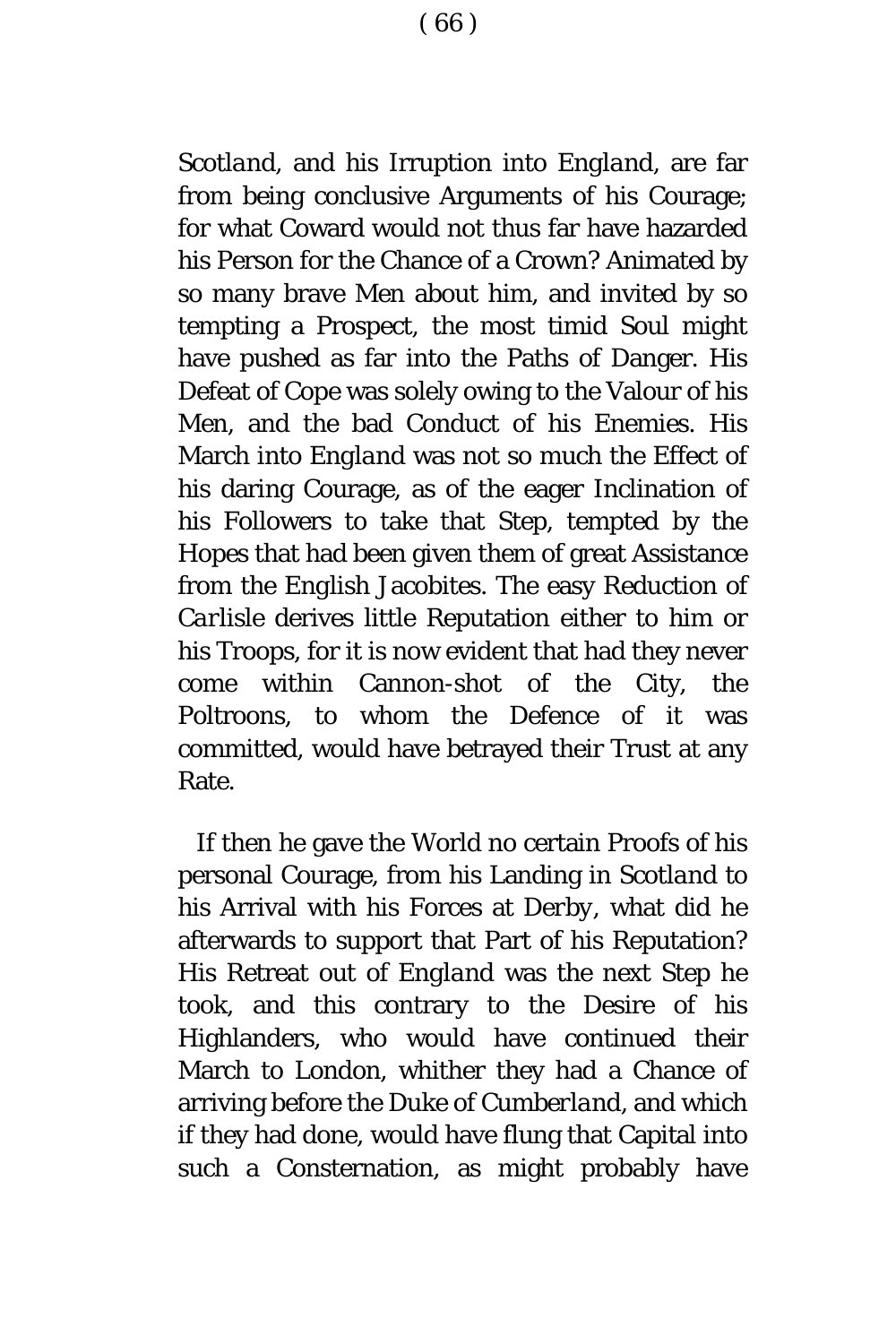*Scotland*, and his Irruption into *England*, are far from being conclusive Arguments of his Courage; for what Coward would not thus far have hazarded his Person for the Chance of a Crown? Animated by so many brave Men about him, and invited by so tempting a Prospect, the most timid Soul might have pushed as far into the Paths of Danger. His Defeat of Cope was solely owing to the Valour of his Men, and the bad Conduct of his Enemies. His March into *England* was not so much the Effect of his daring Courage, as of the eager Inclination of his Followers to take that Step, tempted by the Hopes that had been given them of great Assistance from the English Jacobites. The easy Reduction of *Carlisle* derives little Reputation either to him or his Troops, for it is now evident that had they never come within Cannon-shot of the City, the Poltroons, to whom the Defence of it was committed, would have betrayed their Trust at any Rate.

If then he gave the World no certain Proofs of his personal Courage, from his Landing in *Scotland* to his Arrival with his Forces at Derby, what did he afterwards to support that Part of his Reputation? His Retreat out of *England* was the next Step he took, and this contrary to the Desire of his Highlanders, who would have continued their March to London, whither they had a Chance of arriving before the Duke of *Cumberland*, and which if they had done, would have flung that Capital into such a Consternation, as might probably have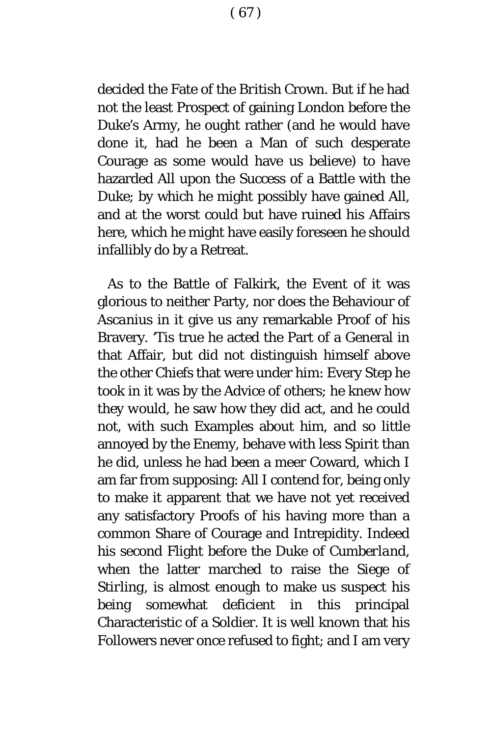decided the Fate of the British Crown. But if he had not the least Prospect of gaining London before the Duke's Army, he ought rather (and he would have done it, had he been a Man of such desperate Courage as some would have us believe) to have hazarded All upon the Success of a Battle with the Duke; by which he might possibly have gained All, and at the worst could but have ruined his Affairs here, which he might have easily foreseen he should infallibly do by a Retreat.

As to the Battle of Falkirk, the Event of it was glorious to neither Party, nor does the Behaviour of *Ascanius* in it give us any remarkable Proof of his Bravery. 'Tis true he acted the Part of a General in that Affair, but did not distinguish himself above the other Chiefs that were under him: Every Step he took in it was by the Advice of others; he knew how they would, he saw how they did act, and he could not, with such Examples about him, and so little annoyed by the Enemy, behave with less Spirit than he did, unless he had been a meer Coward, which I am far from supposing: All I contend for, being only to make it apparent that we have not yet received any satisfactory Proofs of his having more than a common Share of Courage and Intrepidity. Indeed his second Flight before the Duke of *Cumberland*, when the latter marched to raise the Siege of Stirling, is almost enough to make us suspect his being somewhat deficient in this principal Characteristic of a Soldier. It is well known that his Followers never once refused to fight; and I am very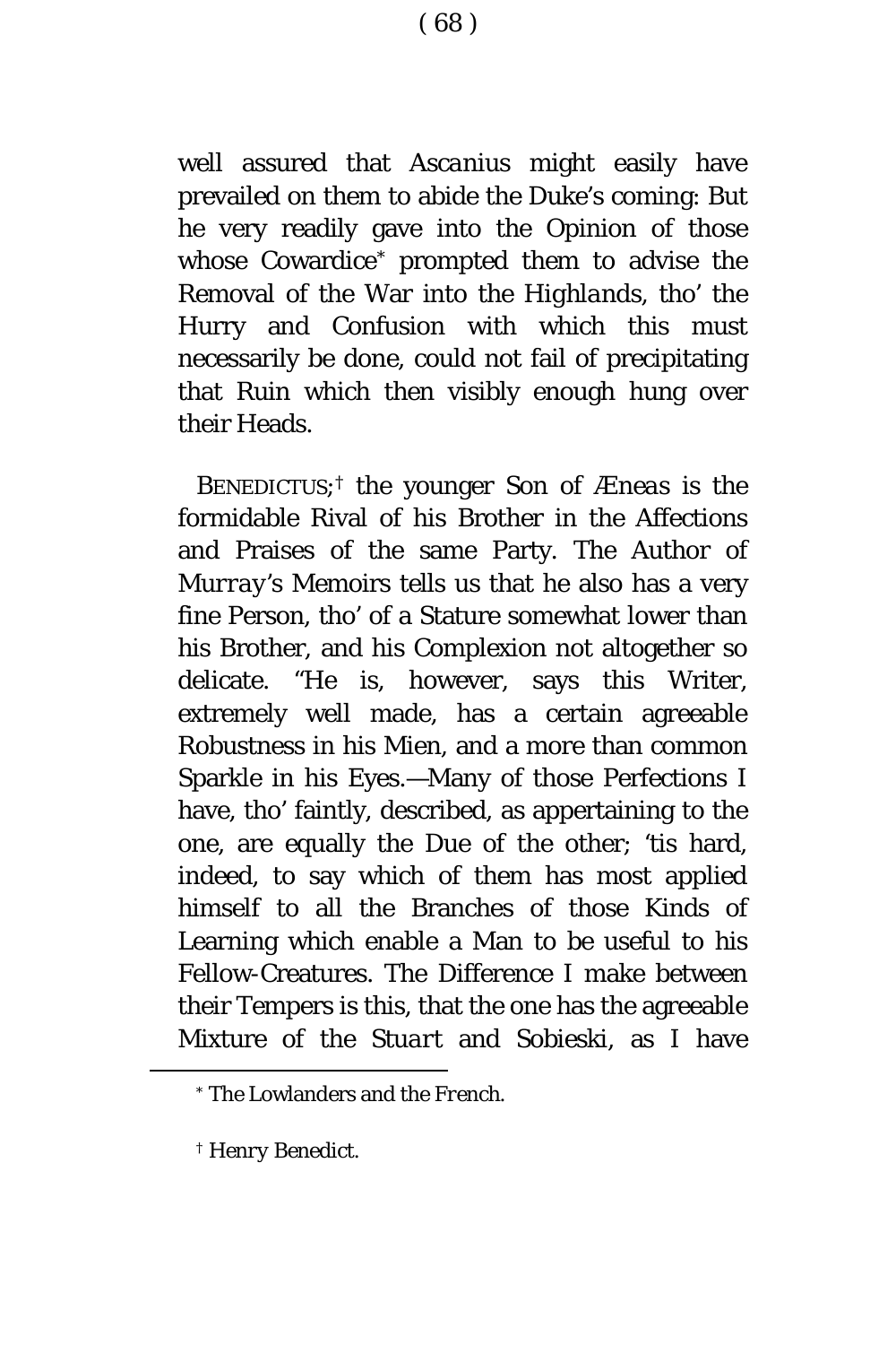well assured that *Ascanius* might easily have prevailed on them to abide the Duke's coming: But he very readily gave into the Opinion of those whose Cowardice* prompted them to advise the Removal of the War into the *Highlands*, tho' the Hurry and Confusion with which this must necessarily be done, could not fail of precipitating that Ruin which then visibly enough hung over their Heads.

BENEDICTUS;† the younger Son of *Æneas* is the formidable Rival of his Brother in the Affections and Praises of the same Party. The Author of *Murray*'s Memoirs tells us that he also has a very fine Person, tho' of a Stature somewhat lower than his Brother, and his Complexion not altogether so delicate. "He is, however, says this Writer, extremely well made, has a certain agreeable Robustness in his Mien, and a more than common Sparkle in his Eyes.—Many of those Perfections I have, tho' faintly, described, as appertaining to the one, are equally the Due of the other; 'tis hard, indeed, to say which of them has most applied himself to all the Branches of those Kinds of Learning which enable a Man to be useful to his Fellow-Creatures. The Difference I make between their Tempers is this, that the one has the agreeable Mixture of the *Stuart* and *Sobieski*, as I have

---

\* The Lowlanders and the *French*.

† *Henry Benedict.*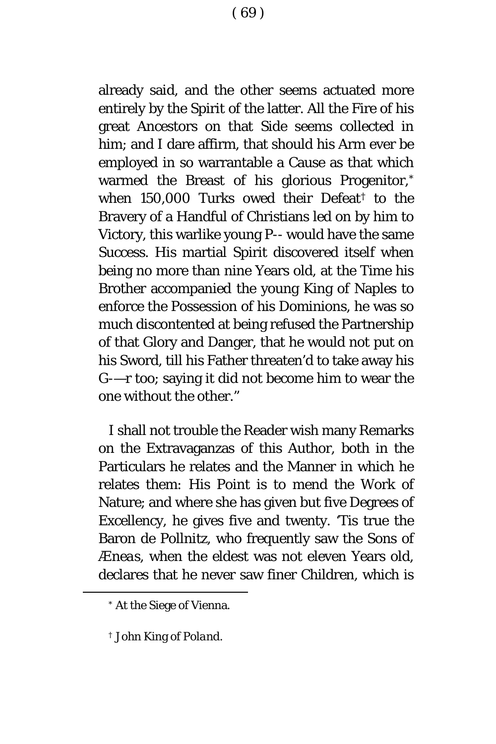already said, and the other seems actuated more entirely by the Spirit of the latter. All the Fire of his great Ancestors on that Side seems collected in him; and I dare affirm, that should his Arm ever be employed in so warrantable a Cause as that which warmed the Breast of his glorious Progenitor,[*] when 150,000 Turks owed their Defeat[†] to the Bravery of a Handful of Christians led on by him to Victory, this warlike young P-- would have the same Success. His martial Spirit discovered itself when being no more than nine Years old, at the Time his Brother accompanied the young King of Naples to enforce the Possession of his Dominions, he was so much discontented at being refused the Partnership of that Glory and Danger, that he would not put on his Sword, till his Father threaten'd to take away his G-—r too; saying it did not become him to wear the one without the other."

I shall not trouble the Reader wish many Remarks on the Extravaganzas of this Author, both in the Particulars he relates and the Manner in which he relates them: His Point is to mend the Work of Nature; and where she has given but five Degrees of Excellency, he gives five and twenty. 'Tis true the Baron de Pollnitz, who frequently saw the Sons of *Æneas*, when the eldest was not eleven Years old, declares that he never saw finer Children, which is

---

[*] At the Siege of Vienna.

[†] *John King of Poland.*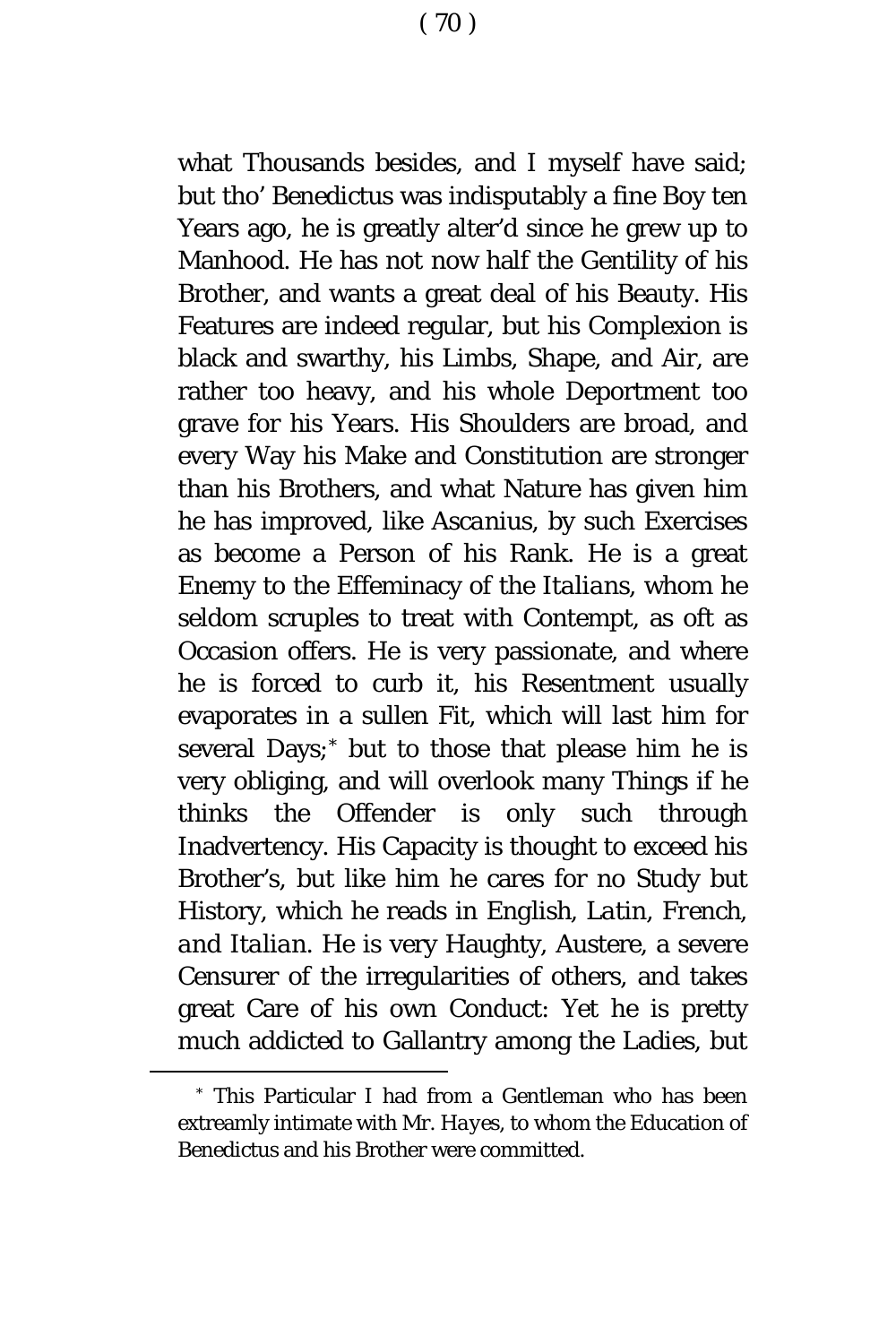what Thousands besides, and I myself have said; but tho' Benedictus was indisputably a fine Boy ten Years ago, he is greatly alter'd since he grew up to Manhood. He has not now half the Gentility of his Brother, and wants a great deal of his Beauty. His Features are indeed regular, but his Complexion is black and swarthy, his Limbs, Shape, and Air, are rather too heavy, and his whole Deportment too grave for his Years. His Shoulders are broad, and every Way his Make and Constitution are stronger than his Brothers, and what Nature has given him he has improved, like *Ascanius*, by such Exercises as become a Person of his Rank. He is a great Enemy to the Effeminacy of the *Italians*, whom he seldom scruples to treat with Contempt, as oft as Occasion offers. He is very passionate, and where he is forced to curb it, his Resentment usually evaporates in a sullen Fit, which will last him for several Days;* but to those that please him he is very obliging, and will overlook many Things if he thinks the Offender is only such through Inadvertency. His Capacity is thought to exceed his Brother's, but like him he cares for no Study but History, which he reads in English, *Latin, French, and Italian.* He is very Haughty, Austere, a severe Censurer of the irregularities of others, and takes great Care of his own Conduct: Yet he is pretty much addicted to Gallantry among the Ladies, but

* This Particular I had from a Gentleman who has been extreamly intimate with Mr. *Hayes*, to whom the Education of Benedictus and his Brother were committed.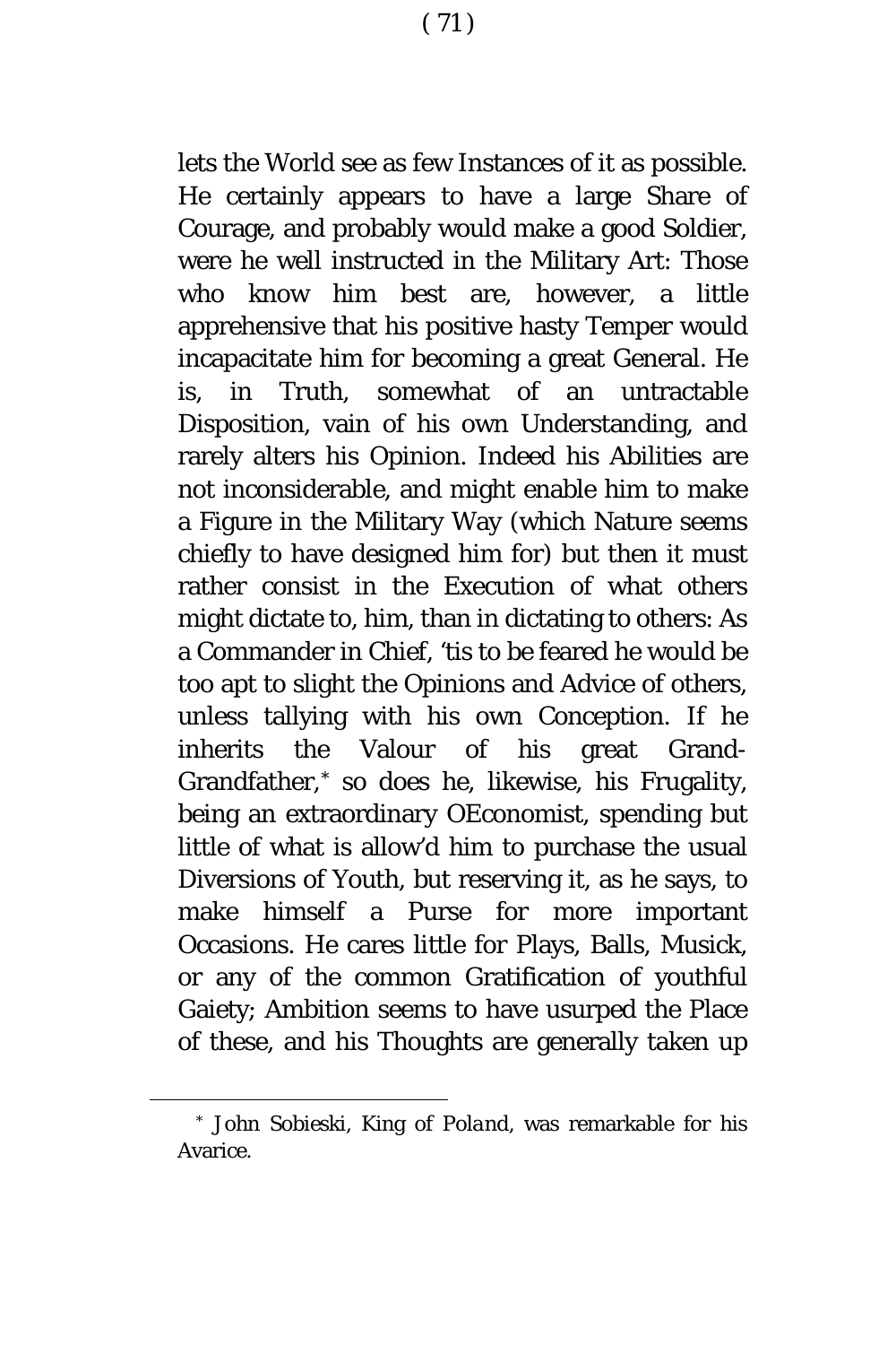lets the World see as few Instances of it as possible. He certainly appears to have a large Share of Courage, and probably would make a good Soldier, were he well instructed in the Military Art: Those who know him best are, however, a little apprehensive that his positive hasty Temper would incapacitate him for becoming a great General. He is, in Truth, somewhat of an untractable Disposition, vain of his own Understanding, and rarely alters his Opinion. Indeed his Abilities are not inconsiderable, and might enable him to make a Figure in the Military Way (which Nature seems chiefly to have designed him for) but then it must rather consist in the Execution of what others might dictate to, him, than in dictating to others: As a Commander in Chief, 'tis to be feared he would be too apt to slight the Opinions and Advice of others, unless tallying with his own Conception. If he inherits the Valour of his great Grand-Grandfather,* so does he, likewise, his Frugality, being an extraordinary OEconomist, spending but little of what is allow'd him to purchase the usual Diversions of Youth, but reserving it, as he says, to make himself a Purse for more important Occasions. He cares little for Plays, Balls, Musick, or any of the common Gratification of youthful Gaiety; Ambition seems to have usurped the Place of these, and his Thoughts are generally taken up

---

\* *John Sobieski*, King of *Poland*, was remarkable for his Avarice.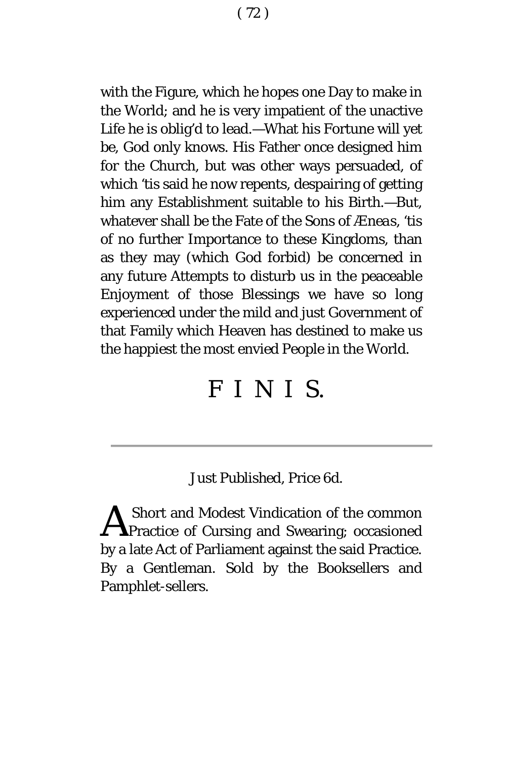with the Figure, which he hopes one Day to make in the World; and he is very impatient of the unactive Life he is oblig'd to lead.—What his Fortune will yet be, God only knows. His Father once designed him for the Church, but was other ways persuaded, of which 'tis said he now repents, despairing of getting him any Establishment suitable to his Birth.—But, whatever shall be the Fate of the Sons of *Æneas*, 'tis of no further Importance to these Kingdoms, than as they may (which God forbid) be concerned in any future Attempts to disturb us in the peaceable Enjoyment of those Blessings we have so long experienced under the mild and just Government of that Family which Heaven has destined to make us the happiest the most envied People in the World.

# F I N I S.

---

Just Published, Price 6d.

A Short and Modest Vindication of the common Practice of Cursing and Swearing; occasioned by a late Act of Parliament against the said Practice. By a Gentleman. Sold by the Booksellers and Pamphlet-sellers.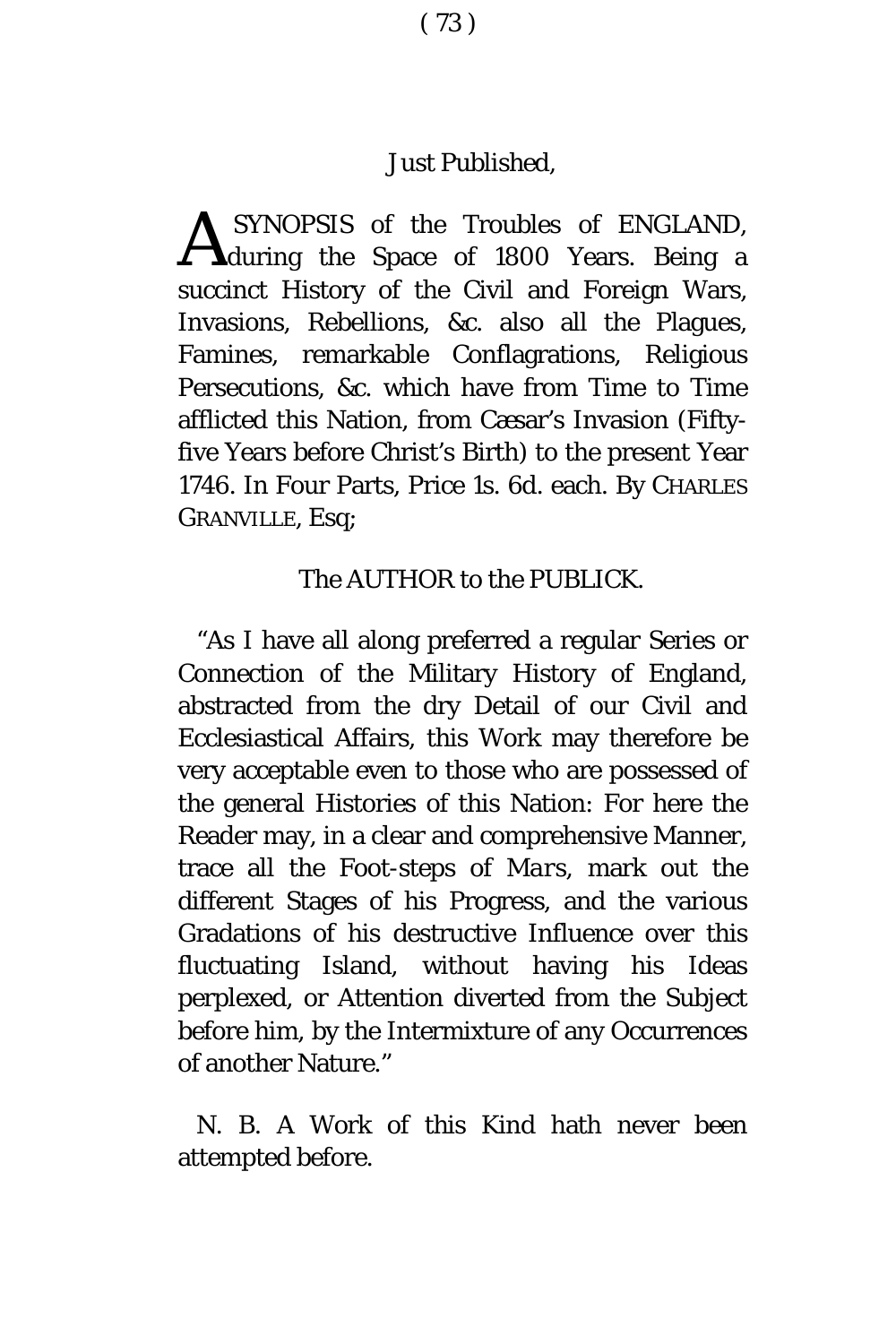Just Published,

A SYNOPSIS of the Troubles of ENGLAND, during the Space of 1800 Years. Being a succinct History of the Civil and Foreign Wars, Invasions, Rebellions, &c. also all the Plagues, Famines, remarkable Conflagrations, Religious Persecutions, &c. which have from Time to Time afflicted this Nation, from Cæsar's Invasion (Fifty-five Years before Christ's Birth) to the present Year 1746. In Four Parts, Price 1s. 6d. each. By CHARLES GRANVILLE, Esq;

The AUTHOR to the PUBLICK.

"As I have all along preferred a regular Series or Connection of the Military History of England, abstracted from the dry Detail of our Civil and Ecclesiastical Affairs, this Work may therefore be very acceptable even to those who are possessed of the general Histories of this Nation: For here the Reader may, in a clear and comprehensive Manner, trace all the Foot-steps of *Mars*, mark out the different Stages of his Progress, and the various Gradations of his destructive Influence over this fluctuating Island, without having his Ideas perplexed, or Attention diverted from the Subject before him, by the Intermixture of any Occurrences of another Nature."

N. B. A Work of this Kind hath never been attempted before.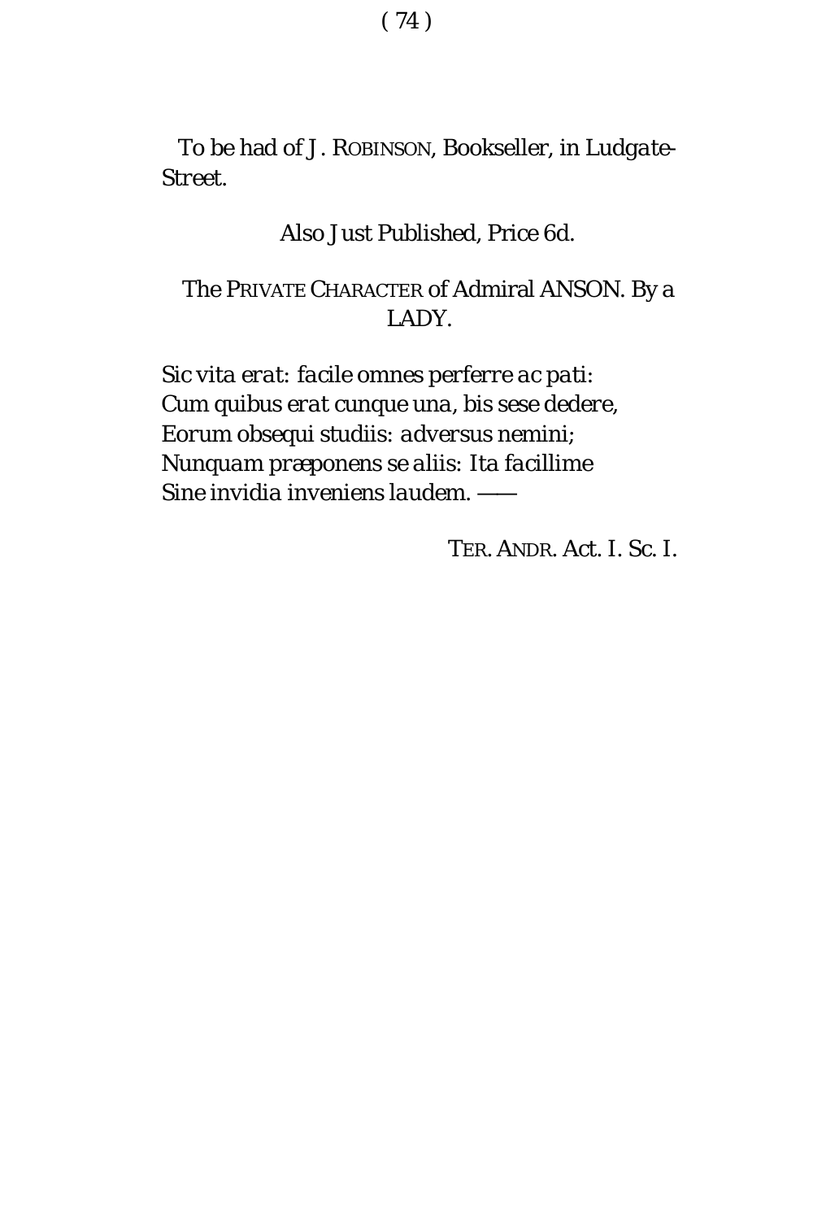*To be had of* J. ROBINSON, *Bookseller, in Ludgate-Street.*

*Also Just Published, Price 6d.*

The PRIVATE CHARACTER of Admiral ANSON. *By a* LADY.

*Sic vita erat: facile omnes perferre ac pati:*
*Cum quibus erat cunque una, bis sese dedere,*
*Eorum obsequi studiis: adversus nemini;*
*Nunquam præponens se aliis: Ita facillime*
*Sine invidia inveniens laudem.* ——

TER. ANDR. Act. I. Sc. I.